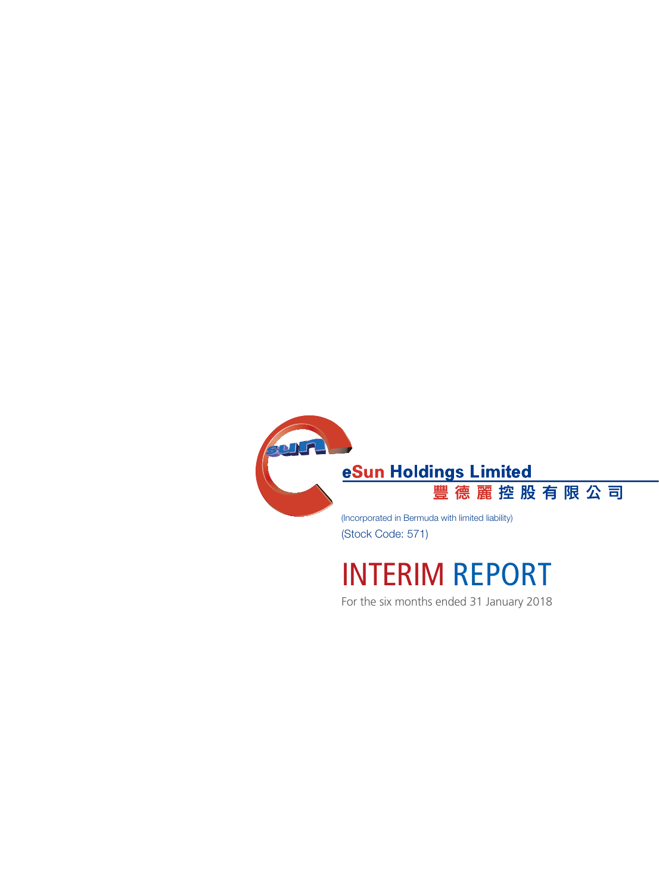# eSun Holdings Limited

豐德麗控股有限公司

(Incorporated in Bermuda with limited liability)

(Stock Code: 571)

# INTERIM REPORT

For the six months ended 31 January 2018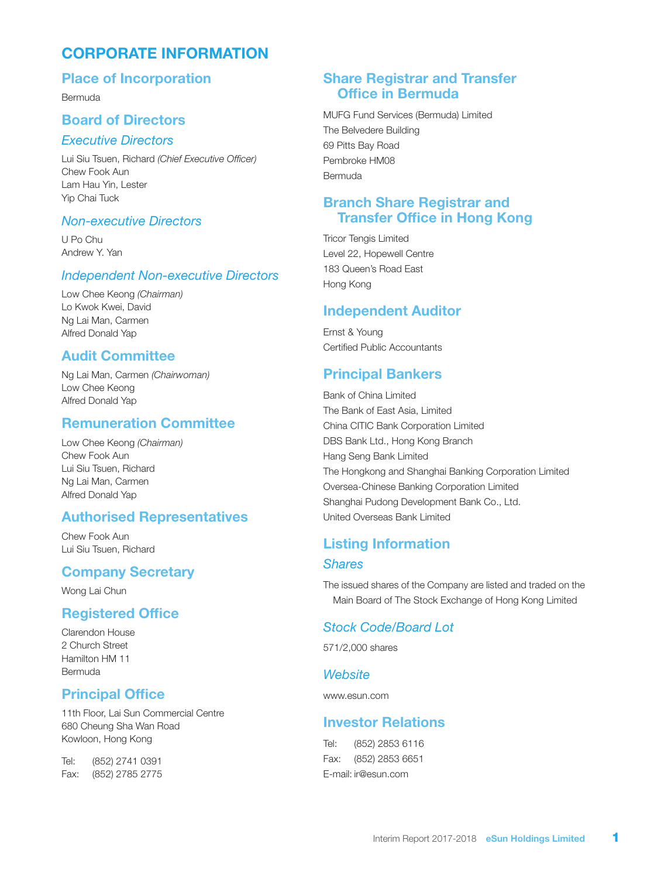# CORPORATE INFORMATION

## Place of Incorporation

Bermuda

## Board of Directors

### *Executive Directors*

Lui Siu Tsuen, Richard *(Chief Executive Officer)*
Chew Fook Aun
Lam Hau Yin, Lester
Yip Chai Tuck

### *Non-executive Directors*

U Po Chu
Andrew Y. Yan

### *Independent Non-executive Directors*

Low Chee Keong *(Chairman)*
Lo Kwok Kwei, David
Ng Lai Man, Carmen
Alfred Donald Yap

## Audit Committee

Ng Lai Man, Carmen *(Chairwoman)*
Low Chee Keong
Alfred Donald Yap

## Remuneration Committee

Low Chee Keong *(Chairman)*
Chew Fook Aun
Lui Siu Tsuen, Richard
Ng Lai Man, Carmen
Alfred Donald Yap

## Authorised Representatives

Chew Fook Aun
Lui Siu Tsuen, Richard

## Company Secretary

Wong Lai Chun

## Registered Office

Clarendon House
2 Church Street
Hamilton HM 11
Bermuda

## Principal Office

11th Floor, Lai Sun Commercial Centre
680 Cheung Sha Wan Road
Kowloon, Hong Kong

Tel: (852) 2741 0391
Fax: (852) 2785 2775

## Share Registrar and Transfer Office in Bermuda

MUFG Fund Services (Bermuda) Limited
The Belvedere Building
69 Pitts Bay Road
Pembroke HM08
Bermuda

## Branch Share Registrar and Transfer Office in Hong Kong

Tricor Tengis Limited
Level 22, Hopewell Centre
183 Queen's Road East
Hong Kong

## Independent Auditor

Ernst & Young
Certified Public Accountants

## Principal Bankers

Bank of China Limited
The Bank of East Asia, Limited
China CITIC Bank Corporation Limited
DBS Bank Ltd., Hong Kong Branch
Hang Seng Bank Limited
The Hongkong and Shanghai Banking Corporation Limited
Oversea-Chinese Banking Corporation Limited
Shanghai Pudong Development Bank Co., Ltd.
United Overseas Bank Limited

## Listing Information

### *Shares*

The issued shares of the Company are listed and traded on the Main Board of The Stock Exchange of Hong Kong Limited

### *Stock Code/Board Lot*

571/2,000 shares

### *Website*

www.esun.com

## Investor Relations

Tel: (852) 2853 6116
Fax: (852) 2853 6651
E-mail: ir@esun.com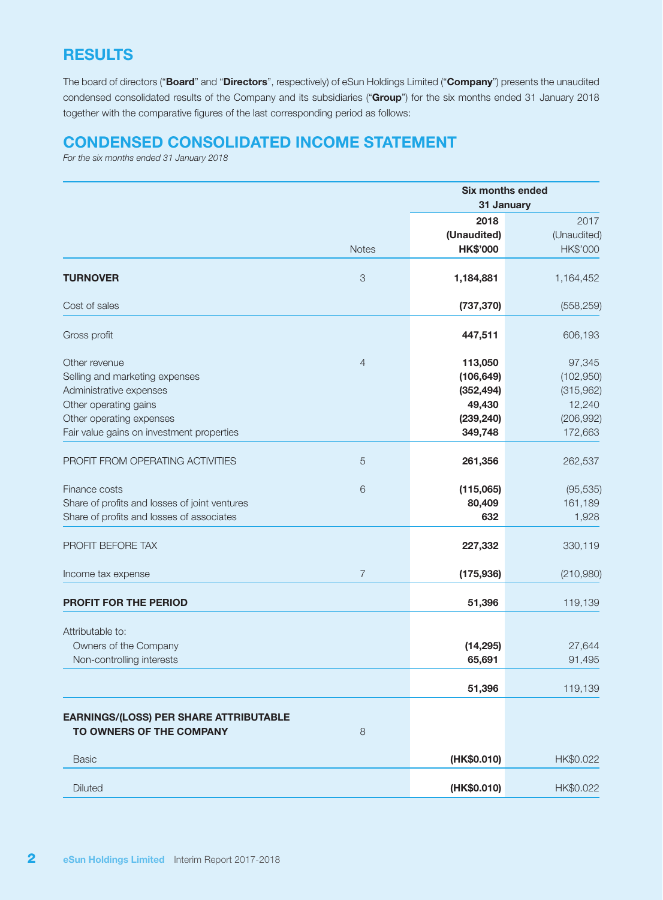## RESULTS

The board of directors ("**Board**" and "**Directors**", respectively) of eSun Holdings Limited ("**Company**") presents the unaudited condensed consolidated results of the Company and its subsidiaries ("**Group**") for the six months ended 31 January 2018 together with the comparative figures of the last corresponding period as follows:

## CONDENSED CONSOLIDATED INCOME STATEMENT

*For the six months ended 31 January 2018*

| | Notes | **Six months ended 31 January** | |
|---|---|---|---|
| | | **2018** | 2017 |
| | | **(Unaudited)** | (Unaudited) |
| | | **HK$'000** | HK$'000 |
| **TURNOVER** | 3 | **1,184,881** | 1,164,452 |
| Cost of sales | | **(737,370)** | (558,259) |
| Gross profit | | **447,511** | 606,193 |
| Other revenue | 4 | **113,050** | 97,345 |
| Selling and marketing expenses | | **(106,649)** | (102,950) |
| Administrative expenses | | **(352,494)** | (315,962) |
| Other operating gains | | **49,430** | 12,240 |
| Other operating expenses | | **(239,240)** | (206,992) |
| Fair value gains on investment properties | | **349,748** | 172,663 |
| PROFIT FROM OPERATING ACTIVITIES | 5 | **261,356** | 262,537 |
| Finance costs | 6 | **(115,065)** | (95,535) |
| Share of profits and losses of joint ventures | | **80,409** | 161,189 |
| Share of profits and losses of associates | | **632** | 1,928 |
| PROFIT BEFORE TAX | | **227,332** | 330,119 |
| Income tax expense | 7 | **(175,936)** | (210,980) |
| **PROFIT FOR THE PERIOD** | | **51,396** | 119,139 |
| Attributable to: | | | |
| Owners of the Company | | **(14,295)** | 27,644 |
| Non-controlling interests | | **65,691** | 91,495 |
| | | **51,396** | 119,139 |
| **EARNINGS/(LOSS) PER SHARE ATTRIBUTABLE TO OWNERS OF THE COMPANY** | 8 | | |
| Basic | | **(HK$0.010)** | HK$0.022 |
| Diluted | | **(HK$0.010)** | HK$0.022 |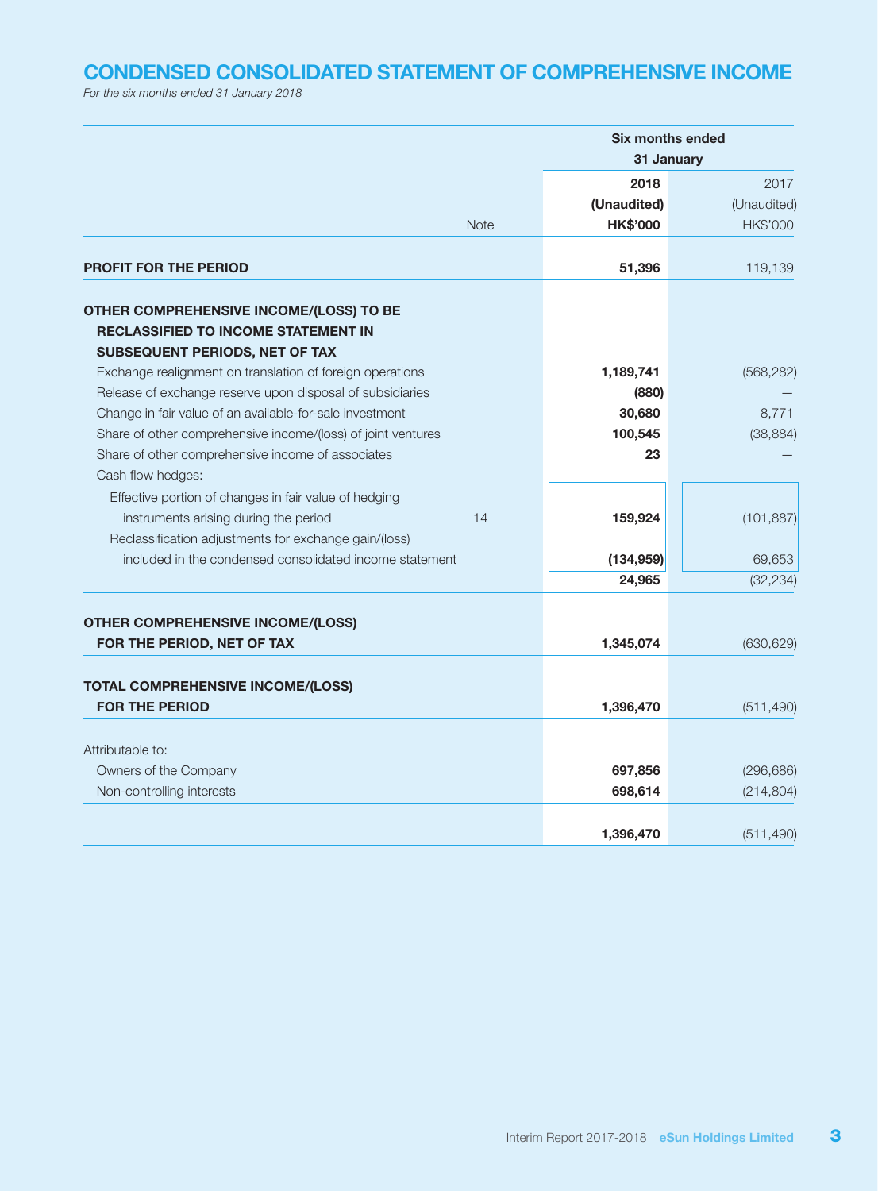# CONDENSED CONSOLIDATED STATEMENT OF COMPREHENSIVE INCOME

*For the six months ended 31 January 2018*

| | Note | Six months ended 31 January 2018 (Unaudited) HK$'000 | Six months ended 31 January 2017 (Unaudited) HK$'000 |
|---|---|---|---|
| **PROFIT FOR THE PERIOD** | | **51,396** | 119,139 |
| **OTHER COMPREHENSIVE INCOME/(LOSS) TO BE RECLASSIFIED TO INCOME STATEMENT IN SUBSEQUENT PERIODS, NET OF TAX** | | | |
| Exchange realignment on translation of foreign operations | | **1,189,741** | (568,282) |
| Release of exchange reserve upon disposal of subsidiaries | | **(880)** | — |
| Change in fair value of an available-for-sale investment | | **30,680** | 8,771 |
| Share of other comprehensive income/(loss) of joint ventures | | **100,545** | (38,884) |
| Share of other comprehensive income of associates | | **23** | — |
| Cash flow hedges: | | | |
| Effective portion of changes in fair value of hedging instruments arising during the period | 14 | **159,924** | (101,887) |
| Reclassification adjustments for exchange gain/(loss) included in the condensed consolidated income statement | | **(134,959)** | 69,653 |
| | | **24,965** | (32,234) |
| **OTHER COMPREHENSIVE INCOME/(LOSS) FOR THE PERIOD, NET OF TAX** | | **1,345,074** | (630,629) |
| **TOTAL COMPREHENSIVE INCOME/(LOSS) FOR THE PERIOD** | | **1,396,470** | (511,490) |
| Attributable to: | | | |
| Owners of the Company | | **697,856** | (296,686) |
| Non-controlling interests | | **698,614** | (214,804) |
| | | **1,396,470** | (511,490) |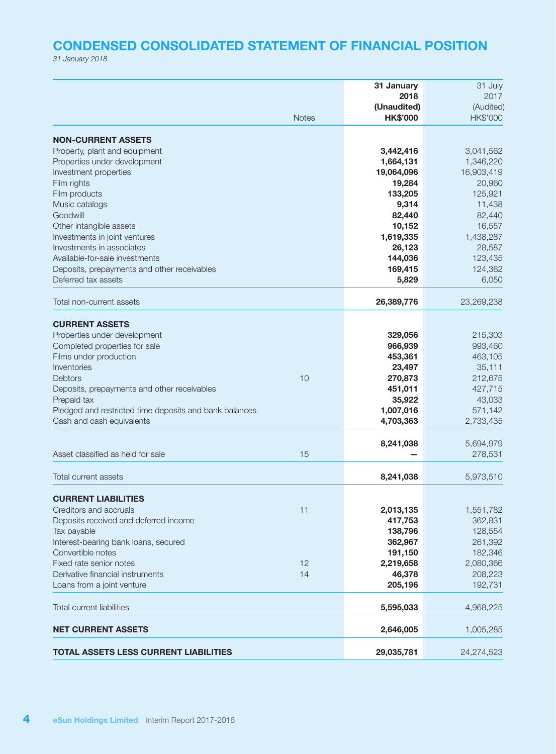# CONDENSED CONSOLIDATED STATEMENT OF FINANCIAL POSITION

*31 January 2018*

| | Notes | 31 January 2018 (Unaudited) HK$'000 | 31 July 2017 (Audited) HK$'000 |
|---|---|---|---|
| **NON-CURRENT ASSETS** | | | |
| Property, plant and equipment | | **3,442,416** | 3,041,562 |
| Properties under development | | **1,664,131** | 1,346,220 |
| Investment properties | | **19,064,096** | 16,903,419 |
| Film rights | | **19,284** | 20,960 |
| Film products | | **133,205** | 125,921 |
| Music catalogs | | **9,314** | 11,438 |
| Goodwill | | **82,440** | 82,440 |
| Other intangible assets | | **10,152** | 16,557 |
| Investments in joint ventures | | **1,619,335** | 1,438,287 |
| Investments in associates | | **26,123** | 28,587 |
| Available-for-sale investments | | **144,036** | 123,435 |
| Deposits, prepayments and other receivables | | **169,415** | 124,362 |
| Deferred tax assets | | **5,829** | 6,050 |
| Total non-current assets | | **26,389,776** | 23,269,238 |
| **CURRENT ASSETS** | | | |
| Properties under development | | **329,056** | 215,303 |
| Completed properties for sale | | **966,939** | 993,460 |
| Films under production | | **453,361** | 463,105 |
| Inventories | | **23,497** | 35,111 |
| Debtors | 10 | **270,873** | 212,675 |
| Deposits, prepayments and other receivables | | **451,011** | 427,715 |
| Prepaid tax | | **35,922** | 43,033 |
| Pledged and restricted time deposits and bank balances | | **1,007,016** | 571,142 |
| Cash and cash equivalents | | **4,703,363** | 2,733,435 |
| | | **8,241,038** | 5,694,979 |
| Asset classified as held for sale | 15 | **—** | 278,531 |
| Total current assets | | **8,241,038** | 5,973,510 |
| **CURRENT LIABILITIES** | | | |
| Creditors and accruals | 11 | **2,013,135** | 1,551,782 |
| Deposits received and deferred income | | **417,753** | 362,831 |
| Tax payable | | **138,796** | 128,554 |
| Interest-bearing bank loans, secured | | **362,967** | 261,392 |
| Convertible notes | | **191,150** | 182,346 |
| Fixed rate senior notes | 12 | **2,219,658** | 2,080,366 |
| Derivative financial instruments | 14 | **46,378** | 208,223 |
| Loans from a joint venture | | **205,196** | 192,731 |
| Total current liabilities | | **5,595,033** | 4,968,225 |
| **NET CURRENT ASSETS** | | **2,646,005** | 1,005,285 |
| **TOTAL ASSETS LESS CURRENT LIABILITIES** | | **29,035,781** | 24,274,523 |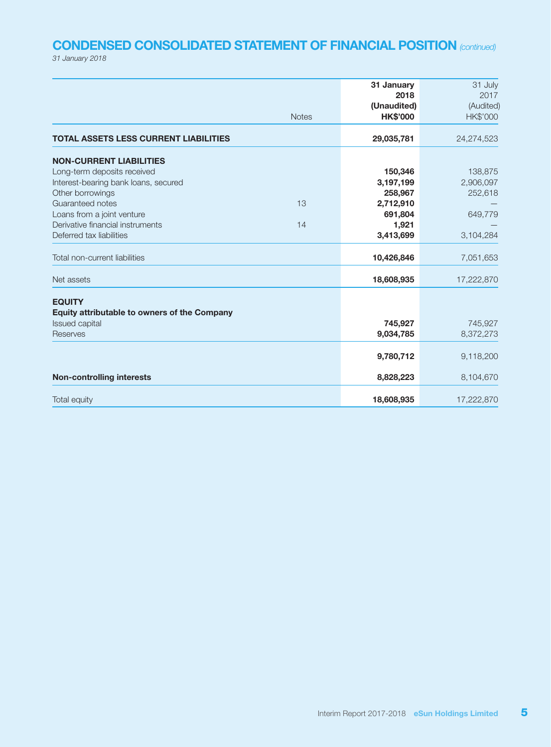## CONDENSED CONSOLIDATED STATEMENT OF FINANCIAL POSITION *(continued)*

*31 January 2018*

| | Notes | 31 January 2018 (Unaudited) HK$'000 | 31 July 2017 (Audited) HK$'000 |
|---|---|---|---|
| **TOTAL ASSETS LESS CURRENT LIABILITIES** | | **29,035,781** | 24,274,523 |
| **NON-CURRENT LIABILITIES** | | | |
| Long-term deposits received | | **150,346** | 138,875 |
| Interest-bearing bank loans, secured | | **3,197,199** | 2,906,097 |
| Other borrowings | | **258,967** | 252,618 |
| Guaranteed notes | 13 | **2,712,910** | — |
| Loans from a joint venture | | **691,804** | 649,779 |
| Derivative financial instruments | 14 | **1,921** | — |
| Deferred tax liabilities | | **3,413,699** | 3,104,284 |
| Total non-current liabilities | | **10,426,846** | 7,051,653 |
| Net assets | | **18,608,935** | 17,222,870 |
| **EQUITY** | | | |
| **Equity attributable to owners of the Company** | | | |
| Issued capital | | **745,927** | 745,927 |
| Reserves | | **9,034,785** | 8,372,273 |
| | | **9,780,712** | 9,118,200 |
| **Non-controlling interests** | | **8,828,223** | 8,104,670 |
| Total equity | | **18,608,935** | 17,222,870 |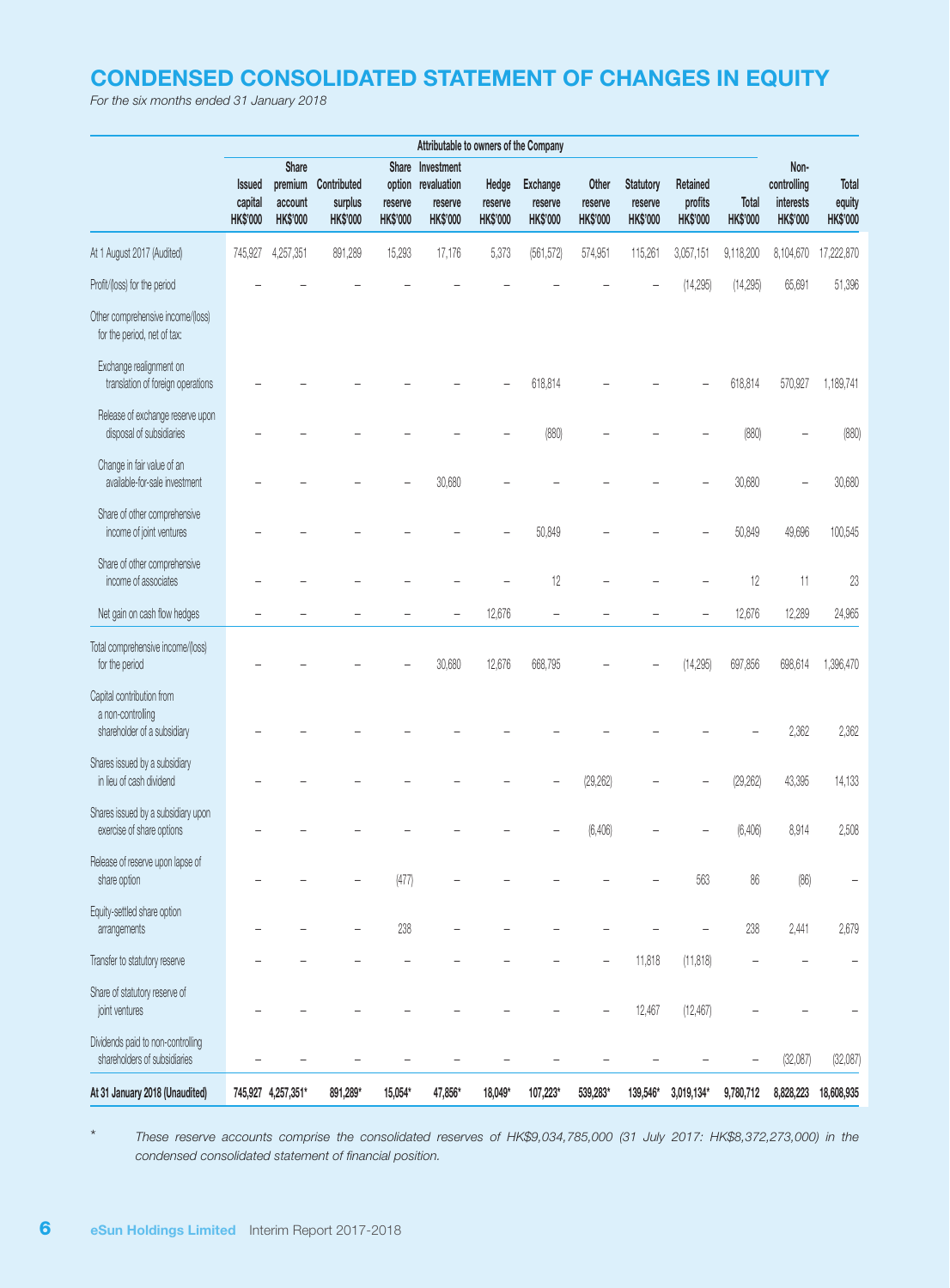# CONDENSED CONSOLIDATED STATEMENT OF CHANGES IN EQUITY

*For the six months ended 31 January 2018*

| | Attributable to owners of the Company | | | | | | | | | | | | |
|---|---|---|---|---|---|---|---|---|---|---|---|---|---|
| | Issued capital HK$'000 | Share premium account HK$'000 | Contributed surplus HK$'000 | Share option reserve HK$'000 | Investment revaluation reserve HK$'000 | Hedge reserve HK$'000 | Exchange reserve HK$'000 | Other reserve HK$'000 | Statutory reserve HK$'000 | Retained profits HK$'000 | Total HK$'000 | Non-controlling interests HK$'000 | Total equity HK$'000 |
| At 1 August 2017 (Audited) | 745,927 | 4,257,351 | 891,289 | 15,293 | 17,176 | 5,373 | (561,572) | 574,951 | 115,261 | 3,057,151 | 9,118,200 | 8,104,670 | 17,222,870 |
| Profit/(loss) for the period | – | – | – | – | – | – | – | – | – | (14,295) | (14,295) | 65,691 | 51,396 |
| Other comprehensive income/(loss) for the period, net of tax: | | | | | | | | | | | | | |
| Exchange realignment on translation of foreign operations | – | – | – | – | – | – | 618,814 | – | – | – | 618,814 | 570,927 | 1,189,741 |
| Release of exchange reserve upon disposal of subsidiaries | – | – | – | – | – | – | (880) | – | – | – | (880) | – | (880) |
| Change in fair value of an available-for-sale investment | – | – | – | – | 30,680 | – | – | – | – | – | 30,680 | – | 30,680 |
| Share of other comprehensive income of joint ventures | – | – | – | – | – | – | 50,849 | – | – | – | 50,849 | 49,696 | 100,545 |
| Share of other comprehensive income of associates | – | – | – | – | – | – | 12 | – | – | – | 12 | 11 | 23 |
| Net gain on cash flow hedges | – | – | – | – | – | 12,676 | – | – | – | – | 12,676 | 12,289 | 24,965 |
| Total comprehensive income/(loss) for the period | – | – | – | – | 30,680 | 12,676 | 668,795 | – | – | (14,295) | 697,856 | 698,614 | 1,396,470 |
| Capital contribution from a non-controlling shareholder of a subsidiary | – | – | – | – | – | – | – | – | – | – | – | 2,362 | 2,362 |
| Shares issued by a subsidiary in lieu of cash dividend | – | – | – | – | – | – | – | (29,262) | – | – | (29,262) | 43,395 | 14,133 |
| Shares issued by a subsidiary upon exercise of share options | – | – | – | – | – | – | – | (6,406) | – | – | (6,406) | 8,914 | 2,508 |
| Release of reserve upon lapse of share option | – | – | – | (477) | – | – | – | – | – | 563 | 86 | (86) | – |
| Equity-settled share option arrangements | – | – | – | 238 | – | – | – | – | – | – | 238 | 2,441 | 2,679 |
| Transfer to statutory reserve | – | – | – | – | – | – | – | – | 11,818 | (11,818) | – | – | – |
| Share of statutory reserve of joint ventures | – | – | – | – | – | – | – | – | 12,467 | (12,467) | – | – | – |
| Dividends paid to non-controlling shareholders of subsidiaries | – | – | – | – | – | – | – | – | – | – | – | (32,087) | (32,087) |
| **At 31 January 2018 (Unaudited)** | **745,927** | **4,257,351*** | **891,289*** | **15,054*** | **47,856*** | **18,049*** | **107,223*** | **539,283*** | **139,546*** | **3,019,134*** | **9,780,712** | **8,828,223** | **18,608,935** |

\* These reserve accounts comprise the consolidated reserves of HK$9,034,785,000 (31 July 2017: HK$8,372,273,000) in the condensed consolidated statement of financial position.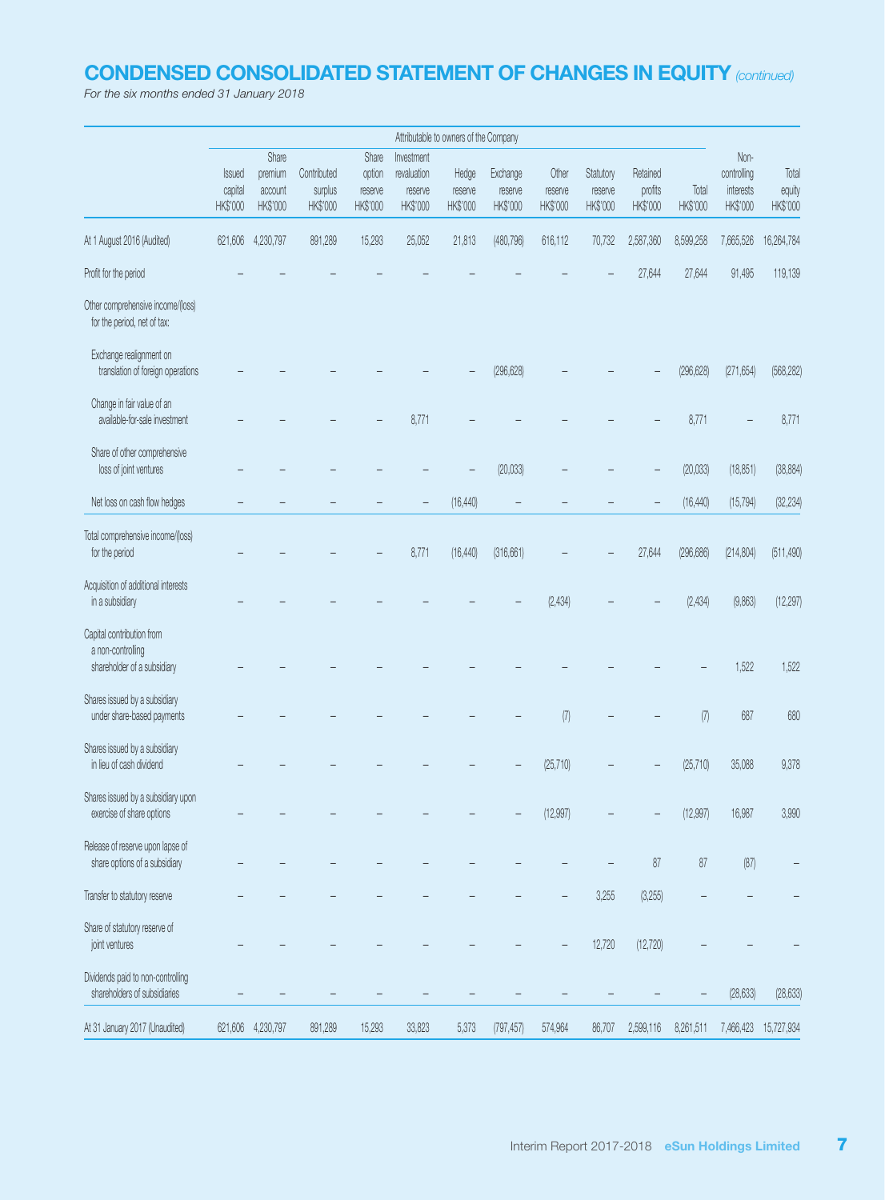## CONDENSED CONSOLIDATED STATEMENT OF CHANGES IN EQUITY *(continued)*

*For the six months ended 31 January 2018*

| | Attributable to owners of the Company | | | | | | | | | | | | |
|---|---|---|---|---|---|---|---|---|---|---|---|---|---|
| | Issued capital HK$'000 | Share premium account HK$'000 | Contributed surplus HK$'000 | Share option reserve HK$'000 | Investment revaluation reserve HK$'000 | Hedge reserve HK$'000 | Exchange reserve HK$'000 | Other reserve HK$'000 | Statutory reserve HK$'000 | Retained profits HK$'000 | Total HK$'000 | Non-controlling interests HK$'000 | Total equity HK$'000 |
| At 1 August 2016 (Audited) | 621,606 | 4,230,797 | 891,289 | 15,293 | 25,052 | 21,813 | (480,796) | 616,112 | 70,732 | 2,587,360 | 8,599,258 | 7,665,526 | 16,264,784 |
| Profit for the period | – | – | – | – | – | – | – | – | – | 27,644 | 27,644 | 91,495 | 119,139 |
| Other comprehensive income/(loss) for the period, net of tax: | | | | | | | | | | | | | |
| Exchange realignment on translation of foreign operations | – | – | – | – | – | – | (296,628) | – | – | – | (296,628) | (271,654) | (568,282) |
| Change in fair value of an available-for-sale investment | – | – | – | – | 8,771 | – | – | – | – | – | 8,771 | – | 8,771 |
| Share of other comprehensive loss of joint ventures | – | – | – | – | – | – | (20,033) | – | – | – | (20,033) | (18,851) | (38,884) |
| Net loss on cash flow hedges | – | – | – | – | – | (16,440) | – | – | – | – | (16,440) | (15,794) | (32,234) |
| Total comprehensive income/(loss) for the period | – | – | – | – | 8,771 | (16,440) | (316,661) | – | – | 27,644 | (296,686) | (214,804) | (511,490) |
| Acquisition of additional interests in a subsidiary | – | – | – | – | – | – | – | (2,434) | – | – | (2,434) | (9,863) | (12,297) |
| Capital contribution from a non-controlling shareholder of a subsidiary | – | – | – | – | – | – | – | – | – | – | – | 1,522 | 1,522 |
| Shares issued by a subsidiary under share-based payments | – | – | – | – | – | – | – | (7) | – | – | (7) | 687 | 680 |
| Shares issued by a subsidiary in lieu of cash dividend | – | – | – | – | – | – | – | (25,710) | – | – | (25,710) | 35,088 | 9,378 |
| Shares issued by a subsidiary upon exercise of share options | – | – | – | – | – | – | – | (12,997) | – | – | (12,997) | 16,987 | 3,990 |
| Release of reserve upon lapse of share options of a subsidiary | – | – | – | – | – | – | – | – | – | 87 | 87 | (87) | – |
| Transfer to statutory reserve | – | – | – | – | – | – | – | – | 3,255 | (3,255) | – | – | – |
| Share of statutory reserve of joint ventures | – | – | – | – | – | – | – | – | 12,720 | (12,720) | – | – | – |
| Dividends paid to non-controlling shareholders of subsidiaries | – | – | – | – | – | – | – | – | – | – | – | (28,633) | (28,633) |
| At 31 January 2017 (Unaudited) | 621,606 | 4,230,797 | 891,289 | 15,293 | 33,823 | 5,373 | (797,457) | 574,964 | 86,707 | 2,599,116 | 8,261,511 | 7,466,423 | 15,727,934 |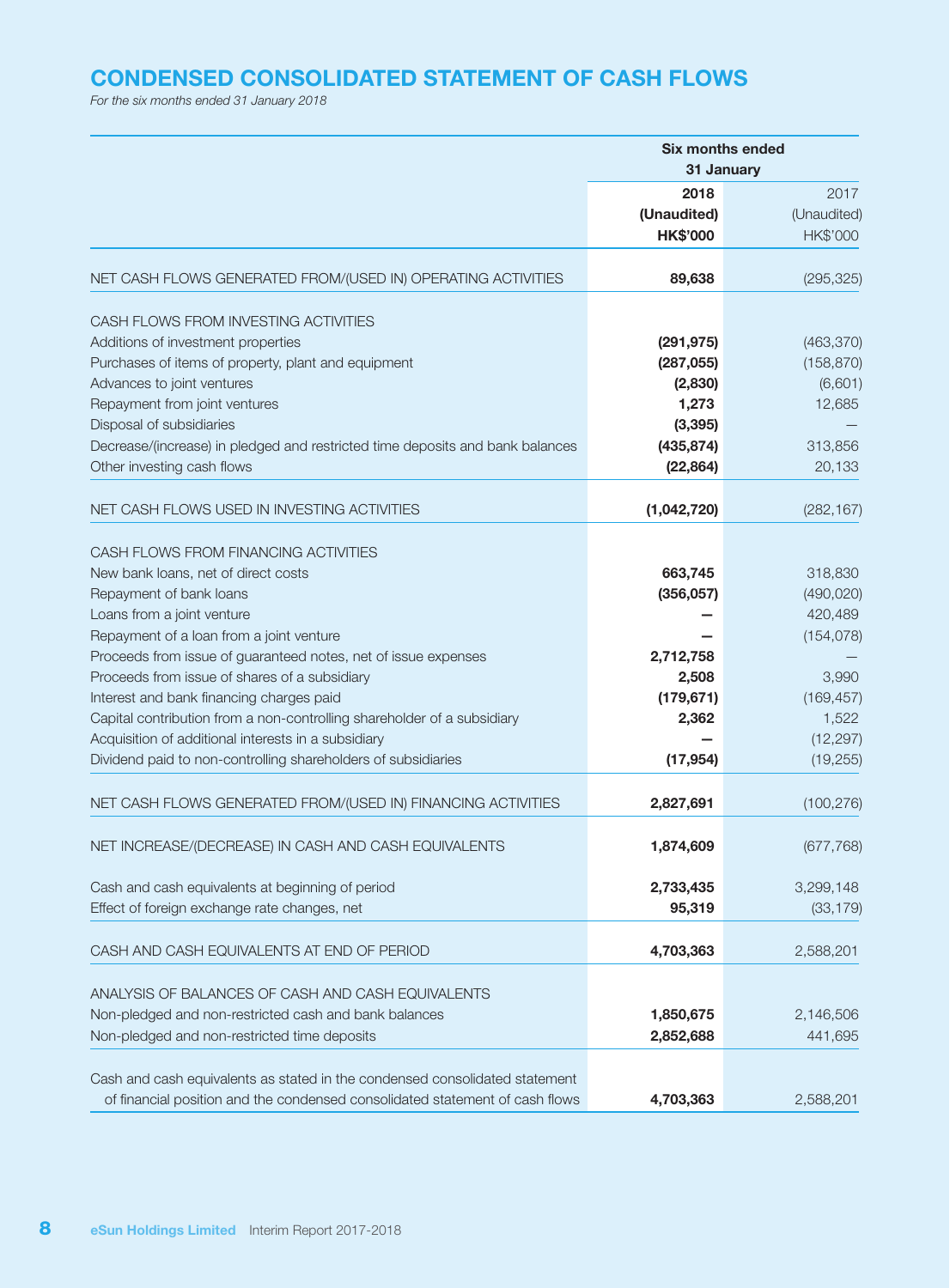# CONDENSED CONSOLIDATED STATEMENT OF CASH FLOWS

*For the six months ended 31 January 2018*

| | Six months ended 31 January | |
|---|---|---|
| | **2018** | 2017 |
| | **(Unaudited)** | (Unaudited) |
| | **HK$'000** | HK$'000 |
| NET CASH FLOWS GENERATED FROM/(USED IN) OPERATING ACTIVITIES | **89,638** | (295,325) |
| CASH FLOWS FROM INVESTING ACTIVITIES | | |
| Additions of investment properties | **(291,975)** | (463,370) |
| Purchases of items of property, plant and equipment | **(287,055)** | (158,870) |
| Advances to joint ventures | **(2,830)** | (6,601) |
| Repayment from joint ventures | **1,273** | 12,685 |
| Disposal of subsidiaries | **(3,395)** | — |
| Decrease/(increase) in pledged and restricted time deposits and bank balances | **(435,874)** | 313,856 |
| Other investing cash flows | **(22,864)** | 20,133 |
| NET CASH FLOWS USED IN INVESTING ACTIVITIES | **(1,042,720)** | (282,167) |
| CASH FLOWS FROM FINANCING ACTIVITIES | | |
| New bank loans, net of direct costs | **663,745** | 318,830 |
| Repayment of bank loans | **(356,057)** | (490,020) |
| Loans from a joint venture | **—** | 420,489 |
| Repayment of a loan from a joint venture | **—** | (154,078) |
| Proceeds from issue of guaranteed notes, net of issue expenses | **2,712,758** | — |
| Proceeds from issue of shares of a subsidiary | **2,508** | 3,990 |
| Interest and bank financing charges paid | **(179,671)** | (169,457) |
| Capital contribution from a non-controlling shareholder of a subsidiary | **2,362** | 1,522 |
| Acquisition of additional interests in a subsidiary | **—** | (12,297) |
| Dividend paid to non-controlling shareholders of subsidiaries | **(17,954)** | (19,255) |
| NET CASH FLOWS GENERATED FROM/(USED IN) FINANCING ACTIVITIES | **2,827,691** | (100,276) |
| NET INCREASE/(DECREASE) IN CASH AND CASH EQUIVALENTS | **1,874,609** | (677,768) |
| Cash and cash equivalents at beginning of period | **2,733,435** | 3,299,148 |
| Effect of foreign exchange rate changes, net | **95,319** | (33,179) |
| CASH AND CASH EQUIVALENTS AT END OF PERIOD | **4,703,363** | 2,588,201 |
| ANALYSIS OF BALANCES OF CASH AND CASH EQUIVALENTS | | |
| Non-pledged and non-restricted cash and bank balances | **1,850,675** | 2,146,506 |
| Non-pledged and non-restricted time deposits | **2,852,688** | 441,695 |
| Cash and cash equivalents as stated in the condensed consolidated statement of financial position and the condensed consolidated statement of cash flows | **4,703,363** | 2,588,201 |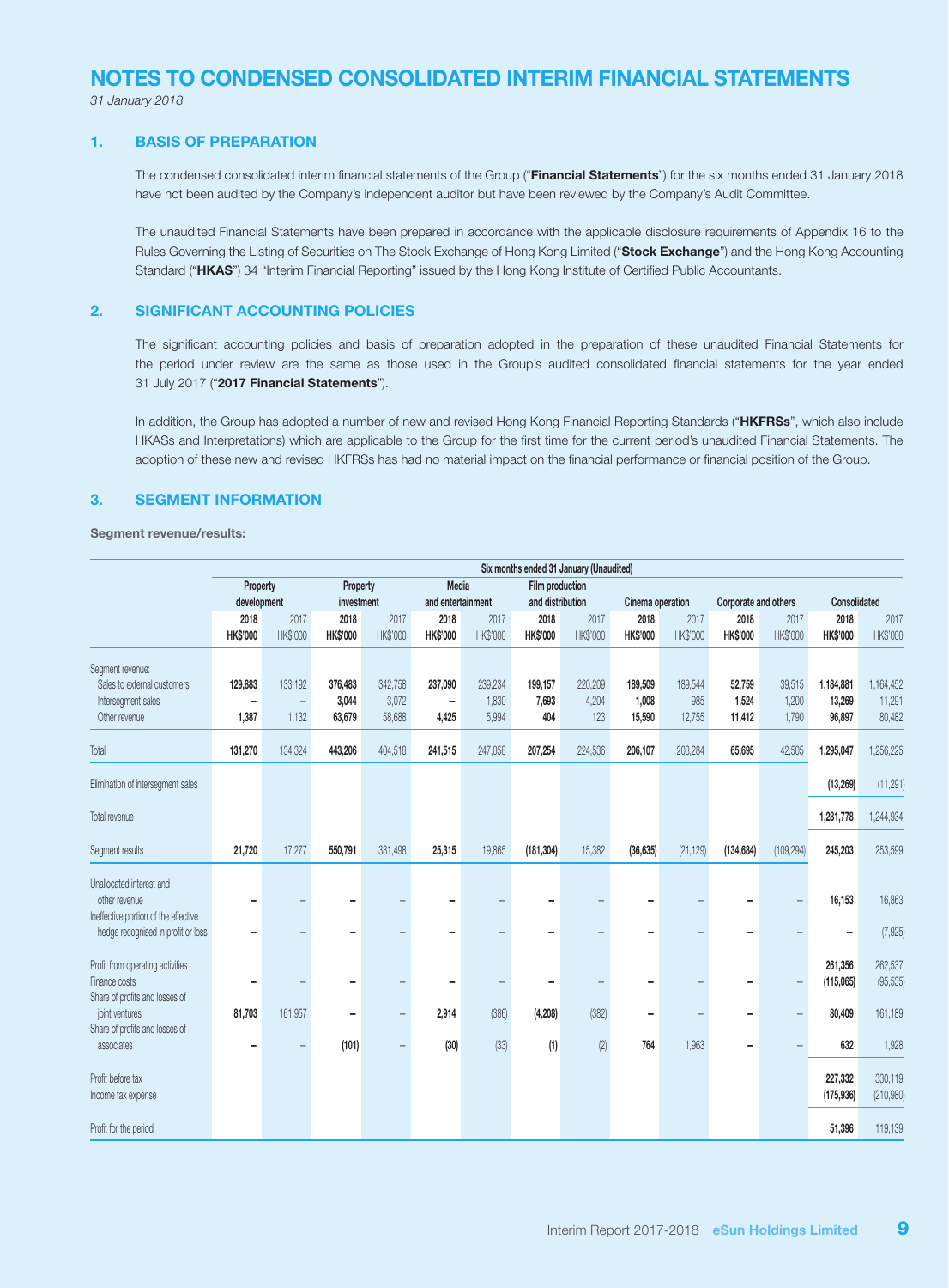# NOTES TO CONDENSED CONSOLIDATED INTERIM FINANCIAL STATEMENTS

*31 January 2018*

## 1. BASIS OF PREPARATION

The condensed consolidated interim financial statements of the Group ("**Financial Statements**") for the six months ended 31 January 2018 have not been audited by the Company's independent auditor but have been reviewed by the Company's Audit Committee.

The unaudited Financial Statements have been prepared in accordance with the applicable disclosure requirements of Appendix 16 to the Rules Governing the Listing of Securities on The Stock Exchange of Hong Kong Limited ("**Stock Exchange**") and the Hong Kong Accounting Standard ("**HKAS**") 34 "Interim Financial Reporting" issued by the Hong Kong Institute of Certified Public Accountants.

## 2. SIGNIFICANT ACCOUNTING POLICIES

The significant accounting policies and basis of preparation adopted in the preparation of these unaudited Financial Statements for the period under review are the same as those used in the Group's audited consolidated financial statements for the year ended 31 July 2017 ("**2017 Financial Statements**").

In addition, the Group has adopted a number of new and revised Hong Kong Financial Reporting Standards ("**HKFRSs**", which also include HKASs and Interpretations) which are applicable to the Group for the first time for the current period's unaudited Financial Statements. The adoption of these new and revised HKFRSs has had no material impact on the financial performance or financial position of the Group.

## 3. SEGMENT INFORMATION

**Segment revenue/results:**

| | Six months ended 31 January (Unaudited) | | | | | | | | | | | | | |
|---|---|---|---|---|---|---|---|---|---|---|---|---|---|---|
| | Property development | | Property investment | | Media and entertainment | | Film production and distribution | | Cinema operation | | Corporate and others | | Consolidated | |
| | **2018 HK$'000** | 2017 HK$'000 | **2018 HK$'000** | 2017 HK$'000 | **2018 HK$'000** | 2017 HK$'000 | **2018 HK$'000** | 2017 HK$'000 | **2018 HK$'000** | 2017 HK$'000 | **2018 HK$'000** | 2017 HK$'000 | **2018 HK$'000** | 2017 HK$'000 |
| Segment revenue: | | | | | | | | | | | | | | |
| Sales to external customers | **129,883** | 133,192 | **376,483** | 342,758 | **237,090** | 239,234 | **199,157** | 220,209 | **189,509** | 189,544 | **52,759** | 39,515 | **1,184,881** | 1,164,452 |
| Intersegment sales | **–** | – | **3,044** | 3,072 | **–** | 1,830 | **7,693** | 4,204 | **1,008** | 985 | **1,524** | 1,200 | **13,269** | 11,291 |
| Other revenue | **1,387** | 1,132 | **63,679** | 58,688 | **4,425** | 5,994 | **404** | 123 | **15,590** | 12,755 | **11,412** | 1,790 | **96,897** | 80,482 |
| Total | **131,270** | 134,324 | **443,206** | 404,518 | **241,515** | 247,058 | **207,254** | 224,536 | **206,107** | 203,284 | **65,695** | 42,505 | **1,295,047** | 1,256,225 |
| Elimination of intersegment sales | | | | | | | | | | | | | **(13,269)** | (11,291) |
| Total revenue | | | | | | | | | | | | | **1,281,778** | 1,244,934 |
| Segment results | **21,720** | 17,277 | **550,791** | 331,498 | **25,315** | 19,865 | **(181,304)** | 15,382 | **(36,635)** | (21,129) | **(134,684)** | (109,294) | **245,203** | 253,599 |
| Unallocated interest and other revenue | **–** | – | **–** | – | **–** | – | **–** | – | **–** | – | **–** | – | **16,153** | 16,863 |
| Ineffective portion of the effective hedge recognised in profit or loss | **–** | – | **–** | – | **–** | – | **–** | – | **–** | – | **–** | – | **–** | (7,925) |
| Profit from operating activities | | | | | | | | | | | | | **261,356** | 262,537 |
| Finance costs | **–** | – | **–** | – | **–** | – | **–** | – | **–** | – | **–** | – | **(115,065)** | (95,535) |
| Share of profits and losses of joint ventures | **81,703** | 161,957 | **–** | – | **2,914** | (386) | **(4,208)** | (382) | **–** | – | **–** | – | **80,409** | 161,189 |
| Share of profits and losses of associates | **–** | – | **(101)** | – | **(30)** | (33) | **(1)** | (2) | **764** | 1,963 | **–** | – | **632** | 1,928 |
| Profit before tax | | | | | | | | | | | | | **227,332** | 330,119 |
| Income tax expense | | | | | | | | | | | | | **(175,936)** | (210,980) |
| Profit for the period | | | | | | | | | | | | | **51,396** | 119,139 |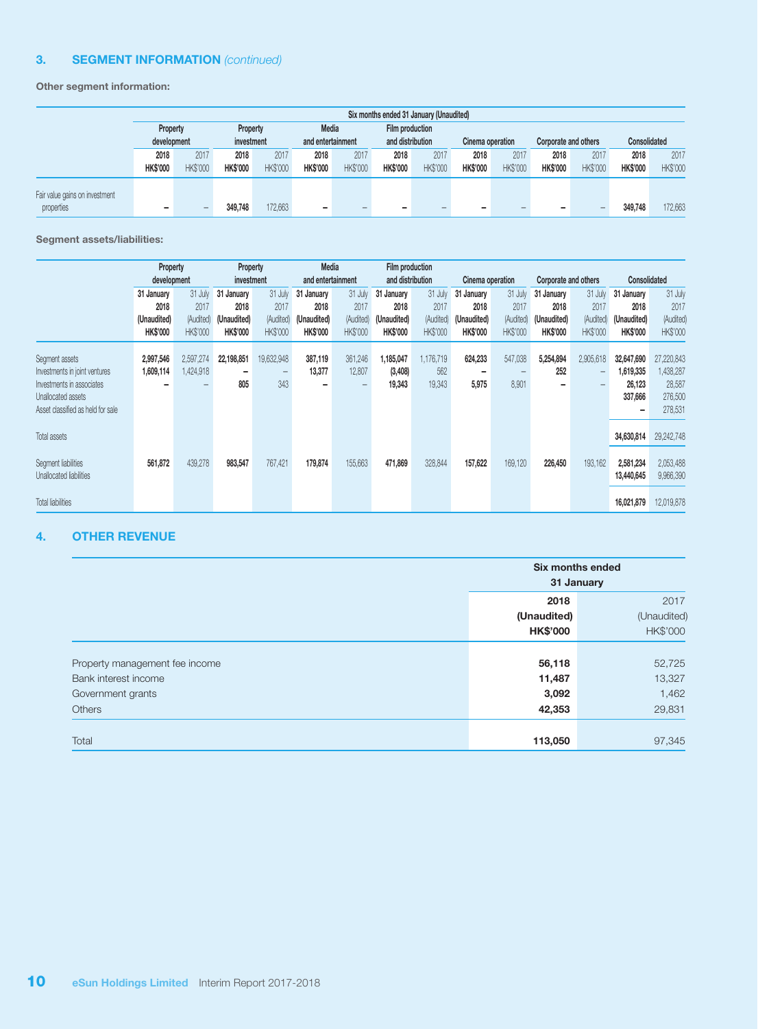## 3. SEGMENT INFORMATION *(continued)*

**Other segment information:**

| | Six months ended 31 January (Unaudited) | | | | | | | | | | | | | |
|---|---|---|---|---|---|---|---|---|---|---|---|---|---|---|
| | Property development | | Property investment | | Media and entertainment | | Film production and distribution | | Cinema operation | | Corporate and others | | Consolidated | |
| | **2018** | 2017 | **2018** | 2017 | **2018** | 2017 | **2018** | 2017 | **2018** | 2017 | **2018** | 2017 | **2018** | 2017 |
| | **HK$'000** | HK$'000 | **HK$'000** | HK$'000 | **HK$'000** | HK$'000 | **HK$'000** | HK$'000 | **HK$'000** | HK$'000 | **HK$'000** | HK$'000 | **HK$'000** | HK$'000 |
| Fair value gains on investment properties | **–** | – | **349,748** | 172,663 | **–** | – | **–** | – | **–** | – | **–** | – | **349,748** | 172,663 |

**Segment assets/liabilities:**

| | Property development | | Property investment | | Media and entertainment | | Film production and distribution | | Cinema operation | | Corporate and others | | Consolidated | |
|---|---|---|---|---|---|---|---|---|---|---|---|---|---|---|
| | **31 January 2018 (Unaudited)** | 31 July 2017 (Audited) | **31 January 2018 (Unaudited)** | 31 July 2017 (Audited) | **31 January 2018 (Unaudited)** | 31 July 2017 (Audited) | **31 January 2018 (Unaudited)** | 31 July 2017 (Audited) | **31 January 2018 (Unaudited)** | 31 July 2017 (Audited) | **31 January 2018 (Unaudited)** | 31 July 2017 (Audited) | **31 January 2018 (Unaudited)** | 31 July 2017 (Audited) |
| | **HK$'000** | HK$'000 | **HK$'000** | HK$'000 | **HK$'000** | HK$'000 | **HK$'000** | HK$'000 | **HK$'000** | HK$'000 | **HK$'000** | HK$'000 | **HK$'000** | HK$'000 |
| Segment assets | **2,997,546** | 2,597,274 | **22,198,851** | 19,632,948 | **387,119** | 361,246 | **1,185,047** | 1,176,719 | **624,233** | 547,038 | **5,254,894** | 2,905,618 | **32,647,690** | 27,220,843 |
| Investments in joint ventures | **1,609,114** | 1,424,918 | **–** | – | **13,377** | 12,807 | **(3,408)** | 562 | **–** | – | **252** | – | **1,619,335** | 1,438,287 |
| Investments in associates | **–** | – | **805** | 343 | **–** | – | **19,343** | 19,343 | **5,975** | 8,901 | **–** | – | **26,123** | 28,587 |
| Unallocated assets | | | | | | | | | | | | | **337,666** | 276,500 |
| Asset classified as held for sale | | | | | | | | | | | | | **–** | 278,531 |
| Total assets | | | | | | | | | | | | | **34,630,814** | 29,242,748 |
| Segment liabilities | **561,872** | 439,278 | **983,547** | 767,421 | **179,874** | 155,663 | **471,869** | 328,844 | **157,622** | 169,120 | **226,450** | 193,162 | **2,581,234** | 2,053,488 |
| Unallocated liabilities | | | | | | | | | | | | | **13,440,645** | 9,966,390 |
| Total liabilities | | | | | | | | | | | | | **16,021,879** | 12,019,878 |

## 4. OTHER REVENUE

| | Six months ended 31 January | |
|---|---|---|
| | **2018** | 2017 |
| | **(Unaudited)** | (Unaudited) |
| | **HK$'000** | HK$'000 |
| Property management fee income | **56,118** | 52,725 |
| Bank interest income | **11,487** | 13,327 |
| Government grants | **3,092** | 1,462 |
| Others | **42,353** | 29,831 |
| Total | **113,050** | 97,345 |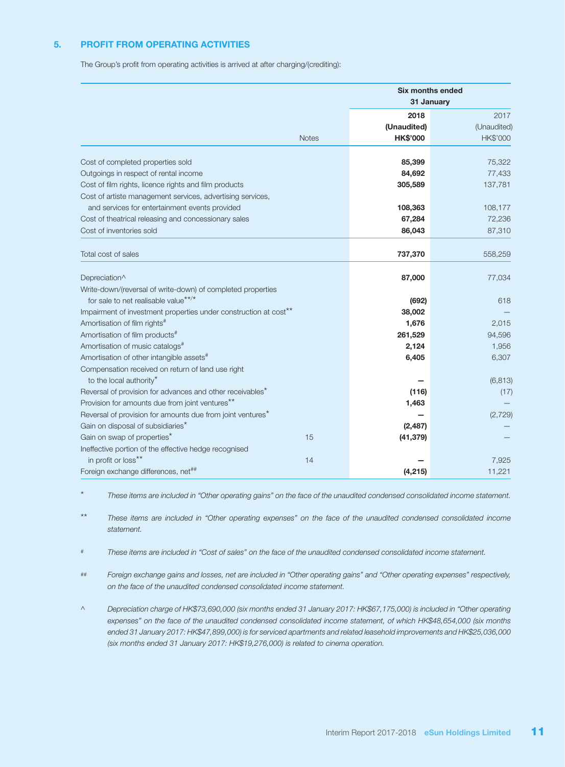## 5. PROFIT FROM OPERATING ACTIVITIES

The Group's profit from operating activities is arrived at after charging/(crediting):

| | | Six months ended 31 January | |
|---|---|---|---|
| | | **2018** | 2017 |
| | | **(Unaudited)** | (Unaudited) |
| | Notes | **HK$'000** | HK$'000 |
| Cost of completed properties sold | | **85,399** | 75,322 |
| Outgoings in respect of rental income | | **84,692** | 77,433 |
| Cost of film rights, licence rights and film products | | **305,589** | 137,781 |
| Cost of artiste management services, advertising services, and services for entertainment events provided | | **108,363** | 108,177 |
| Cost of theatrical releasing and concessionary sales | | **67,284** | 72,236 |
| Cost of inventories sold | | **86,043** | 87,310 |
| Total cost of sales | | **737,370** | 558,259 |
| Depreciation^ | | **87,000** | 77,034 |
| Write-down/(reversal of write-down) of completed properties for sale to net realisable value**/* | | **(692)** | 618 |
| Impairment of investment properties under construction at cost** | | **38,002** | — |
| Amortisation of film rights# | | **1,676** | 2,015 |
| Amortisation of film products# | | **261,529** | 94,596 |
| Amortisation of music catalogs# | | **2,124** | 1,956 |
| Amortisation of other intangible assets# | | **6,405** | 6,307 |
| Compensation received on return of land use right to the local authority* | | **—** | (6,813) |
| Reversal of provision for advances and other receivables* | | **(116)** | (17) |
| Provision for amounts due from joint ventures** | | **1,463** | — |
| Reversal of provision for amounts due from joint ventures* | | **—** | (2,729) |
| Gain on disposal of subsidiaries* | | **(2,487)** | — |
| Gain on swap of properties* | 15 | **(41,379)** | — |
| Ineffective portion of the effective hedge recognised in profit or loss** | 14 | **—** | 7,925 |
| Foreign exchange differences, net## | | **(4,215)** | 11,221 |

\* *These items are included in "Other operating gains" on the face of the unaudited condensed consolidated income statement.*

\*\* *These items are included in "Other operating expenses" on the face of the unaudited condensed consolidated income statement.*

\# *These items are included in "Cost of sales" on the face of the unaudited condensed consolidated income statement.*

\#\# *Foreign exchange gains and losses, net are included in "Other operating gains" and "Other operating expenses" respectively, on the face of the unaudited condensed consolidated income statement.*

^ *Depreciation charge of HK$73,690,000 (six months ended 31 January 2017: HK$67,175,000) is included in "Other operating expenses" on the face of the unaudited condensed consolidated income statement, of which HK$48,654,000 (six months ended 31 January 2017: HK$47,899,000) is for serviced apartments and related leasehold improvements and HK$25,036,000 (six months ended 31 January 2017: HK$19,276,000) is related to cinema operation.*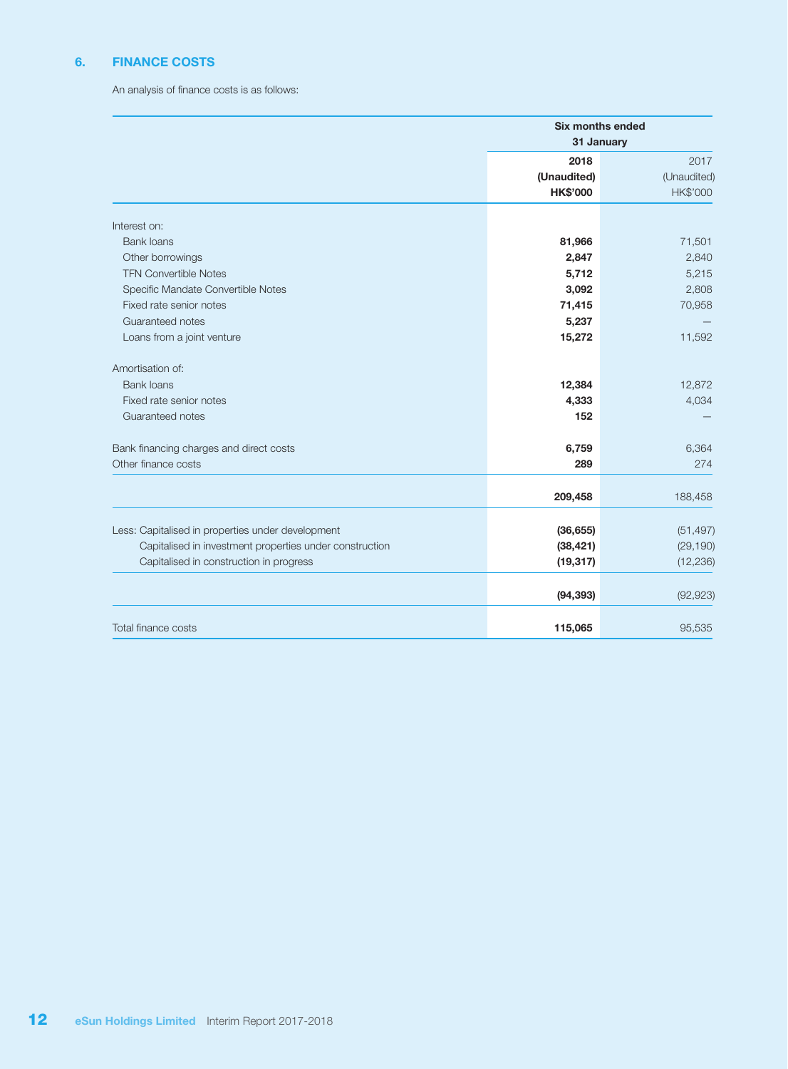## 6. FINANCE COSTS

An analysis of finance costs is as follows:

| | Six months ended 31 January | |
|---|---|---|
| | **2018** | 2017 |
| | **(Unaudited)** | (Unaudited) |
| | **HK$'000** | HK$'000 |
| Interest on: | | |
| Bank loans | **81,966** | 71,501 |
| Other borrowings | **2,847** | 2,840 |
| TFN Convertible Notes | **5,712** | 5,215 |
| Specific Mandate Convertible Notes | **3,092** | 2,808 |
| Fixed rate senior notes | **71,415** | 70,958 |
| Guaranteed notes | **5,237** | — |
| Loans from a joint venture | **15,272** | 11,592 |
| Amortisation of: | | |
| Bank loans | **12,384** | 12,872 |
| Fixed rate senior notes | **4,333** | 4,034 |
| Guaranteed notes | **152** | — |
| Bank financing charges and direct costs | **6,759** | 6,364 |
| Other finance costs | **289** | 274 |
| | **209,458** | 188,458 |
| Less: Capitalised in properties under development | **(36,655)** | (51,497) |
| Capitalised in investment properties under construction | **(38,421)** | (29,190) |
| Capitalised in construction in progress | **(19,317)** | (12,236) |
| | **(94,393)** | (92,923) |
| Total finance costs | **115,065** | 95,535 |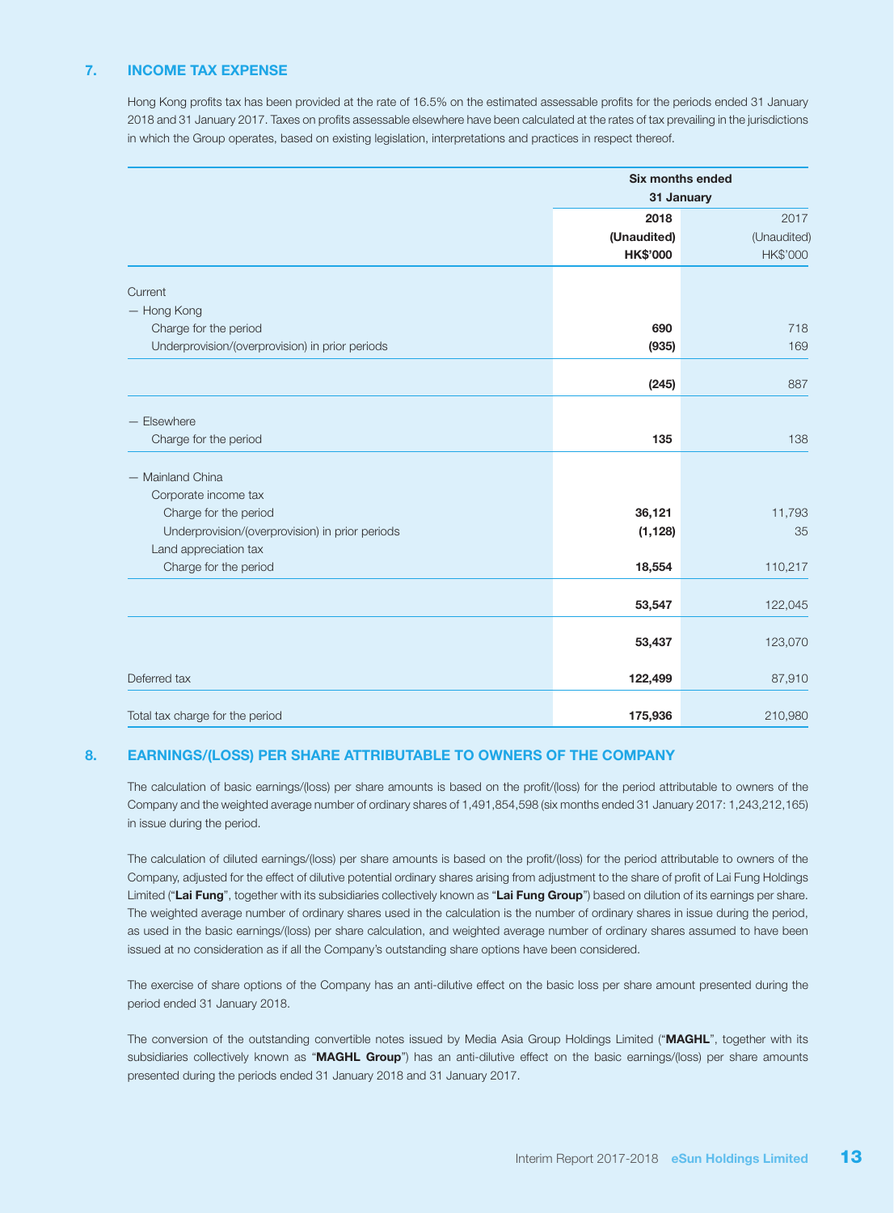## 7. INCOME TAX EXPENSE

Hong Kong profits tax has been provided at the rate of 16.5% on the estimated assessable profits for the periods ended 31 January 2018 and 31 January 2017. Taxes on profits assessable elsewhere have been calculated at the rates of tax prevailing in the jurisdictions in which the Group operates, based on existing legislation, interpretations and practices in respect thereof.

| | Six months ended 31 January | |
|---|---|---|
| | **2018** | 2017 |
| | **(Unaudited)** | (Unaudited) |
| | **HK$'000** | HK$'000 |
| Current | | |
| — Hong Kong | | |
| Charge for the period | **690** | 718 |
| Underprovision/(overprovision) in prior periods | **(935)** | 169 |
| | **(245)** | 887 |
| — Elsewhere | | |
| Charge for the period | **135** | 138 |
| — Mainland China | | |
| Corporate income tax | | |
| Charge for the period | **36,121** | 11,793 |
| Underprovision/(overprovision) in prior periods | **(1,128)** | 35 |
| Land appreciation tax | | |
| Charge for the period | **18,554** | 110,217 |
| | **53,547** | 122,045 |
| | **53,437** | 123,070 |
| Deferred tax | **122,499** | 87,910 |
| Total tax charge for the period | **175,936** | 210,980 |

## 8. EARNINGS/(LOSS) PER SHARE ATTRIBUTABLE TO OWNERS OF THE COMPANY

The calculation of basic earnings/(loss) per share amounts is based on the profit/(loss) for the period attributable to owners of the Company and the weighted average number of ordinary shares of 1,491,854,598 (six months ended 31 January 2017: 1,243,212,165) in issue during the period.

The calculation of diluted earnings/(loss) per share amounts is based on the profit/(loss) for the period attributable to owners of the Company, adjusted for the effect of dilutive potential ordinary shares arising from adjustment to the share of profit of Lai Fung Holdings Limited ("**Lai Fung**", together with its subsidiaries collectively known as "**Lai Fung Group**") based on dilution of its earnings per share. The weighted average number of ordinary shares used in the calculation is the number of ordinary shares in issue during the period, as used in the basic earnings/(loss) per share calculation, and weighted average number of ordinary shares assumed to have been issued at no consideration as if all the Company's outstanding share options have been considered.

The exercise of share options of the Company has an anti-dilutive effect on the basic loss per share amount presented during the period ended 31 January 2018.

The conversion of the outstanding convertible notes issued by Media Asia Group Holdings Limited ("**MAGHL**", together with its subsidiaries collectively known as "**MAGHL Group**") has an anti-dilutive effect on the basic earnings/(loss) per share amounts presented during the periods ended 31 January 2018 and 31 January 2017.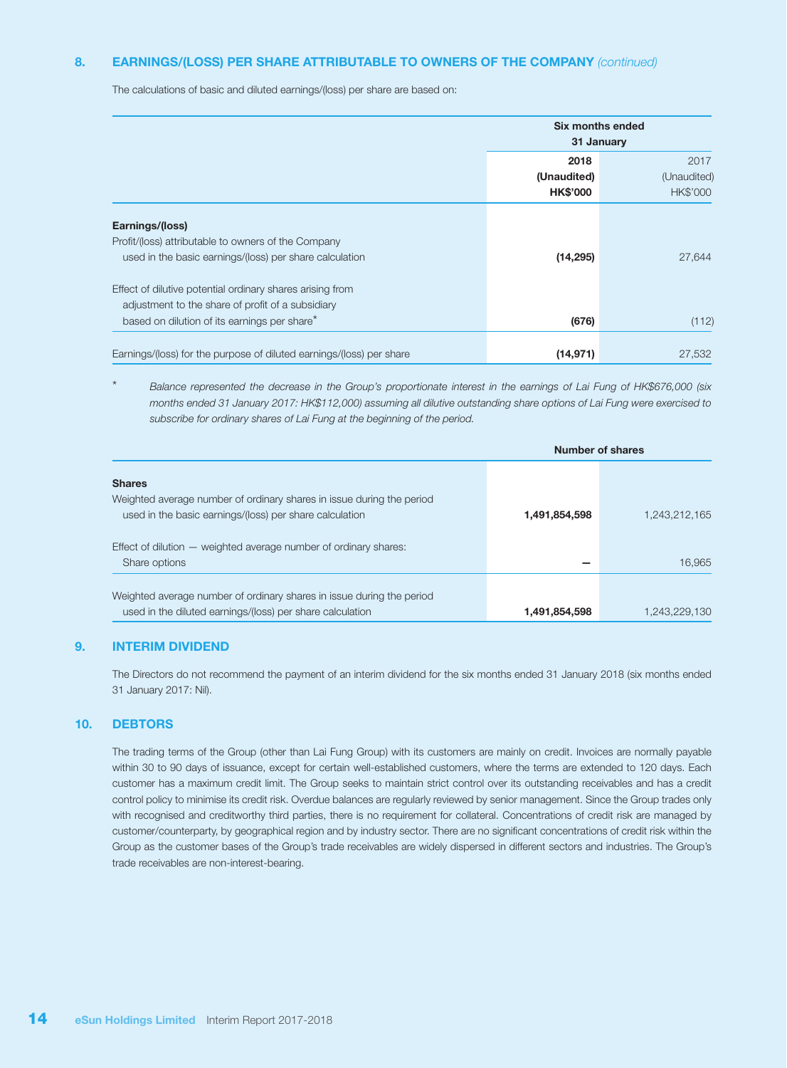## 8. EARNINGS/(LOSS) PER SHARE ATTRIBUTABLE TO OWNERS OF THE COMPANY *(continued)*

The calculations of basic and diluted earnings/(loss) per share are based on:

| | Six months ended 31 January | |
|---|---|---|
| | **2018** | 2017 |
| | **(Unaudited)** | (Unaudited) |
| | **HK$'000** | HK$'000 |
| **Earnings/(loss)** | | |
| Profit/(loss) attributable to owners of the Company used in the basic earnings/(loss) per share calculation | **(14,295)** | 27,644 |
| Effect of dilutive potential ordinary shares arising from adjustment to the share of profit of a subsidiary based on dilution of its earnings per share* | **(676)** | (112) |
| Earnings/(loss) for the purpose of diluted earnings/(loss) per share | **(14,971)** | 27,532 |

\* *Balance represented the decrease in the Group's proportionate interest in the earnings of Lai Fung of HK$676,000 (six months ended 31 January 2017: HK$112,000) assuming all dilutive outstanding share options of Lai Fung were exercised to subscribe for ordinary shares of Lai Fung at the beginning of the period.*

| | Number of shares | |
|---|---|---|
| **Shares** | | |
| Weighted average number of ordinary shares in issue during the period used in the basic earnings/(loss) per share calculation | **1,491,854,598** | 1,243,212,165 |
| Effect of dilution — weighted average number of ordinary shares: Share options | **—** | 16,965 |
| Weighted average number of ordinary shares in issue during the period used in the diluted earnings/(loss) per share calculation | **1,491,854,598** | 1,243,229,130 |

## 9. INTERIM DIVIDEND

The Directors do not recommend the payment of an interim dividend for the six months ended 31 January 2018 (six months ended 31 January 2017: Nil).

## 10. DEBTORS

The trading terms of the Group (other than Lai Fung Group) with its customers are mainly on credit. Invoices are normally payable within 30 to 90 days of issuance, except for certain well-established customers, where the terms are extended to 120 days. Each customer has a maximum credit limit. The Group seeks to maintain strict control over its outstanding receivables and has a credit control policy to minimise its credit risk. Overdue balances are regularly reviewed by senior management. Since the Group trades only with recognised and creditworthy third parties, there is no requirement for collateral. Concentrations of credit risk are managed by customer/counterparty, by geographical region and by industry sector. There are no significant concentrations of credit risk within the Group as the customer bases of the Group's trade receivables are widely dispersed in different sectors and industries. The Group's trade receivables are non-interest-bearing.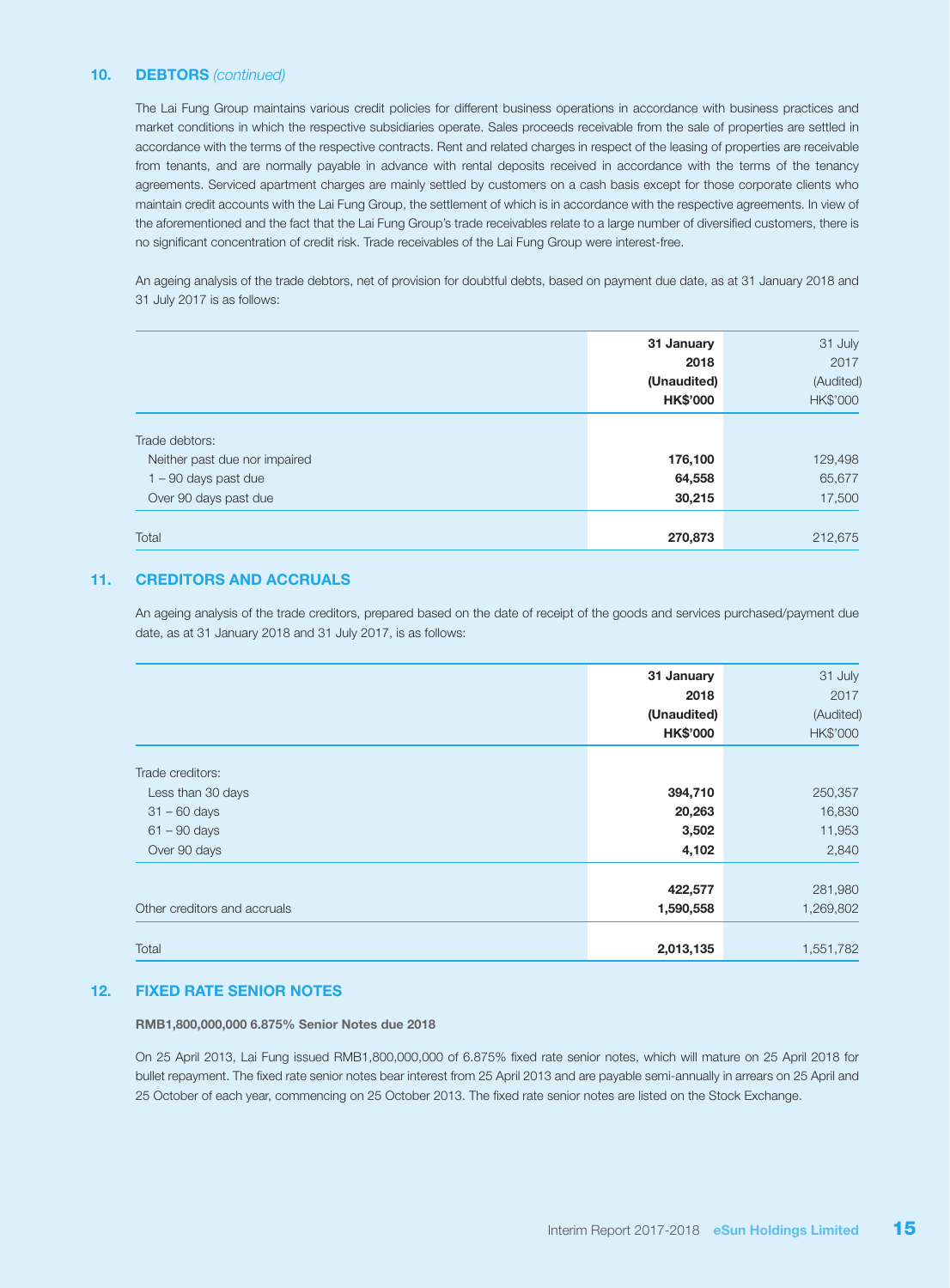## 10. DEBTORS *(continued)*

The Lai Fung Group maintains various credit policies for different business operations in accordance with business practices and market conditions in which the respective subsidiaries operate. Sales proceeds receivable from the sale of properties are settled in accordance with the terms of the respective contracts. Rent and related charges in respect of the leasing of properties are receivable from tenants, and are normally payable in advance with rental deposits received in accordance with the terms of the tenancy agreements. Serviced apartment charges are mainly settled by customers on a cash basis except for those corporate clients who maintain credit accounts with the Lai Fung Group, the settlement of which is in accordance with the respective agreements. In view of the aforementioned and the fact that the Lai Fung Group's trade receivables relate to a large number of diversified customers, there is no significant concentration of credit risk. Trade receivables of the Lai Fung Group were interest-free.

An ageing analysis of the trade debtors, net of provision for doubtful debts, based on payment due date, as at 31 January 2018 and 31 July 2017 is as follows:

| | **31 January 2018 (Unaudited) HK$'000** | 31 July 2017 (Audited) HK$'000 |
|---|---|---|
| Trade debtors: | | |
| Neither past due nor impaired | **176,100** | 129,498 |
| 1 – 90 days past due | **64,558** | 65,677 |
| Over 90 days past due | **30,215** | 17,500 |
| Total | **270,873** | 212,675 |

## 11. CREDITORS AND ACCRUALS

An ageing analysis of the trade creditors, prepared based on the date of receipt of the goods and services purchased/payment due date, as at 31 January 2018 and 31 July 2017, is as follows:

| | **31 January 2018 (Unaudited) HK$'000** | 31 July 2017 (Audited) HK$'000 |
|---|---|---|
| Trade creditors: | | |
| Less than 30 days | **394,710** | 250,357 |
| 31 – 60 days | **20,263** | 16,830 |
| 61 – 90 days | **3,502** | 11,953 |
| Over 90 days | **4,102** | 2,840 |
| | **422,577** | 281,980 |
| Other creditors and accruals | **1,590,558** | 1,269,802 |
| Total | **2,013,135** | 1,551,782 |

## 12. FIXED RATE SENIOR NOTES

**RMB1,800,000,000 6.875% Senior Notes due 2018**

On 25 April 2013, Lai Fung issued RMB1,800,000,000 of 6.875% fixed rate senior notes, which will mature on 25 April 2018 for bullet repayment. The fixed rate senior notes bear interest from 25 April 2013 and are payable semi-annually in arrears on 25 April and 25 October of each year, commencing on 25 October 2013. The fixed rate senior notes are listed on the Stock Exchange.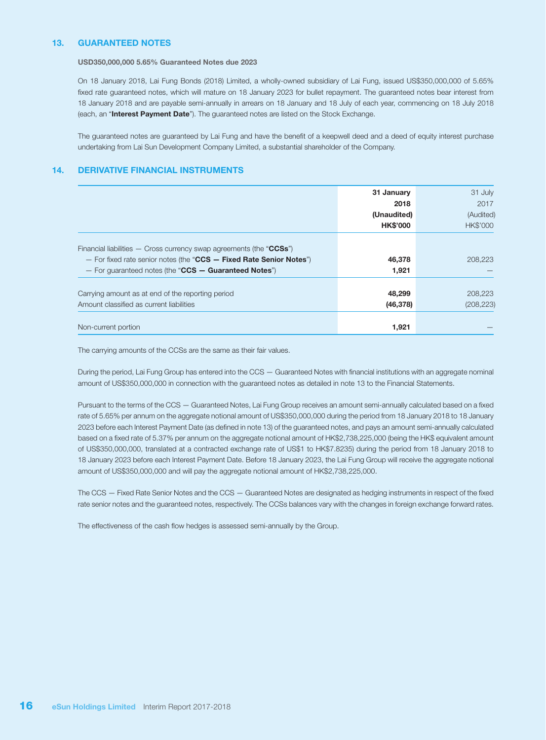## 13. GUARANTEED NOTES

**USD350,000,000 5.65% Guaranteed Notes due 2023**

On 18 January 2018, Lai Fung Bonds (2018) Limited, a wholly-owned subsidiary of Lai Fung, issued US$350,000,000 of 5.65% fixed rate guaranteed notes, which will mature on 18 January 2023 for bullet repayment. The guaranteed notes bear interest from 18 January 2018 and are payable semi-annually in arrears on 18 January and 18 July of each year, commencing on 18 July 2018 (each, an "**Interest Payment Date**"). The guaranteed notes are listed on the Stock Exchange.

The guaranteed notes are guaranteed by Lai Fung and have the benefit of a keepwell deed and a deed of equity interest purchase undertaking from Lai Sun Development Company Limited, a substantial shareholder of the Company.

## 14. DERIVATIVE FINANCIAL INSTRUMENTS

| | **31 January 2018 (Unaudited) HK$'000** | 31 July 2017 (Audited) HK$'000 |
|---|---|---|
| Financial liabilities — Cross currency swap agreements (the "**CCSs**") | | |
| — For fixed rate senior notes (the "**CCS — Fixed Rate Senior Notes**") | **46,378** | 208,223 |
| — For guaranteed notes (the "**CCS — Guaranteed Notes**") | **1,921** | — |
| Carrying amount as at end of the reporting period | **48,299** | 208,223 |
| Amount classified as current liabilities | **(46,378)** | (208,223) |
| Non-current portion | **1,921** | — |

The carrying amounts of the CCSs are the same as their fair values.

During the period, Lai Fung Group has entered into the CCS — Guaranteed Notes with financial institutions with an aggregate nominal amount of US$350,000,000 in connection with the guaranteed notes as detailed in note 13 to the Financial Statements.

Pursuant to the terms of the CCS — Guaranteed Notes, Lai Fung Group receives an amount semi-annually calculated based on a fixed rate of 5.65% per annum on the aggregate notional amount of US$350,000,000 during the period from 18 January 2018 to 18 January 2023 before each Interest Payment Date (as defined in note 13) of the guaranteed notes, and pays an amount semi-annually calculated based on a fixed rate of 5.37% per annum on the aggregate notional amount of HK$2,738,225,000 (being the HK$ equivalent amount of US$350,000,000, translated at a contracted exchange rate of US$1 to HK$7.8235) during the period from 18 January 2018 to 18 January 2023 before each Interest Payment Date. Before 18 January 2023, the Lai Fung Group will receive the aggregate notional amount of US$350,000,000 and will pay the aggregate notional amount of HK$2,738,225,000.

The CCS — Fixed Rate Senior Notes and the CCS — Guaranteed Notes are designated as hedging instruments in respect of the fixed rate senior notes and the guaranteed notes, respectively. The CCSs balances vary with the changes in foreign exchange forward rates.

The effectiveness of the cash flow hedges is assessed semi-annually by the Group.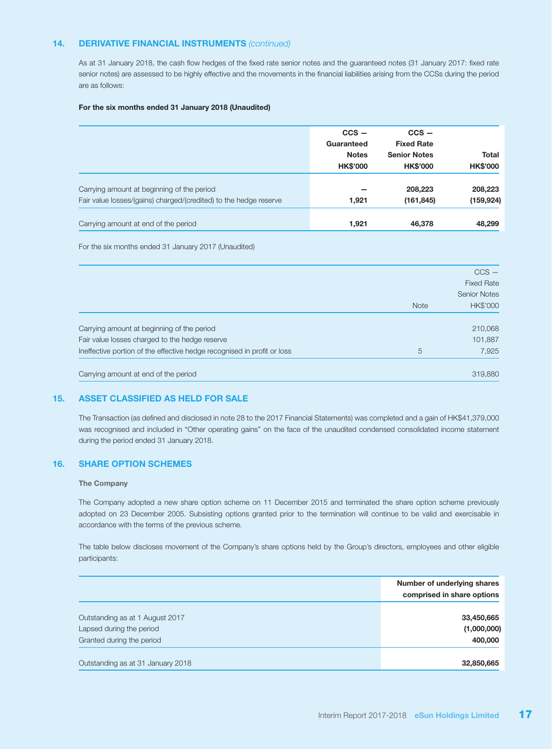## 14. DERIVATIVE FINANCIAL INSTRUMENTS *(continued)*

As at 31 January 2018, the cash flow hedges of the fixed rate senior notes and the guaranteed notes (31 January 2017: fixed rate senior notes) are assessed to be highly effective and the movements in the financial liabilities arising from the CCSs during the period are as follows:

**For the six months ended 31 January 2018 (Unaudited)**

| | CCS — Guaranteed Notes HK$'000 | CCS — Fixed Rate Senior Notes HK$'000 | Total HK$'000 |
|---|---|---|---|
| Carrying amount at beginning of the period | — | 208,223 | 208,223 |
| Fair value losses/(gains) charged/(credited) to the hedge reserve | 1,921 | (161,845) | (159,924) |
| Carrying amount at end of the period | 1,921 | 46,378 | 48,299 |

For the six months ended 31 January 2017 (Unaudited)

| | Note | CCS — Fixed Rate Senior Notes HK$'000 |
|---|---|---|
| Carrying amount at beginning of the period | | 210,068 |
| Fair value losses charged to the hedge reserve | | 101,887 |
| Ineffective portion of the effective hedge recognised in profit or loss | 5 | 7,925 |
| Carrying amount at end of the period | | 319,880 |

## 15. ASSET CLASSIFIED AS HELD FOR SALE

The Transaction (as defined and disclosed in note 28 to the 2017 Financial Statements) was completed and a gain of HK$41,379,000 was recognised and included in "Other operating gains" on the face of the unaudited condensed consolidated income statement during the period ended 31 January 2018.

## 16. SHARE OPTION SCHEMES

**The Company**

The Company adopted a new share option scheme on 11 December 2015 and terminated the share option scheme previously adopted on 23 December 2005. Subsisting options granted prior to the termination will continue to be valid and exercisable in accordance with the terms of the previous scheme.

The table below discloses movement of the Company's share options held by the Group's directors, employees and other eligible participants:

| | Number of underlying shares comprised in share options |
|---|---|
| Outstanding as at 1 August 2017 | 33,450,665 |
| Lapsed during the period | (1,000,000) |
| Granted during the period | 400,000 |
| Outstanding as at 31 January 2018 | 32,850,665 |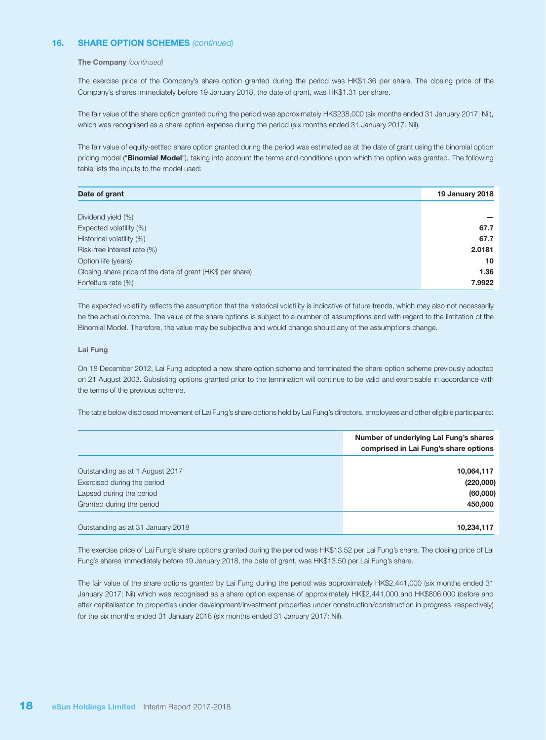## 16. SHARE OPTION SCHEMES *(continued)*

**The Company** *(continued)*

The exercise price of the Company's share option granted during the period was HK$1.36 per share. The closing price of the Company's shares immediately before 19 January 2018, the date of grant, was HK$1.31 per share.

The fair value of the share option granted during the period was approximately HK$238,000 (six months ended 31 January 2017: Nil), which was recognised as a share option expense during the period (six months ended 31 January 2017: Nil).

The fair value of equity-settled share option granted during the period was estimated as at the date of grant using the binomial option pricing model ("**Binomial Model**"), taking into account the terms and conditions upon which the option was granted. The following table lists the inputs to the model used:

| Date of grant | 19 January 2018 |
|---|---|
| Dividend yield (%) | – |
| Expected volatility (%) | 67.7 |
| Historical volatility (%) | 67.7 |
| Risk-free interest rate (%) | 2.0181 |
| Option life (years) | 10 |
| Closing share price of the date of grant (HK$ per share) | 1.36 |
| Forfeiture rate (%) | 7.9922 |

The expected volatility reflects the assumption that the historical volatility is indicative of future trends, which may also not necessarily be the actual outcome. The value of the share options is subject to a number of assumptions and with regard to the limitation of the Binomial Model. Therefore, the value may be subjective and would change should any of the assumptions change.

**Lai Fung**

On 18 December 2012, Lai Fung adopted a new share option scheme and terminated the share option scheme previously adopted on 21 August 2003. Subsisting options granted prior to the termination will continue to be valid and exercisable in accordance with the terms of the previous scheme.

The table below disclosed movement of Lai Fung's share options held by Lai Fung's directors, employees and other eligible participants:

| | Number of underlying Lai Fung's shares comprised in Lai Fung's share options |
|---|---|
| Outstanding as at 1 August 2017 | 10,064,117 |
| Exercised during the period | (220,000) |
| Lapsed during the period | (60,000) |
| Granted during the period | 450,000 |
| Outstanding as at 31 January 2018 | 10,234,117 |

The exercise price of Lai Fung's share options granted during the period was HK$13.52 per Lai Fung's share. The closing price of Lai Fung's shares immediately before 19 January 2018, the date of grant, was HK$13.50 per Lai Fung's share.

The fair value of the share options granted by Lai Fung during the period was approximately HK$2,441,000 (six months ended 31 January 2017: Nil) which was recognised as a share option expense of approximately HK$2,441,000 and HK$806,000 (before and after capitalisation to properties under development/investment properties under construction/construction in progress, respectively) for the six months ended 31 January 2018 (six months ended 31 January 2017: Nil).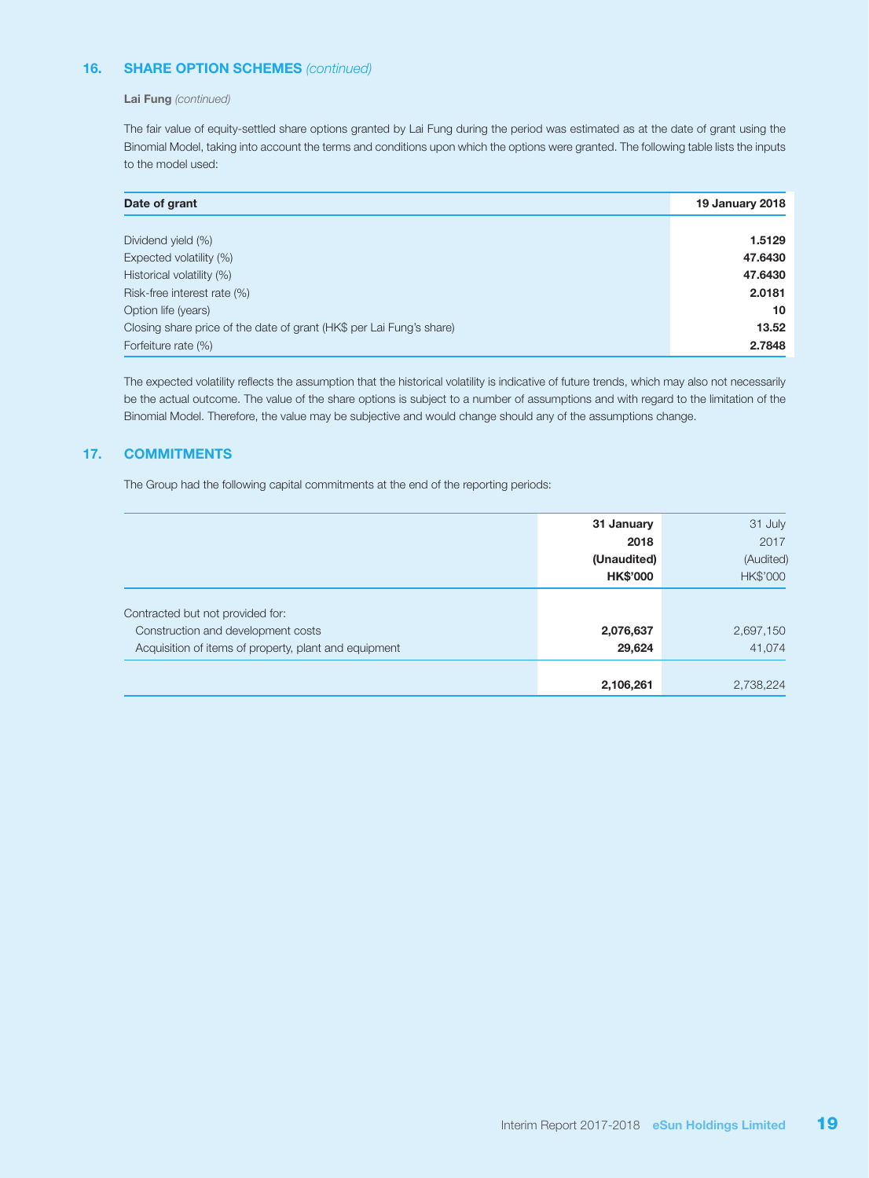## 16. SHARE OPTION SCHEMES *(continued)*

**Lai Fung** *(continued)*

The fair value of equity-settled share options granted by Lai Fung during the period was estimated as at the date of grant using the Binomial Model, taking into account the terms and conditions upon which the options were granted. The following table lists the inputs to the model used:

| Date of grant | 19 January 2018 |
|---|---|
| Dividend yield (%) | **1.5129** |
| Expected volatility (%) | **47.6430** |
| Historical volatility (%) | **47.6430** |
| Risk-free interest rate (%) | **2.0181** |
| Option life (years) | **10** |
| Closing share price of the date of grant (HK$ per Lai Fung's share) | **13.52** |
| Forfeiture rate (%) | **2.7848** |

The expected volatility reflects the assumption that the historical volatility is indicative of future trends, which may also not necessarily be the actual outcome. The value of the share options is subject to a number of assumptions and with regard to the limitation of the Binomial Model. Therefore, the value may be subjective and would change should any of the assumptions change.

## 17. COMMITMENTS

The Group had the following capital commitments at the end of the reporting periods:

| | 31 January 2018 (Unaudited) HK$'000 | 31 July 2017 (Audited) HK$'000 |
|---|---|---|
| Contracted but not provided for: | | |
| Construction and development costs | **2,076,637** | 2,697,150 |
| Acquisition of items of property, plant and equipment | **29,624** | 41,074 |
| | **2,106,261** | 2,738,224 |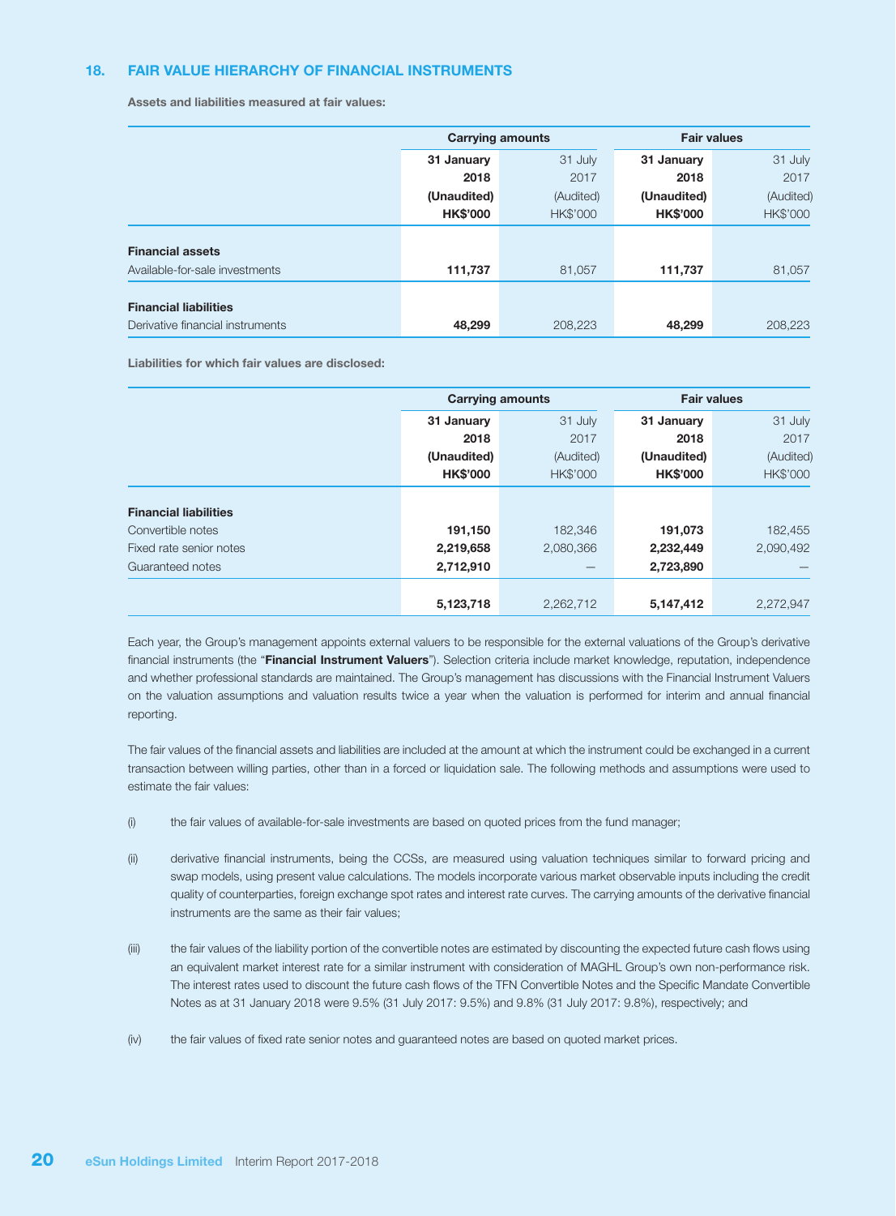## 18. FAIR VALUE HIERARCHY OF FINANCIAL INSTRUMENTS

**Assets and liabilities measured at fair values:**

| | Carrying amounts | | Fair values | |
|---|---|---|---|---|
| | **31 January 2018 (Unaudited) HK$'000** | 31 July 2017 (Audited) HK$'000 | **31 January 2018 (Unaudited) HK$'000** | 31 July 2017 (Audited) HK$'000 |
| **Financial assets** | | | | |
| Available-for-sale investments | **111,737** | 81,057 | **111,737** | 81,057 |
| **Financial liabilities** | | | | |
| Derivative financial instruments | **48,299** | 208,223 | **48,299** | 208,223 |

**Liabilities for which fair values are disclosed:**

| | Carrying amounts | | Fair values | |
|---|---|---|---|---|
| | **31 January 2018 (Unaudited) HK$'000** | 31 July 2017 (Audited) HK$'000 | **31 January 2018 (Unaudited) HK$'000** | 31 July 2017 (Audited) HK$'000 |
| **Financial liabilities** | | | | |
| Convertible notes | **191,150** | 182,346 | **191,073** | 182,455 |
| Fixed rate senior notes | **2,219,658** | 2,080,366 | **2,232,449** | 2,090,492 |
| Guaranteed notes | **2,712,910** | — | **2,723,890** | — |
| | **5,123,718** | 2,262,712 | **5,147,412** | 2,272,947 |

Each year, the Group's management appoints external valuers to be responsible for the external valuations of the Group's derivative financial instruments (the "**Financial Instrument Valuers**"). Selection criteria include market knowledge, reputation, independence and whether professional standards are maintained. The Group's management has discussions with the Financial Instrument Valuers on the valuation assumptions and valuation results twice a year when the valuation is performed for interim and annual financial reporting.

The fair values of the financial assets and liabilities are included at the amount at which the instrument could be exchanged in a current transaction between willing parties, other than in a forced or liquidation sale. The following methods and assumptions were used to estimate the fair values:

(i) the fair values of available-for-sale investments are based on quoted prices from the fund manager;

(ii) derivative financial instruments, being the CCSs, are measured using valuation techniques similar to forward pricing and swap models, using present value calculations. The models incorporate various market observable inputs including the credit quality of counterparties, foreign exchange spot rates and interest rate curves. The carrying amounts of the derivative financial instruments are the same as their fair values;

(iii) the fair values of the liability portion of the convertible notes are estimated by discounting the expected future cash flows using an equivalent market interest rate for a similar instrument with consideration of MAGHL Group's own non-performance risk. The interest rates used to discount the future cash flows of the TFN Convertible Notes and the Specific Mandate Convertible Notes as at 31 January 2018 were 9.5% (31 July 2017: 9.5%) and 9.8% (31 July 2017: 9.8%), respectively; and

(iv) the fair values of fixed rate senior notes and guaranteed notes are based on quoted market prices.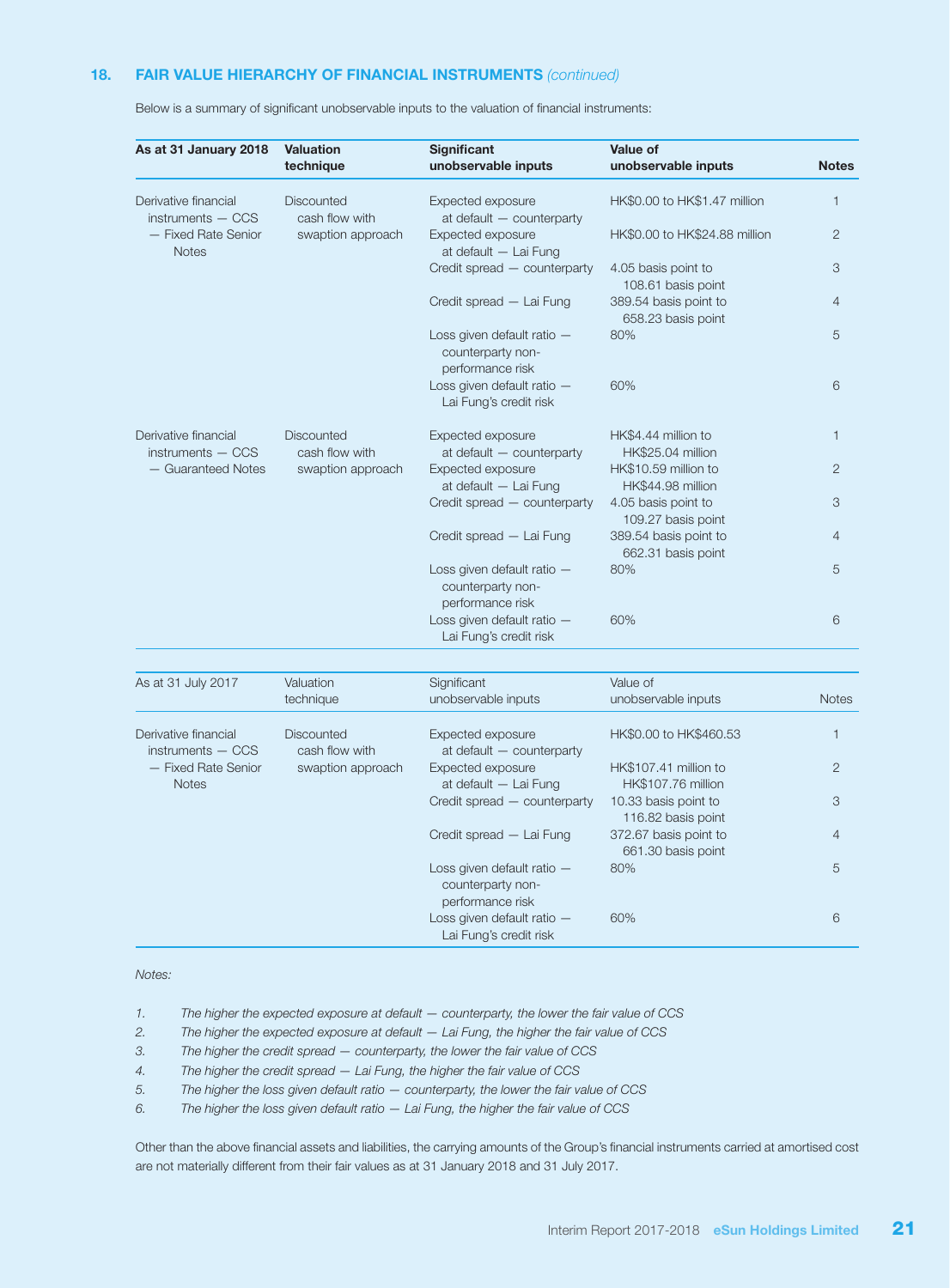## 18. FAIR VALUE HIERARCHY OF FINANCIAL INSTRUMENTS *(continued)*

Below is a summary of significant unobservable inputs to the valuation of financial instruments:

| As at 31 January 2018 | Valuation technique | Significant unobservable inputs | Value of unobservable inputs | Notes |
|---|---|---|---|---|
| Derivative financial instruments — CCS — Fixed Rate Senior Notes | Discounted cash flow with swaption approach | Expected exposure at default — counterparty | HK$0.00 to HK$1.47 million | 1 |
| | | Expected exposure at default — Lai Fung | HK$0.00 to HK$24.88 million | 2 |
| | | Credit spread — counterparty | 4.05 basis point to 108.61 basis point | 3 |
| | | Credit spread — Lai Fung | 389.54 basis point to 658.23 basis point | 4 |
| | | Loss given default ratio — counterparty non-performance risk | 80% | 5 |
| | | Loss given default ratio — Lai Fung's credit risk | 60% | 6 |
| Derivative financial instruments — CCS — Guaranteed Notes | Discounted cash flow with swaption approach | Expected exposure at default — counterparty | HK$4.44 million to HK$25.04 million | 1 |
| | | Expected exposure at default — Lai Fung | HK$10.59 million to HK$44.98 million | 2 |
| | | Credit spread — counterparty | 4.05 basis point to 109.27 basis point | 3 |
| | | Credit spread — Lai Fung | 389.54 basis point to 662.31 basis point | 4 |
| | | Loss given default ratio — counterparty non-performance risk | 80% | 5 |
| | | Loss given default ratio — Lai Fung's credit risk | 60% | 6 |

| As at 31 July 2017 | Valuation technique | Significant unobservable inputs | Value of unobservable inputs | Notes |
|---|---|---|---|---|
| Derivative financial instruments — CCS — Fixed Rate Senior Notes | Discounted cash flow with swaption approach | Expected exposure at default — counterparty | HK$0.00 to HK$460.53 | 1 |
| | | Expected exposure at default — Lai Fung | HK$107.41 million to HK$107.76 million | 2 |
| | | Credit spread — counterparty | 10.33 basis point to 116.82 basis point | 3 |
| | | Credit spread — Lai Fung | 372.67 basis point to 661.30 basis point | 4 |
| | | Loss given default ratio — counterparty non-performance risk | 80% | 5 |
| | | Loss given default ratio — Lai Fung's credit risk | 60% | 6 |

*Notes:*

1. *The higher the expected exposure at default — counterparty, the lower the fair value of CCS*
2. *The higher the expected exposure at default — Lai Fung, the higher the fair value of CCS*
3. *The higher the credit spread — counterparty, the lower the fair value of CCS*
4. *The higher the credit spread — Lai Fung, the higher the fair value of CCS*
5. *The higher the loss given default ratio — counterparty, the lower the fair value of CCS*
6. *The higher the loss given default ratio — Lai Fung, the higher the fair value of CCS*

Other than the above financial assets and liabilities, the carrying amounts of the Group's financial instruments carried at amortised cost are not materially different from their fair values as at 31 January 2018 and 31 July 2017.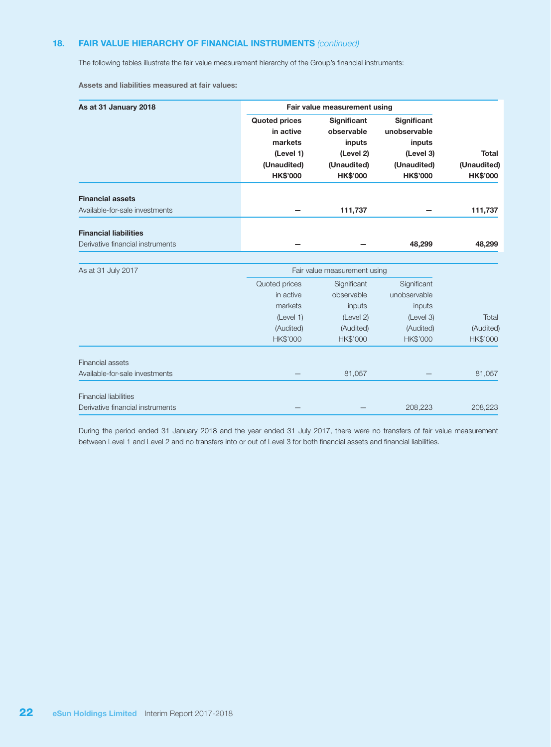## 18. FAIR VALUE HIERARCHY OF FINANCIAL INSTRUMENTS *(continued)*

The following tables illustrate the fair value measurement hierarchy of the Group's financial instruments:

**Assets and liabilities measured at fair values:**

| **As at 31 January 2018** | **Fair value measurement using** | | | |
|---|---|---|---|---|
| | **Quoted prices in active markets (Level 1) (Unaudited) HK$'000** | **Significant observable inputs (Level 2) (Unaudited) HK$'000** | **Significant unobservable inputs (Level 3) (Unaudited) HK$'000** | **Total (Unaudited) HK$'000** |
| **Financial assets** | | | | |
| Available-for-sale investments | **—** | **111,737** | **—** | **111,737** |
| **Financial liabilities** | | | | |
| Derivative financial instruments | **—** | **—** | **48,299** | **48,299** |

| As at 31 July 2017 | Fair value measurement using | | | |
|---|---|---|---|---|
| | Quoted prices in active markets (Level 1) (Audited) HK$'000 | Significant observable inputs (Level 2) (Audited) HK$'000 | Significant unobservable inputs (Level 3) (Audited) HK$'000 | Total (Audited) HK$'000 |
| Financial assets | | | | |
| Available-for-sale investments | — | 81,057 | — | 81,057 |
| Financial liabilities | | | | |
| Derivative financial instruments | — | — | 208,223 | 208,223 |

During the period ended 31 January 2018 and the year ended 31 July 2017, there were no transfers of fair value measurement between Level 1 and Level 2 and no transfers into or out of Level 3 for both financial assets and financial liabilities.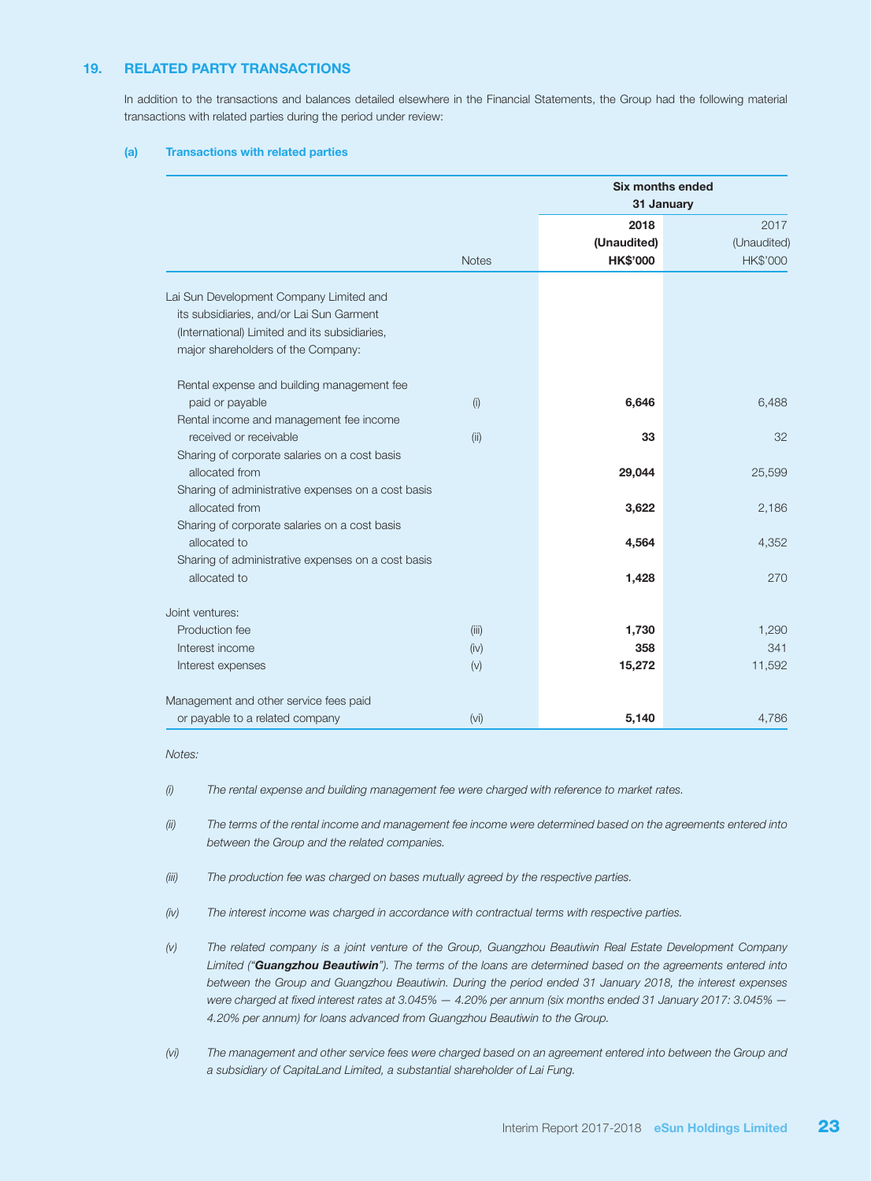## 19. RELATED PARTY TRANSACTIONS

In addition to the transactions and balances detailed elsewhere in the Financial Statements, the Group had the following material transactions with related parties during the period under review:

### (a) Transactions with related parties

| | Notes | Six months ended 31 January 2018 (Unaudited) HK$'000 | Six months ended 31 January 2017 (Unaudited) HK$'000 |
|---|---|---|---|
| Lai Sun Development Company Limited and its subsidiaries, and/or Lai Sun Garment (International) Limited and its subsidiaries, major shareholders of the Company: | | | |
| Rental expense and building management fee paid or payable | (i) | **6,646** | 6,488 |
| Rental income and management fee income received or receivable | (ii) | **33** | 32 |
| Sharing of corporate salaries on a cost basis allocated from | | **29,044** | 25,599 |
| Sharing of administrative expenses on a cost basis allocated from | | **3,622** | 2,186 |
| Sharing of corporate salaries on a cost basis allocated to | | **4,564** | 4,352 |
| Sharing of administrative expenses on a cost basis allocated to | | **1,428** | 270 |
| Joint ventures: | | | |
| Production fee | (iii) | **1,730** | 1,290 |
| Interest income | (iv) | **358** | 341 |
| Interest expenses | (v) | **15,272** | 11,592 |
| Management and other service fees paid or payable to a related company | (vi) | **5,140** | 4,786 |

*Notes:*

*(i) The rental expense and building management fee were charged with reference to market rates.*

*(ii) The terms of the rental income and management fee income were determined based on the agreements entered into between the Group and the related companies.*

*(iii) The production fee was charged on bases mutually agreed by the respective parties.*

*(iv) The interest income was charged in accordance with contractual terms with respective parties.*

*(v) The related company is a joint venture of the Group, Guangzhou Beautiwin Real Estate Development Company Limited ("**Guangzhou Beautiwin**"). The terms of the loans are determined based on the agreements entered into between the Group and Guangzhou Beautiwin. During the period ended 31 January 2018, the interest expenses were charged at fixed interest rates at 3.045% — 4.20% per annum (six months ended 31 January 2017: 3.045% — 4.20% per annum) for loans advanced from Guangzhou Beautiwin to the Group.*

*(vi) The management and other service fees were charged based on an agreement entered into between the Group and a subsidiary of CapitaLand Limited, a substantial shareholder of Lai Fung.*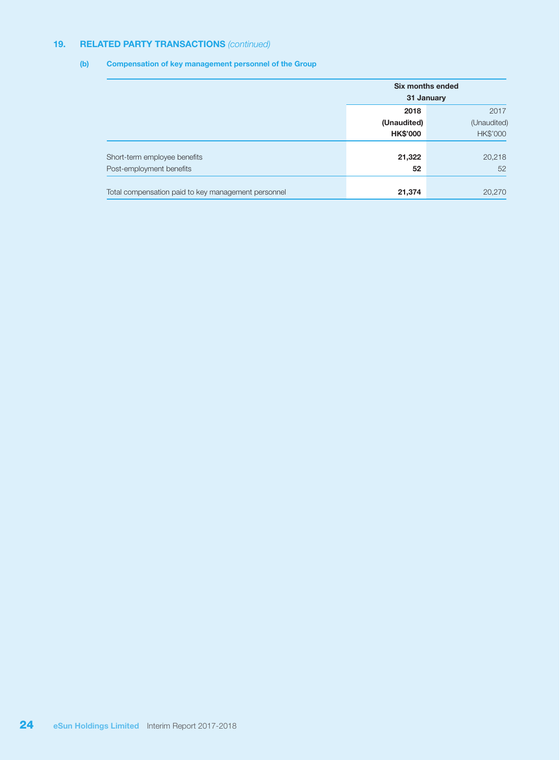## 19. RELATED PARTY TRANSACTIONS *(continued)*

### (b) Compensation of key management personnel of the Group

| | Six months ended 31 January | |
|---|---|---|
| | **2018** | 2017 |
| | **(Unaudited)** | (Unaudited) |
| | **HK$'000** | HK$'000 |
| Short-term employee benefits | **21,322** | 20,218 |
| Post-employment benefits | **52** | 52 |
| Total compensation paid to key management personnel | **21,374** | 20,270 |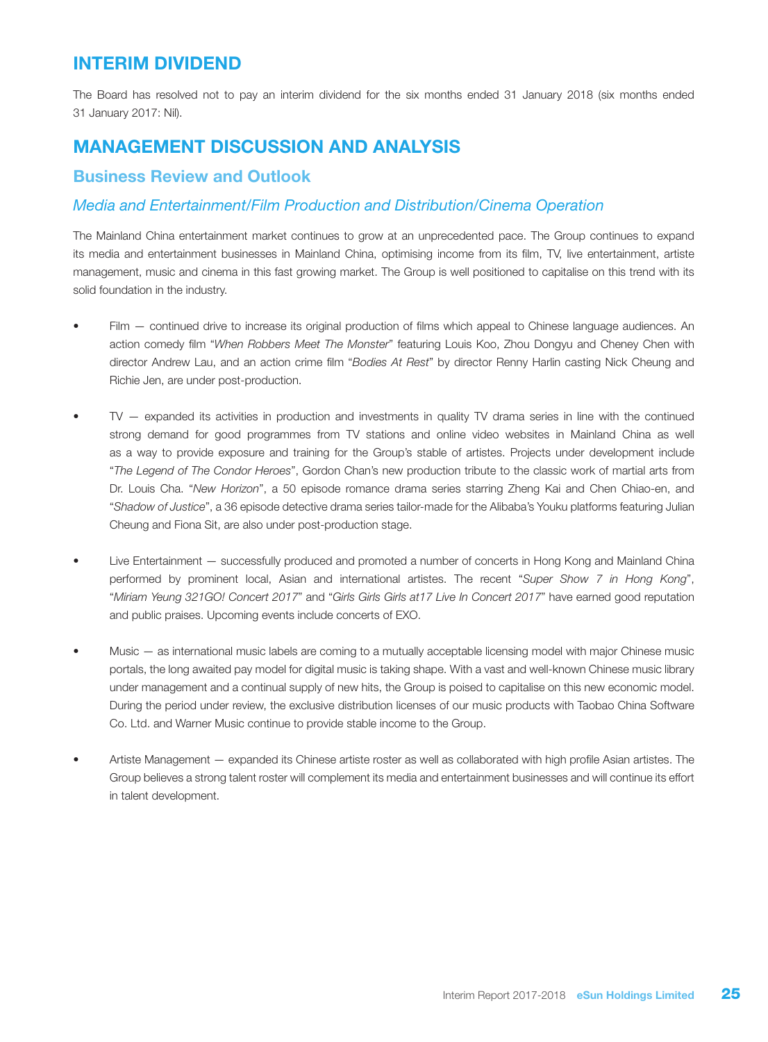## INTERIM DIVIDEND

The Board has resolved not to pay an interim dividend for the six months ended 31 January 2018 (six months ended 31 January 2017: Nil).

## MANAGEMENT DISCUSSION AND ANALYSIS

### Business Review and Outlook

#### *Media and Entertainment/Film Production and Distribution/Cinema Operation*

The Mainland China entertainment market continues to grow at an unprecedented pace. The Group continues to expand its media and entertainment businesses in Mainland China, optimising income from its film, TV, live entertainment, artiste management, music and cinema in this fast growing market. The Group is well positioned to capitalise on this trend with its solid foundation in the industry.

- Film — continued drive to increase its original production of films which appeal to Chinese language audiences. An action comedy film "*When Robbers Meet The Monster*" featuring Louis Koo, Zhou Dongyu and Cheney Chen with director Andrew Lau, and an action crime film "*Bodies At Rest*" by director Renny Harlin casting Nick Cheung and Richie Jen, are under post-production.

- TV — expanded its activities in production and investments in quality TV drama series in line with the continued strong demand for good programmes from TV stations and online video websites in Mainland China as well as a way to provide exposure and training for the Group's stable of artistes. Projects under development include "*The Legend of The Condor Heroes*", Gordon Chan's new production tribute to the classic work of martial arts from Dr. Louis Cha. "*New Horizon*", a 50 episode romance drama series starring Zheng Kai and Chen Chiao-en, and "*Shadow of Justice*", a 36 episode detective drama series tailor-made for the Alibaba's Youku platforms featuring Julian Cheung and Fiona Sit, are also under post-production stage.

- Live Entertainment — successfully produced and promoted a number of concerts in Hong Kong and Mainland China performed by prominent local, Asian and international artistes. The recent "*Super Show 7 in Hong Kong*", "*Miriam Yeung 321GO! Concert 2017*" and "*Girls Girls Girls at17 Live In Concert 2017*" have earned good reputation and public praises. Upcoming events include concerts of EXO.

- Music — as international music labels are coming to a mutually acceptable licensing model with major Chinese music portals, the long awaited pay model for digital music is taking shape. With a vast and well-known Chinese music library under management and a continual supply of new hits, the Group is poised to capitalise on this new economic model. During the period under review, the exclusive distribution licenses of our music products with Taobao China Software Co. Ltd. and Warner Music continue to provide stable income to the Group.

- Artiste Management — expanded its Chinese artiste roster as well as collaborated with high profile Asian artistes. The Group believes a strong talent roster will complement its media and entertainment businesses and will continue its effort in talent development.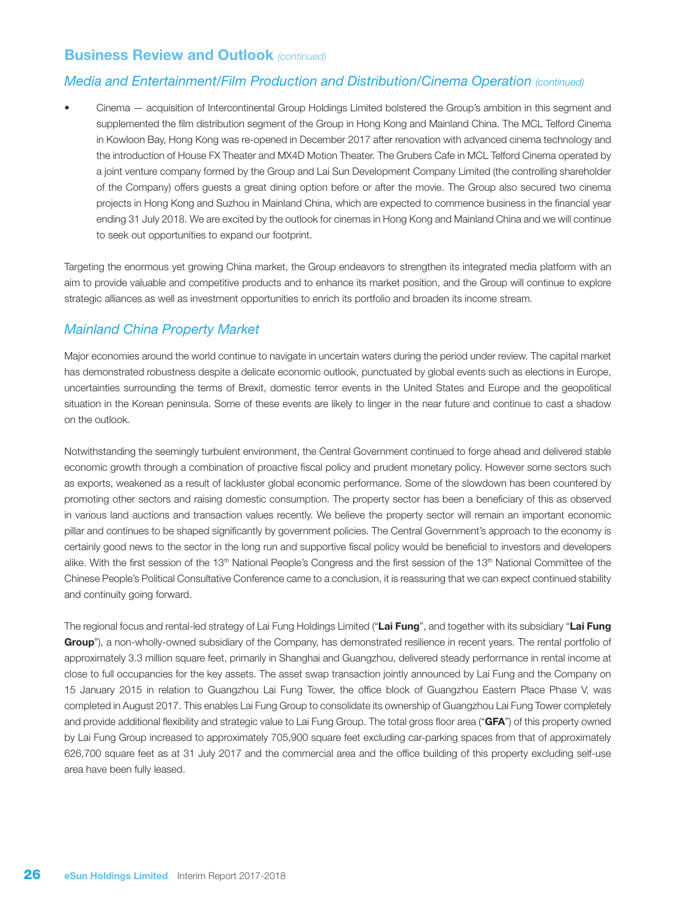## Business Review and Outlook *(continued)*

### *Media and Entertainment/Film Production and Distribution/Cinema Operation (continued)*

- Cinema — acquisition of Intercontinental Group Holdings Limited bolstered the Group's ambition in this segment and supplemented the film distribution segment of the Group in Hong Kong and Mainland China. The MCL Telford Cinema in Kowloon Bay, Hong Kong was re-opened in December 2017 after renovation with advanced cinema technology and the introduction of House FX Theater and MX4D Motion Theater. The Grubers Cafe in MCL Telford Cinema operated by a joint venture company formed by the Group and Lai Sun Development Company Limited (the controlling shareholder of the Company) offers guests a great dining option before or after the movie. The Group also secured two cinema projects in Hong Kong and Suzhou in Mainland China, which are expected to commence business in the financial year ending 31 July 2018. We are excited by the outlook for cinemas in Hong Kong and Mainland China and we will continue to seek out opportunities to expand our footprint.

Targeting the enormous yet growing China market, the Group endeavors to strengthen its integrated media platform with an aim to provide valuable and competitive products and to enhance its market position, and the Group will continue to explore strategic alliances as well as investment opportunities to enrich its portfolio and broaden its income stream.

### *Mainland China Property Market*

Major economies around the world continue to navigate in uncertain waters during the period under review. The capital market has demonstrated robustness despite a delicate economic outlook, punctuated by global events such as elections in Europe, uncertainties surrounding the terms of Brexit, domestic terror events in the United States and Europe and the geopolitical situation in the Korean peninsula. Some of these events are likely to linger in the near future and continue to cast a shadow on the outlook.

Notwithstanding the seemingly turbulent environment, the Central Government continued to forge ahead and delivered stable economic growth through a combination of proactive fiscal policy and prudent monetary policy. However some sectors such as exports, weakened as a result of lackluster global economic performance. Some of the slowdown has been countered by promoting other sectors and raising domestic consumption. The property sector has been a beneficiary of this as observed in various land auctions and transaction values recently. We believe the property sector will remain an important economic pillar and continues to be shaped significantly by government policies. The Central Government's approach to the economy is certainly good news to the sector in the long run and supportive fiscal policy would be beneficial to investors and developers alike. With the first session of the 13th National People's Congress and the first session of the 13th National Committee of the Chinese People's Political Consultative Conference came to a conclusion, it is reassuring that we can expect continued stability and continuity going forward.

The regional focus and rental-led strategy of Lai Fung Holdings Limited ("**Lai Fung**", and together with its subsidiary "**Lai Fung Group**"), a non-wholly-owned subsidiary of the Company, has demonstrated resilience in recent years. The rental portfolio of approximately 3.3 million square feet, primarily in Shanghai and Guangzhou, delivered steady performance in rental income at close to full occupancies for the key assets. The asset swap transaction jointly announced by Lai Fung and the Company on 15 January 2015 in relation to Guangzhou Lai Fung Tower, the office block of Guangzhou Eastern Place Phase V, was completed in August 2017. This enables Lai Fung Group to consolidate its ownership of Guangzhou Lai Fung Tower completely and provide additional flexibility and strategic value to Lai Fung Group. The total gross floor area ("**GFA**") of this property owned by Lai Fung Group increased to approximately 705,900 square feet excluding car-parking spaces from that of approximately 626,700 square feet as at 31 July 2017 and the commercial area and the office building of this property excluding self-use area have been fully leased.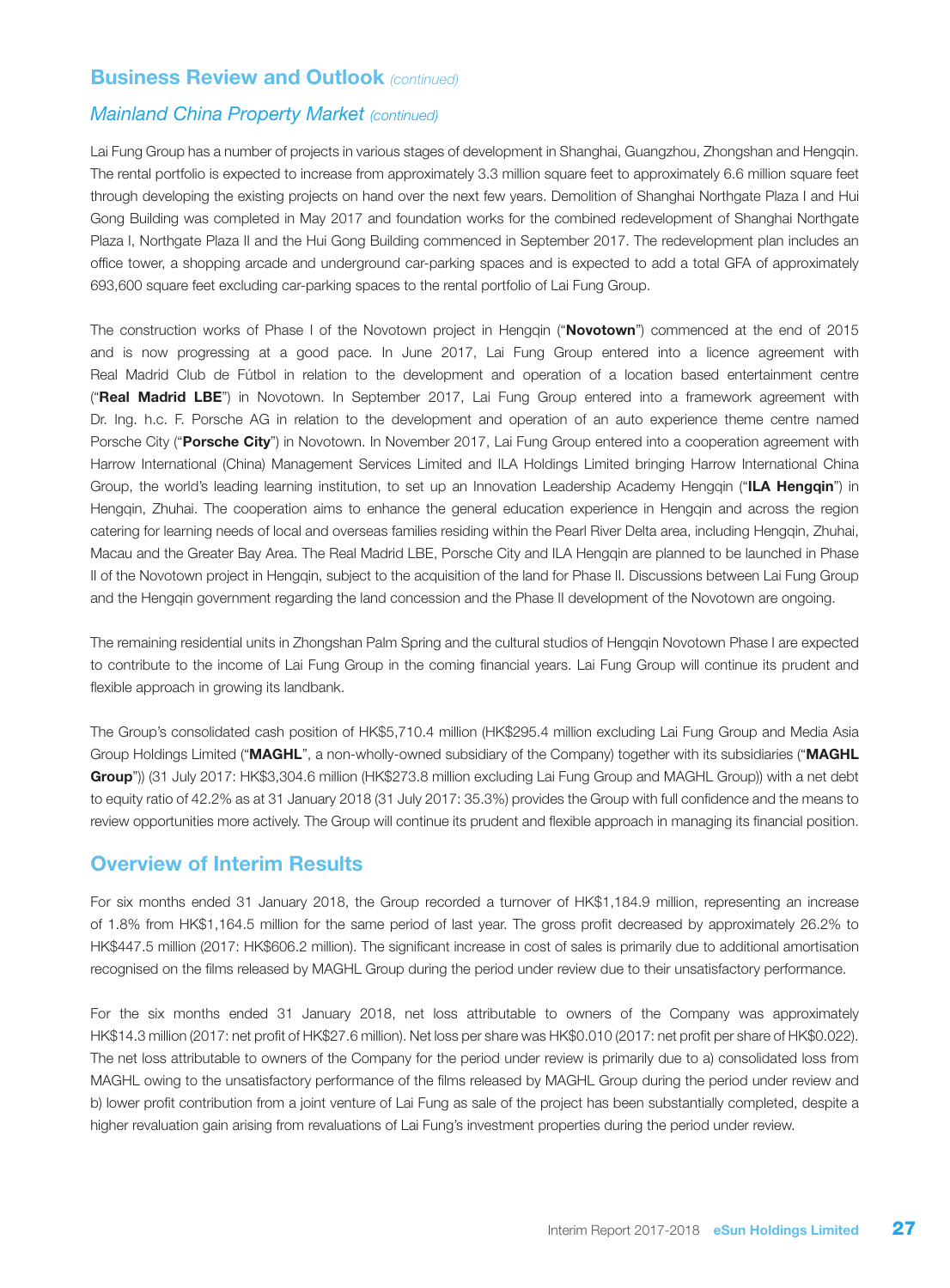## Business Review and Outlook *(continued)*

### *Mainland China Property Market (continued)*

Lai Fung Group has a number of projects in various stages of development in Shanghai, Guangzhou, Zhongshan and Hengqin. The rental portfolio is expected to increase from approximately 3.3 million square feet to approximately 6.6 million square feet through developing the existing projects on hand over the next few years. Demolition of Shanghai Northgate Plaza I and Hui Gong Building was completed in May 2017 and foundation works for the combined redevelopment of Shanghai Northgate Plaza I, Northgate Plaza II and the Hui Gong Building commenced in September 2017. The redevelopment plan includes an office tower, a shopping arcade and underground car-parking spaces and is expected to add a total GFA of approximately 693,600 square feet excluding car-parking spaces to the rental portfolio of Lai Fung Group.

The construction works of Phase I of the Novotown project in Hengqin ("**Novotown**") commenced at the end of 2015 and is now progressing at a good pace. In June 2017, Lai Fung Group entered into a licence agreement with Real Madrid Club de Fútbol in relation to the development and operation of a location based entertainment centre ("**Real Madrid LBE**") in Novotown. In September 2017, Lai Fung Group entered into a framework agreement with Dr. Ing. h.c. F. Porsche AG in relation to the development and operation of an auto experience theme centre named Porsche City ("**Porsche City**") in Novotown. In November 2017, Lai Fung Group entered into a cooperation agreement with Harrow International (China) Management Services Limited and ILA Holdings Limited bringing Harrow International China Group, the world's leading learning institution, to set up an Innovation Leadership Academy Hengqin ("**ILA Hengqin**") in Hengqin, Zhuhai. The cooperation aims to enhance the general education experience in Hengqin and across the region catering for learning needs of local and overseas families residing within the Pearl River Delta area, including Hengqin, Zhuhai, Macau and the Greater Bay Area. The Real Madrid LBE, Porsche City and ILA Hengqin are planned to be launched in Phase II of the Novotown project in Hengqin, subject to the acquisition of the land for Phase II. Discussions between Lai Fung Group and the Hengqin government regarding the land concession and the Phase II development of the Novotown are ongoing.

The remaining residential units in Zhongshan Palm Spring and the cultural studios of Hengqin Novotown Phase I are expected to contribute to the income of Lai Fung Group in the coming financial years. Lai Fung Group will continue its prudent and flexible approach in growing its landbank.

The Group's consolidated cash position of HK$5,710.4 million (HK$295.4 million excluding Lai Fung Group and Media Asia Group Holdings Limited ("**MAGHL**", a non-wholly-owned subsidiary of the Company) together with its subsidiaries ("**MAGHL Group**")) (31 July 2017: HK$3,304.6 million (HK$273.8 million excluding Lai Fung Group and MAGHL Group)) with a net debt to equity ratio of 42.2% as at 31 January 2018 (31 July 2017: 35.3%) provides the Group with full confidence and the means to review opportunities more actively. The Group will continue its prudent and flexible approach in managing its financial position.

## Overview of Interim Results

For six months ended 31 January 2018, the Group recorded a turnover of HK$1,184.9 million, representing an increase of 1.8% from HK$1,164.5 million for the same period of last year. The gross profit decreased by approximately 26.2% to HK$447.5 million (2017: HK$606.2 million). The significant increase in cost of sales is primarily due to additional amortisation recognised on the films released by MAGHL Group during the period under review due to their unsatisfactory performance.

For the six months ended 31 January 2018, net loss attributable to owners of the Company was approximately HK$14.3 million (2017: net profit of HK$27.6 million). Net loss per share was HK$0.010 (2017: net profit per share of HK$0.022). The net loss attributable to owners of the Company for the period under review is primarily due to a) consolidated loss from MAGHL owing to the unsatisfactory performance of the films released by MAGHL Group during the period under review and b) lower profit contribution from a joint venture of Lai Fung as sale of the project has been substantially completed, despite a higher revaluation gain arising from revaluations of Lai Fung's investment properties during the period under review.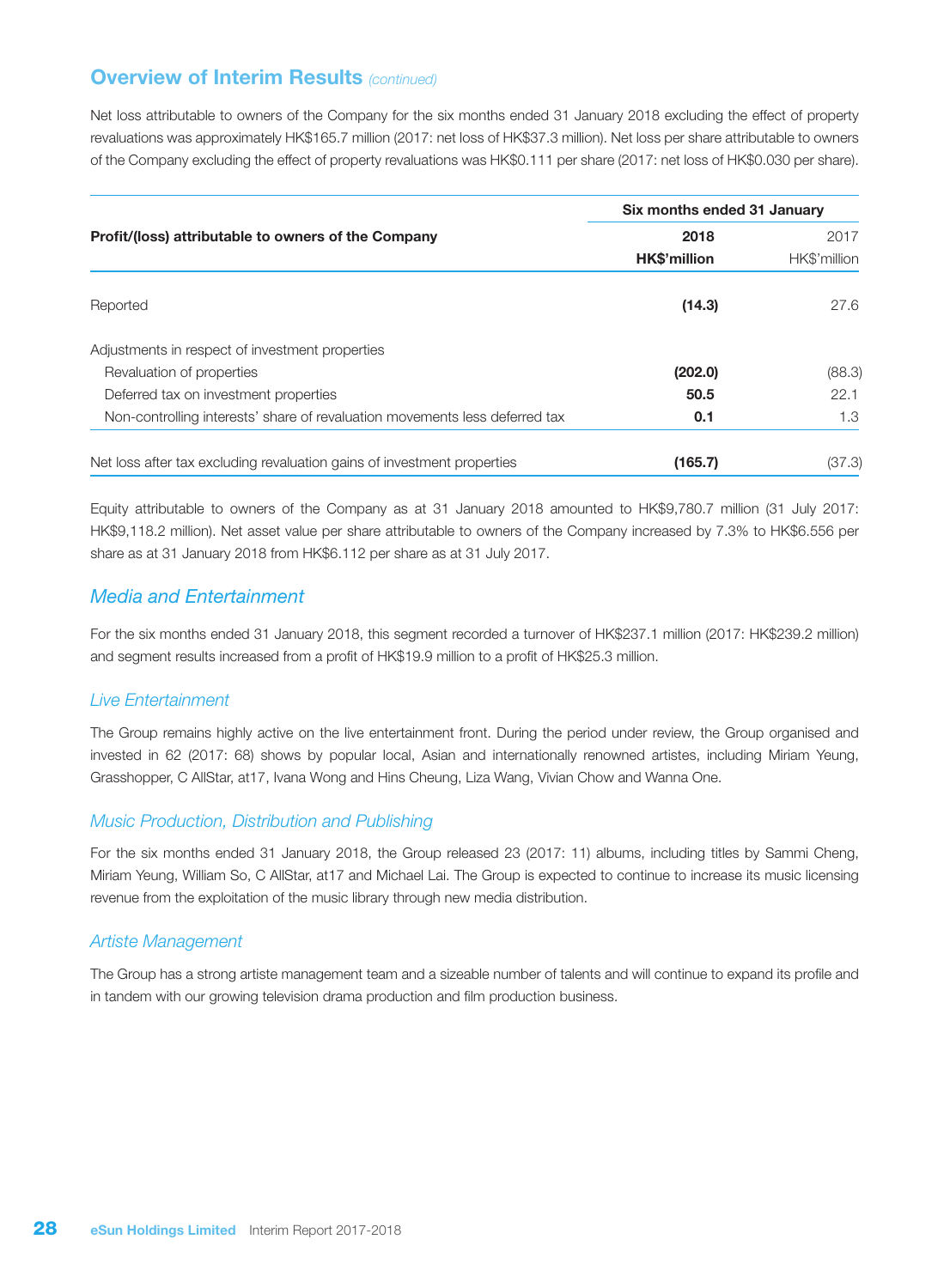## Overview of Interim Results *(continued)*

Net loss attributable to owners of the Company for the six months ended 31 January 2018 excluding the effect of property revaluations was approximately HK$165.7 million (2017: net loss of HK$37.3 million). Net loss per share attributable to owners of the Company excluding the effect of property revaluations was HK$0.111 per share (2017: net loss of HK$0.030 per share).

| Profit/(loss) attributable to owners of the Company | Six months ended 31 January | |
|---|---|---|
| | **2018** | 2017 |
| | **HK$'million** | HK$'million |
| Reported | **(14.3)** | 27.6 |
| Adjustments in respect of investment properties | | |
| Revaluation of properties | **(202.0)** | (88.3) |
| Deferred tax on investment properties | **50.5** | 22.1 |
| Non-controlling interests' share of revaluation movements less deferred tax | **0.1** | 1.3 |
| Net loss after tax excluding revaluation gains of investment properties | **(165.7)** | (37.3) |

Equity attributable to owners of the Company as at 31 January 2018 amounted to HK$9,780.7 million (31 July 2017: HK$9,118.2 million). Net asset value per share attributable to owners of the Company increased by 7.3% to HK$6.556 per share as at 31 January 2018 from HK$6.112 per share as at 31 July 2017.

### *Media and Entertainment*

For the six months ended 31 January 2018, this segment recorded a turnover of HK$237.1 million (2017: HK$239.2 million) and segment results increased from a profit of HK$19.9 million to a profit of HK$25.3 million.

#### *Live Entertainment*

The Group remains highly active on the live entertainment front. During the period under review, the Group organised and invested in 62 (2017: 68) shows by popular local, Asian and internationally renowned artistes, including Miriam Yeung, Grasshopper, C AllStar, at17, Ivana Wong and Hins Cheung, Liza Wang, Vivian Chow and Wanna One.

#### *Music Production, Distribution and Publishing*

For the six months ended 31 January 2018, the Group released 23 (2017: 11) albums, including titles by Sammi Cheng, Miriam Yeung, William So, C AllStar, at17 and Michael Lai. The Group is expected to continue to increase its music licensing revenue from the exploitation of the music library through new media distribution.

#### *Artiste Management*

The Group has a strong artiste management team and a sizeable number of talents and will continue to expand its profile and in tandem with our growing television drama production and film production business.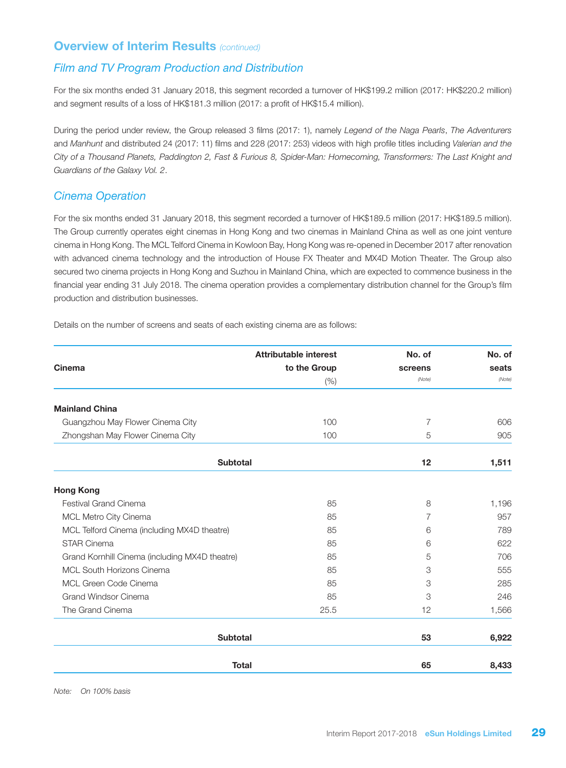## Overview of Interim Results *(continued)*

### *Film and TV Program Production and Distribution*

For the six months ended 31 January 2018, this segment recorded a turnover of HK$199.2 million (2017: HK$220.2 million) and segment results of a loss of HK$181.3 million (2017: a profit of HK$15.4 million).

During the period under review, the Group released 3 films (2017: 1), namely *Legend of the Naga Pearls*, *The Adventurers* and *Manhunt* and distributed 24 (2017: 11) films and 228 (2017: 253) videos with high profile titles including *Valerian and the City of a Thousand Planets, Paddington 2, Fast & Furious 8, Spider-Man: Homecoming, Transformers: The Last Knight and Guardians of the Galaxy Vol. 2*.

### *Cinema Operation*

For the six months ended 31 January 2018, this segment recorded a turnover of HK$189.5 million (2017: HK$189.5 million). The Group currently operates eight cinemas in Hong Kong and two cinemas in Mainland China as well as one joint venture cinema in Hong Kong. The MCL Telford Cinema in Kowloon Bay, Hong Kong was re-opened in December 2017 after renovation with advanced cinema technology and the introduction of House FX Theater and MX4D Motion Theater. The Group also secured two cinema projects in Hong Kong and Suzhou in Mainland China, which are expected to commence business in the financial year ending 31 July 2018. The cinema operation provides a complementary distribution channel for the Group's film production and distribution businesses.

Details on the number of screens and seats of each existing cinema are as follows:

| Cinema | Attributable interest to the Group (%) | No. of screens *(Note)* | No. of seats *(Note)* |
|---|---|---|---|
| **Mainland China** | | | |
| Guangzhou May Flower Cinema City | 100 | 7 | 606 |
| Zhongshan May Flower Cinema City | 100 | 5 | 905 |
| **Subtotal** | | **12** | **1,511** |
| **Hong Kong** | | | |
| Festival Grand Cinema | 85 | 8 | 1,196 |
| MCL Metro City Cinema | 85 | 7 | 957 |
| MCL Telford Cinema (including MX4D theatre) | 85 | 6 | 789 |
| STAR Cinema | 85 | 6 | 622 |
| Grand Kornhill Cinema (including MX4D theatre) | 85 | 5 | 706 |
| MCL South Horizons Cinema | 85 | 3 | 555 |
| MCL Green Code Cinema | 85 | 3 | 285 |
| Grand Windsor Cinema | 85 | 3 | 246 |
| The Grand Cinema | 25.5 | 12 | 1,566 |
| **Subtotal** | | **53** | **6,922** |
| **Total** | | **65** | **8,433** |

*Note: On 100% basis*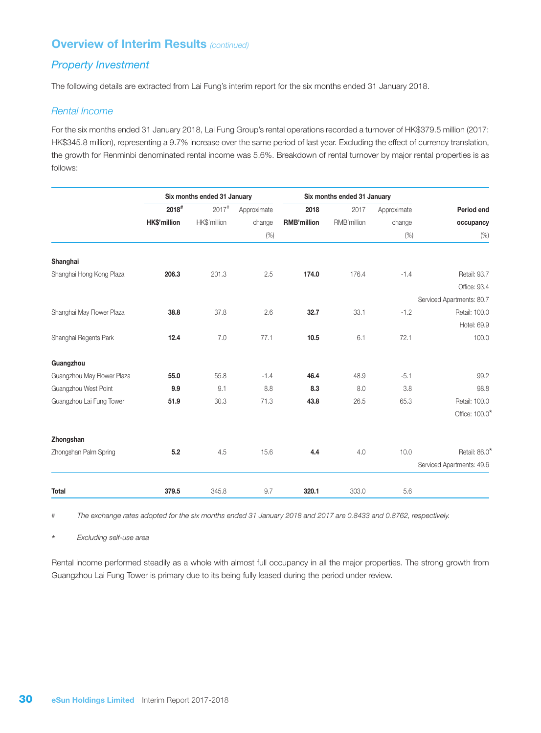## Overview of Interim Results *(continued)*

### *Property Investment*

The following details are extracted from Lai Fung's interim report for the six months ended 31 January 2018.

### *Rental Income*

For the six months ended 31 January 2018, Lai Fung Group's rental operations recorded a turnover of HK$379.5 million (2017: HK$345.8 million), representing a 9.7% increase over the same period of last year. Excluding the effect of currency translation, the growth for Renminbi denominated rental income was 5.6%. Breakdown of rental turnover by major rental properties is as follows:

| | Six months ended 31 January | | | Six months ended 31 January | | | |
|---|---|---|---|---|---|---|---|
| | **2018#** **HK$'million** | 2017# HK$'million | Approximate change (%) | **2018** **RMB'million** | 2017 RMB'million | Approximate change (%) | **Period end occupancy** (%) |
| **Shanghai** | | | | | | | |
| Shanghai Hong Kong Plaza | **206.3** | 201.3 | 2.5 | **174.0** | 176.4 | -1.4 | Retail: 93.7<br>Office: 93.4<br>Serviced Apartments: 80.7 |
| Shanghai May Flower Plaza | **38.8** | 37.8 | 2.6 | **32.7** | 33.1 | -1.2 | Retail: 100.0<br>Hotel: 69.9 |
| Shanghai Regents Park | **12.4** | 7.0 | 77.1 | **10.5** | 6.1 | 72.1 | 100.0 |
| **Guangzhou** | | | | | | | |
| Guangzhou May Flower Plaza | **55.0** | 55.8 | -1.4 | **46.4** | 48.9 | -5.1 | 99.2 |
| Guangzhou West Point | **9.9** | 9.1 | 8.8 | **8.3** | 8.0 | 3.8 | 98.8 |
| Guangzhou Lai Fung Tower | **51.9** | 30.3 | 71.3 | **43.8** | 26.5 | 65.3 | Retail: 100.0<br>Office: 100.0* |
| **Zhongshan** | | | | | | | |
| Zhongshan Palm Spring | **5.2** | 4.5 | 15.6 | **4.4** | 4.0 | 10.0 | Retail: 86.0*<br>Serviced Apartments: 49.6 |
| **Total** | **379.5** | 345.8 | 9.7 | **320.1** | 303.0 | 5.6 | |

\# *The exchange rates adopted for the six months ended 31 January 2018 and 2017 are 0.8433 and 0.8762, respectively.*

\* *Excluding self-use area*

Rental income performed steadily as a whole with almost full occupancy in all the major properties. The strong growth from Guangzhou Lai Fung Tower is primary due to its being fully leased during the period under review.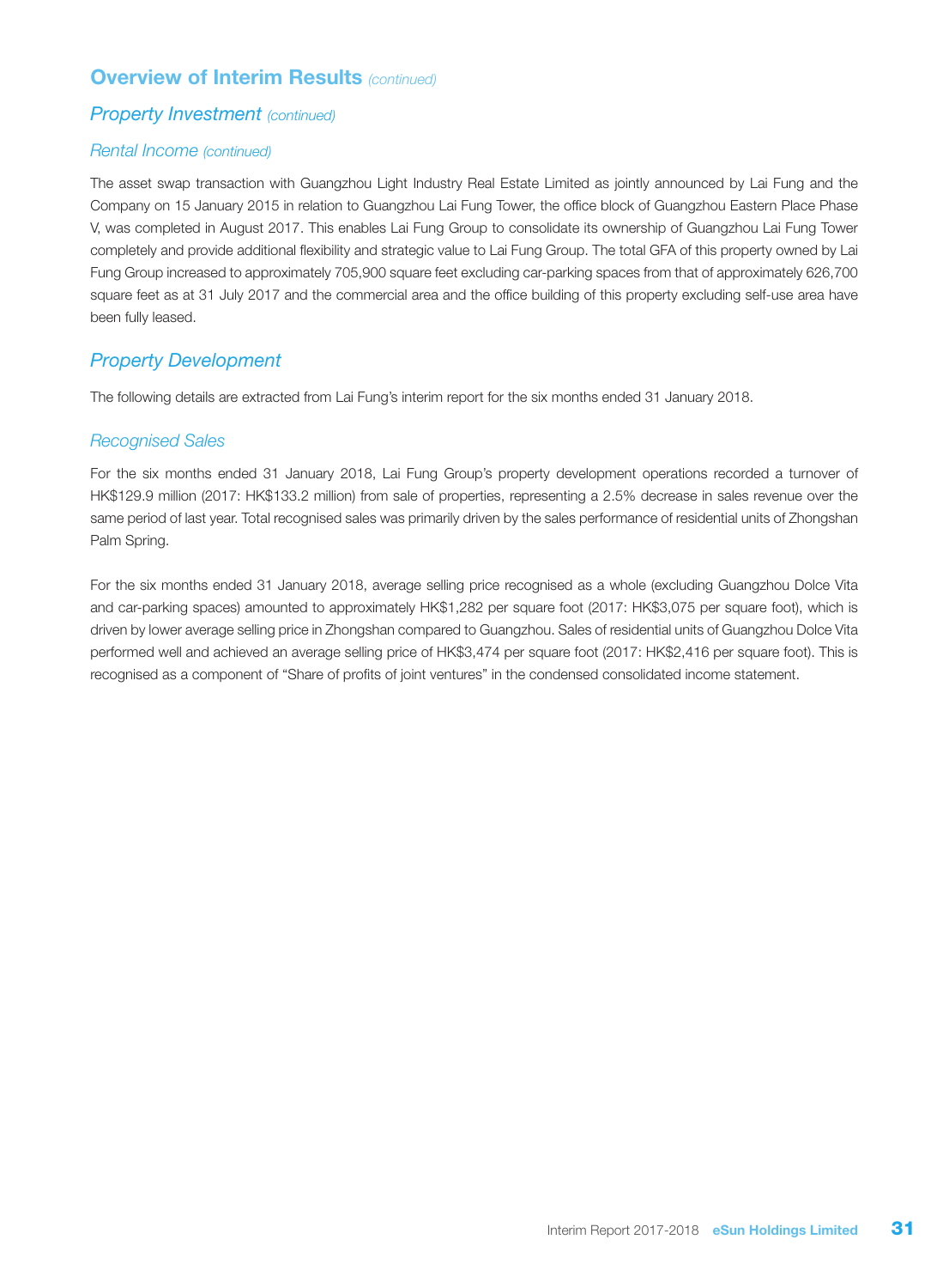## Overview of Interim Results *(continued)*

### *Property Investment (continued)*

#### *Rental Income (continued)*

The asset swap transaction with Guangzhou Light Industry Real Estate Limited as jointly announced by Lai Fung and the Company on 15 January 2015 in relation to Guangzhou Lai Fung Tower, the office block of Guangzhou Eastern Place Phase V, was completed in August 2017. This enables Lai Fung Group to consolidate its ownership of Guangzhou Lai Fung Tower completely and provide additional flexibility and strategic value to Lai Fung Group. The total GFA of this property owned by Lai Fung Group increased to approximately 705,900 square feet excluding car-parking spaces from that of approximately 626,700 square feet as at 31 July 2017 and the commercial area and the office building of this property excluding self-use area have been fully leased.

### *Property Development*

The following details are extracted from Lai Fung's interim report for the six months ended 31 January 2018.

#### *Recognised Sales*

For the six months ended 31 January 2018, Lai Fung Group's property development operations recorded a turnover of HK$129.9 million (2017: HK$133.2 million) from sale of properties, representing a 2.5% decrease in sales revenue over the same period of last year. Total recognised sales was primarily driven by the sales performance of residential units of Zhongshan Palm Spring.

For the six months ended 31 January 2018, average selling price recognised as a whole (excluding Guangzhou Dolce Vita and car-parking spaces) amounted to approximately HK$1,282 per square foot (2017: HK$3,075 per square foot), which is driven by lower average selling price in Zhongshan compared to Guangzhou. Sales of residential units of Guangzhou Dolce Vita performed well and achieved an average selling price of HK$3,474 per square foot (2017: HK$2,416 per square foot). This is recognised as a component of "Share of profits of joint ventures" in the condensed consolidated income statement.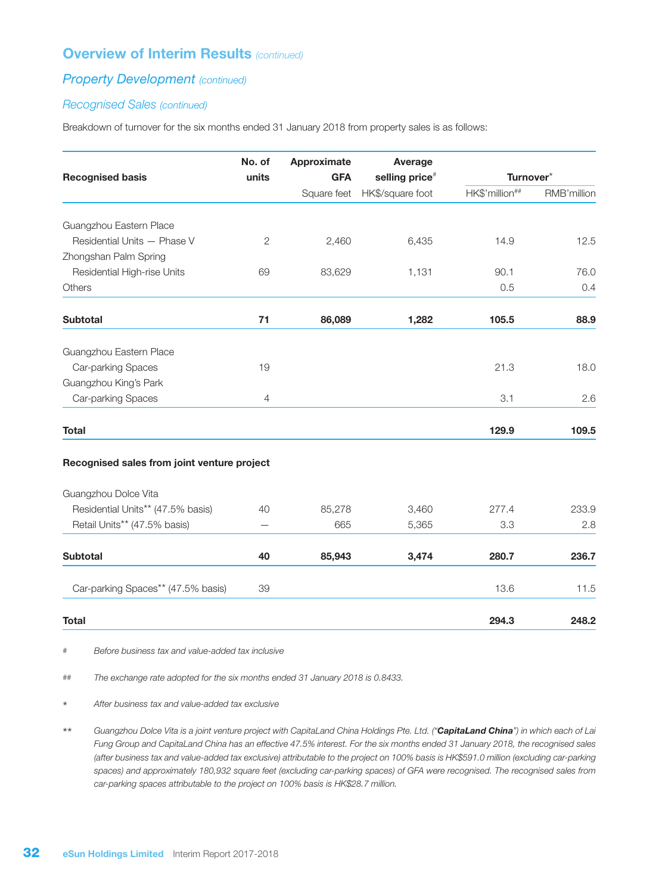## Overview of Interim Results *(continued)*

### *Property Development* *(continued)*

#### *Recognised Sales* *(continued)*

Breakdown of turnover for the six months ended 31 January 2018 from property sales is as follows:

| Recognised basis | No. of units | Approximate GFA | Average selling price# | Turnover* | |
|---|---|---|---|---|---|
| | | Square feet | HK$/square foot | HK$'million## | RMB'million |
| Guangzhou Eastern Place | | | | | |
| Residential Units — Phase V | 2 | 2,460 | 6,435 | 14.9 | 12.5 |
| Zhongshan Palm Spring | | | | | |
| Residential High-rise Units | 69 | 83,629 | 1,131 | 90.1 | 76.0 |
| Others | | | | 0.5 | 0.4 |
| **Subtotal** | **71** | **86,089** | **1,282** | **105.5** | **88.9** |
| Guangzhou Eastern Place | | | | | |
| Car-parking Spaces | 19 | | | 21.3 | 18.0 |
| Guangzhou King's Park | | | | | |
| Car-parking Spaces | 4 | | | 3.1 | 2.6 |
| **Total** | | | | **129.9** | **109.5** |
| **Recognised sales from joint venture project** | | | | | |
| Guangzhou Dolce Vita | | | | | |
| Residential Units** (47.5% basis) | 40 | 85,278 | 3,460 | 277.4 | 233.9 |
| Retail Units** (47.5% basis) | — | 665 | 5,365 | 3.3 | 2.8 |
| **Subtotal** | **40** | **85,943** | **3,474** | **280.7** | **236.7** |
| Car-parking Spaces** (47.5% basis) | 39 | | | 13.6 | 11.5 |
| **Total** | | | | **294.3** | **248.2** |

# *Before business tax and value-added tax inclusive*

## *The exchange rate adopted for the six months ended 31 January 2018 is 0.8433.*

\* *After business tax and value-added tax exclusive*

** *Guangzhou Dolce Vita is a joint venture project with CapitaLand China Holdings Pte. Ltd. ("**CapitaLand China**") in which each of Lai Fung Group and CapitaLand China has an effective 47.5% interest. For the six months ended 31 January 2018, the recognised sales (after business tax and value-added tax exclusive) attributable to the project on 100% basis is HK$591.0 million (excluding car-parking spaces) and approximately 180,932 square feet (excluding car-parking spaces) of GFA were recognised. The recognised sales from car-parking spaces attributable to the project on 100% basis is HK$28.7 million.*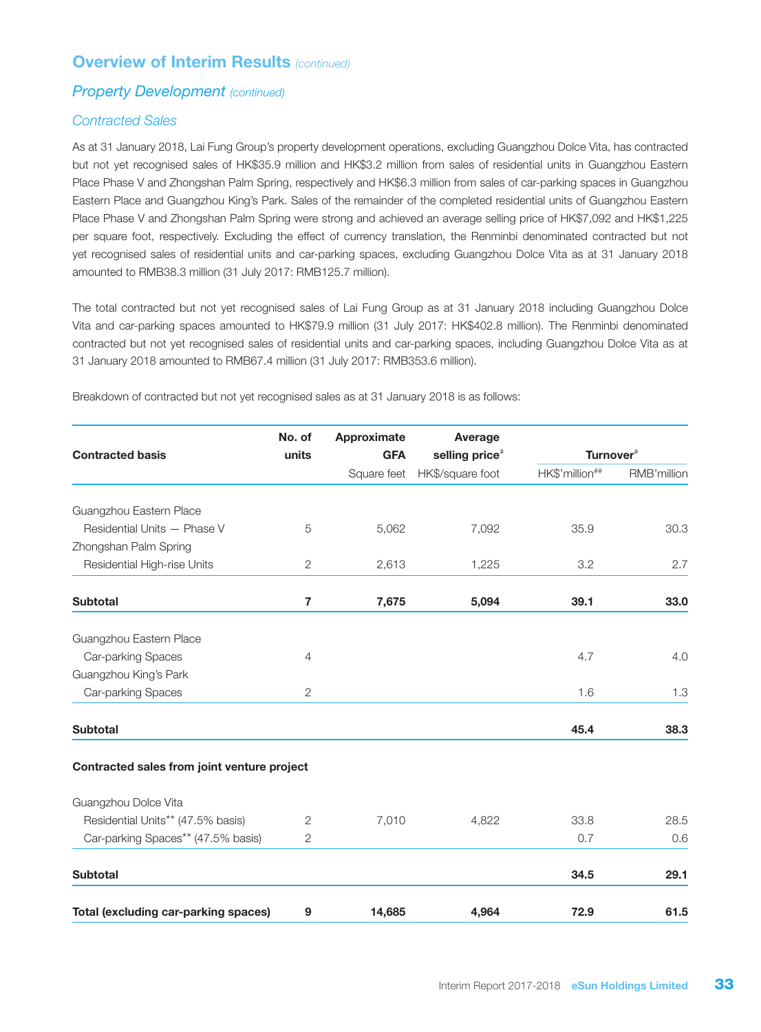## Overview of Interim Results *(continued)*

### *Property Development (continued)*

### *Contracted Sales*

As at 31 January 2018, Lai Fung Group's property development operations, excluding Guangzhou Dolce Vita, has contracted but not yet recognised sales of HK$35.9 million and HK$3.2 million from sales of residential units in Guangzhou Eastern Place Phase V and Zhongshan Palm Spring, respectively and HK$6.3 million from sales of car-parking spaces in Guangzhou Eastern Place and Guangzhou King's Park. Sales of the remainder of the completed residential units of Guangzhou Eastern Place Phase V and Zhongshan Palm Spring were strong and achieved an average selling price of HK$7,092 and HK$1,225 per square foot, respectively. Excluding the effect of currency translation, the Renminbi denominated contracted but not yet recognised sales of residential units and car-parking spaces, excluding Guangzhou Dolce Vita as at 31 January 2018 amounted to RMB38.3 million (31 July 2017: RMB125.7 million).

The total contracted but not yet recognised sales of Lai Fung Group as at 31 January 2018 including Guangzhou Dolce Vita and car-parking spaces amounted to HK$79.9 million (31 July 2017: HK$402.8 million). The Renminbi denominated contracted but not yet recognised sales of residential units and car-parking spaces, including Guangzhou Dolce Vita as at 31 January 2018 amounted to RMB67.4 million (31 July 2017: RMB353.6 million).

Breakdown of contracted but not yet recognised sales as at 31 January 2018 is as follows:

| Contracted basis | No. of units | Approximate GFA | Average selling price# | Turnover# | |
|---|---|---|---|---|---|
| | | Square feet | HK$/square foot | HK$'million## | RMB'million |
| Guangzhou Eastern Place | | | | | |
| Residential Units — Phase V | 5 | 5,062 | 7,092 | 35.9 | 30.3 |
| Zhongshan Palm Spring | | | | | |
| Residential High-rise Units | 2 | 2,613 | 1,225 | 3.2 | 2.7 |
| **Subtotal** | **7** | **7,675** | **5,094** | **39.1** | **33.0** |
| Guangzhou Eastern Place | | | | | |
| Car-parking Spaces | 4 | | | 4.7 | 4.0 |
| Guangzhou King's Park | | | | | |
| Car-parking Spaces | 2 | | | 1.6 | 1.3 |
| **Subtotal** | | | | **45.4** | **38.3** |
| **Contracted sales from joint venture project** | | | | | |
| Guangzhou Dolce Vita | | | | | |
| Residential Units** (47.5% basis) | 2 | 7,010 | 4,822 | 33.8 | 28.5 |
| Car-parking Spaces** (47.5% basis) | 2 | | | 0.7 | 0.6 |
| **Subtotal** | | | | **34.5** | **29.1** |
| **Total (excluding car-parking spaces)** | **9** | **14,685** | **4,964** | **72.9** | **61.5** |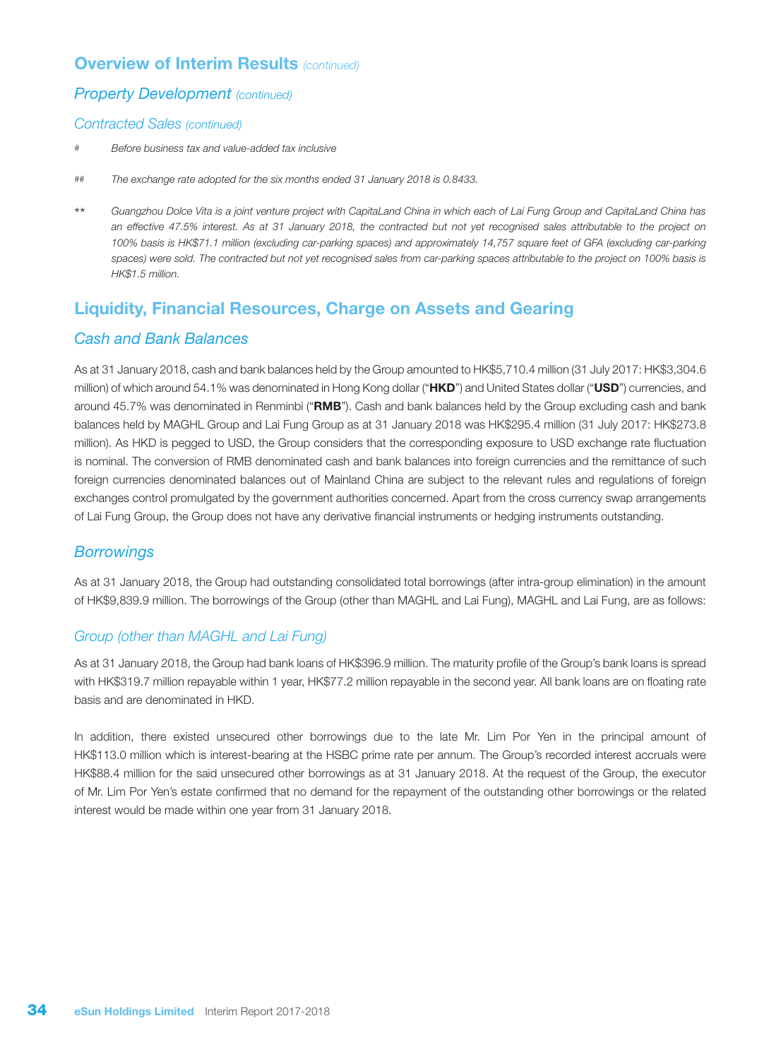## Overview of Interim Results *(continued)*

### *Property Development (continued)*

#### *Contracted Sales (continued)*

# *Before business tax and value-added tax inclusive*

## *The exchange rate adopted for the six months ended 31 January 2018 is 0.8433.*

** *Guangzhou Dolce Vita is a joint venture project with CapitaLand China in which each of Lai Fung Group and CapitaLand China has an effective 47.5% interest. As at 31 January 2018, the contracted but not yet recognised sales attributable to the project on 100% basis is HK$71.1 million (excluding car-parking spaces) and approximately 14,757 square feet of GFA (excluding car-parking spaces) were sold. The contracted but not yet recognised sales from car-parking spaces attributable to the project on 100% basis is HK$1.5 million.*

## Liquidity, Financial Resources, Charge on Assets and Gearing

### *Cash and Bank Balances*

As at 31 January 2018, cash and bank balances held by the Group amounted to HK$5,710.4 million (31 July 2017: HK$3,304.6 million) of which around 54.1% was denominated in Hong Kong dollar ("**HKD**") and United States dollar ("**USD**") currencies, and around 45.7% was denominated in Renminbi ("**RMB**"). Cash and bank balances held by the Group excluding cash and bank balances held by MAGHL Group and Lai Fung Group as at 31 January 2018 was HK$295.4 million (31 July 2017: HK$273.8 million). As HKD is pegged to USD, the Group considers that the corresponding exposure to USD exchange rate fluctuation is nominal. The conversion of RMB denominated cash and bank balances into foreign currencies and the remittance of such foreign currencies denominated balances out of Mainland China are subject to the relevant rules and regulations of foreign exchanges control promulgated by the government authorities concerned. Apart from the cross currency swap arrangements of Lai Fung Group, the Group does not have any derivative financial instruments or hedging instruments outstanding.

### *Borrowings*

As at 31 January 2018, the Group had outstanding consolidated total borrowings (after intra-group elimination) in the amount of HK$9,839.9 million. The borrowings of the Group (other than MAGHL and Lai Fung), MAGHL and Lai Fung, are as follows:

#### *Group (other than MAGHL and Lai Fung)*

As at 31 January 2018, the Group had bank loans of HK$396.9 million. The maturity profile of the Group's bank loans is spread with HK$319.7 million repayable within 1 year, HK$77.2 million repayable in the second year. All bank loans are on floating rate basis and are denominated in HKD.

In addition, there existed unsecured other borrowings due to the late Mr. Lim Por Yen in the principal amount of HK$113.0 million which is interest-bearing at the HSBC prime rate per annum. The Group's recorded interest accruals were HK$88.4 million for the said unsecured other borrowings as at 31 January 2018. At the request of the Group, the executor of Mr. Lim Por Yen's estate confirmed that no demand for the repayment of the outstanding other borrowings or the related interest would be made within one year from 31 January 2018.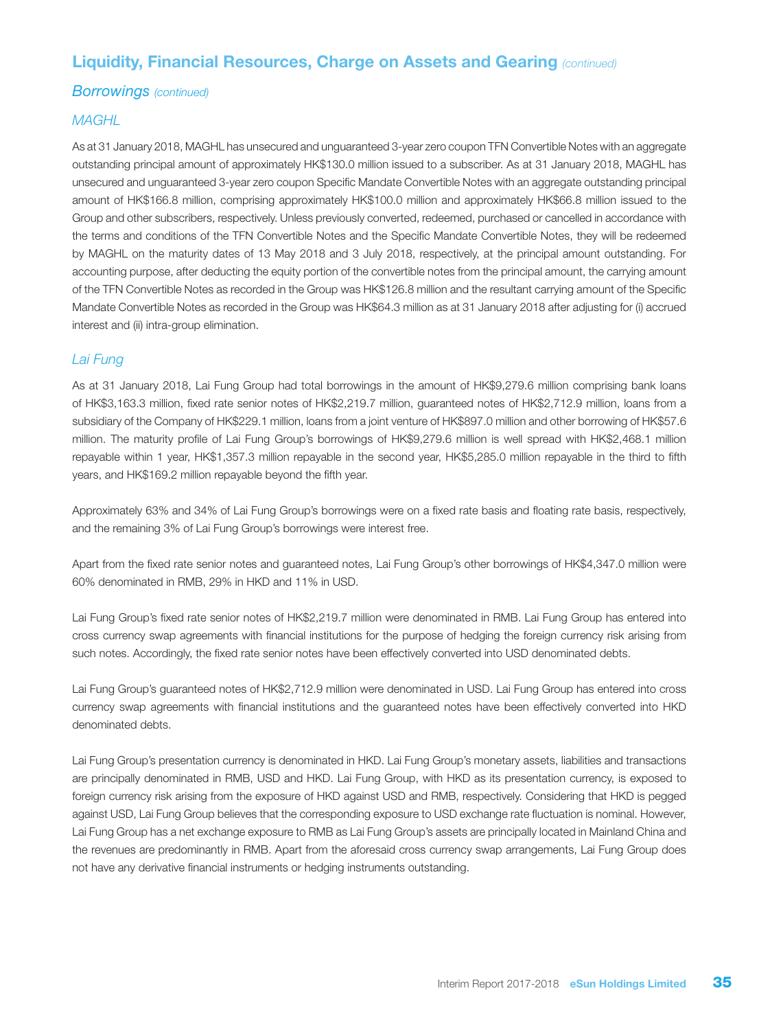## Liquidity, Financial Resources, Charge on Assets and Gearing *(continued)*

### *Borrowings (continued)*

#### *MAGHL*

As at 31 January 2018, MAGHL has unsecured and unguaranteed 3-year zero coupon TFN Convertible Notes with an aggregate outstanding principal amount of approximately HK$130.0 million issued to a subscriber. As at 31 January 2018, MAGHL has unsecured and unguaranteed 3-year zero coupon Specific Mandate Convertible Notes with an aggregate outstanding principal amount of HK$166.8 million, comprising approximately HK$100.0 million and approximately HK$66.8 million issued to the Group and other subscribers, respectively. Unless previously converted, redeemed, purchased or cancelled in accordance with the terms and conditions of the TFN Convertible Notes and the Specific Mandate Convertible Notes, they will be redeemed by MAGHL on the maturity dates of 13 May 2018 and 3 July 2018, respectively, at the principal amount outstanding. For accounting purpose, after deducting the equity portion of the convertible notes from the principal amount, the carrying amount of the TFN Convertible Notes as recorded in the Group was HK$126.8 million and the resultant carrying amount of the Specific Mandate Convertible Notes as recorded in the Group was HK$64.3 million as at 31 January 2018 after adjusting for (i) accrued interest and (ii) intra-group elimination.

#### *Lai Fung*

As at 31 January 2018, Lai Fung Group had total borrowings in the amount of HK$9,279.6 million comprising bank loans of HK$3,163.3 million, fixed rate senior notes of HK$2,219.7 million, guaranteed notes of HK$2,712.9 million, loans from a subsidiary of the Company of HK$229.1 million, loans from a joint venture of HK$897.0 million and other borrowing of HK$57.6 million. The maturity profile of Lai Fung Group's borrowings of HK$9,279.6 million is well spread with HK$2,468.1 million repayable within 1 year, HK$1,357.3 million repayable in the second year, HK$5,285.0 million repayable in the third to fifth years, and HK$169.2 million repayable beyond the fifth year.

Approximately 63% and 34% of Lai Fung Group's borrowings were on a fixed rate basis and floating rate basis, respectively, and the remaining 3% of Lai Fung Group's borrowings were interest free.

Apart from the fixed rate senior notes and guaranteed notes, Lai Fung Group's other borrowings of HK$4,347.0 million were 60% denominated in RMB, 29% in HKD and 11% in USD.

Lai Fung Group's fixed rate senior notes of HK$2,219.7 million were denominated in RMB. Lai Fung Group has entered into cross currency swap agreements with financial institutions for the purpose of hedging the foreign currency risk arising from such notes. Accordingly, the fixed rate senior notes have been effectively converted into USD denominated debts.

Lai Fung Group's guaranteed notes of HK$2,712.9 million were denominated in USD. Lai Fung Group has entered into cross currency swap agreements with financial institutions and the guaranteed notes have been effectively converted into HKD denominated debts.

Lai Fung Group's presentation currency is denominated in HKD. Lai Fung Group's monetary assets, liabilities and transactions are principally denominated in RMB, USD and HKD. Lai Fung Group, with HKD as its presentation currency, is exposed to foreign currency risk arising from the exposure of HKD against USD and RMB, respectively. Considering that HKD is pegged against USD, Lai Fung Group believes that the corresponding exposure to USD exchange rate fluctuation is nominal. However, Lai Fung Group has a net exchange exposure to RMB as Lai Fung Group's assets are principally located in Mainland China and the revenues are predominantly in RMB. Apart from the aforesaid cross currency swap arrangements, Lai Fung Group does not have any derivative financial instruments or hedging instruments outstanding.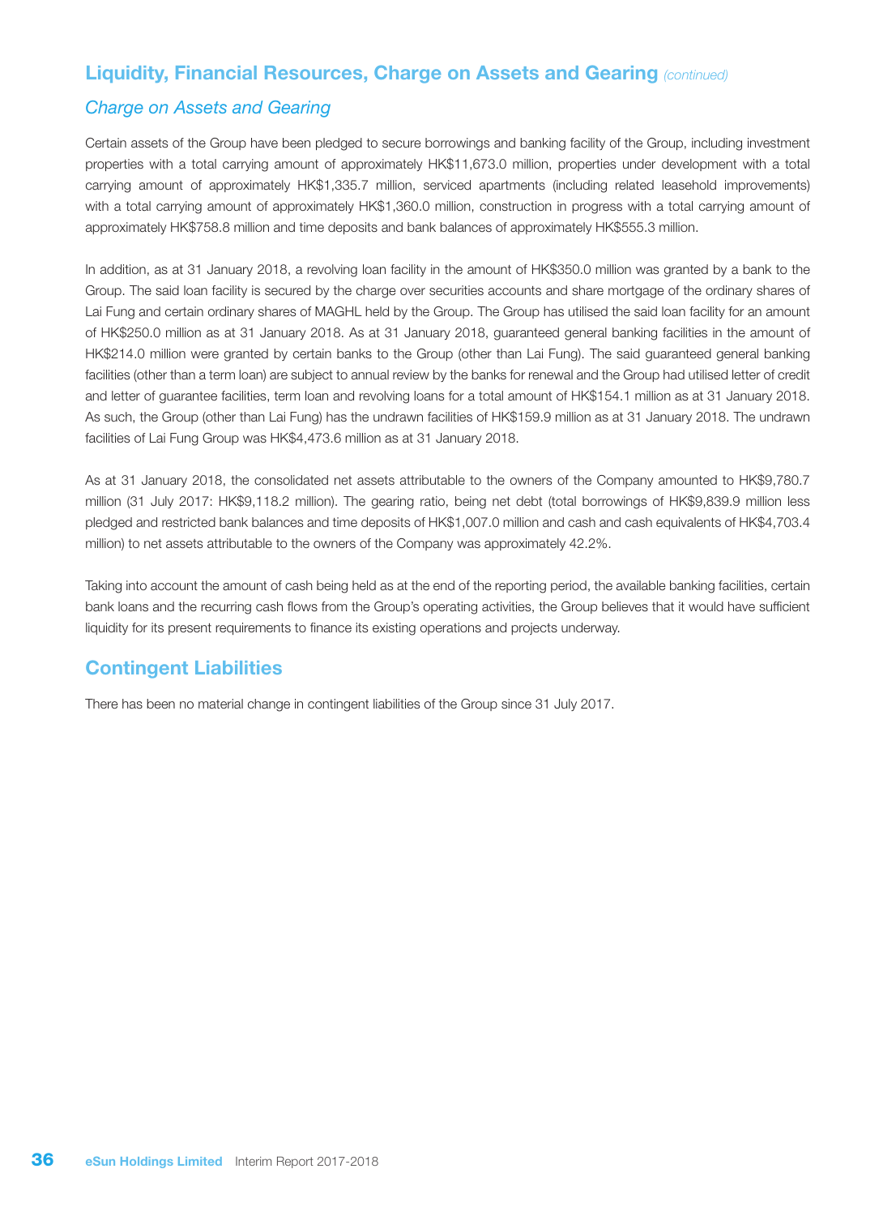## Liquidity, Financial Resources, Charge on Assets and Gearing *(continued)*

### *Charge on Assets and Gearing*

Certain assets of the Group have been pledged to secure borrowings and banking facility of the Group, including investment properties with a total carrying amount of approximately HK$11,673.0 million, properties under development with a total carrying amount of approximately HK$1,335.7 million, serviced apartments (including related leasehold improvements) with a total carrying amount of approximately HK$1,360.0 million, construction in progress with a total carrying amount of approximately HK$758.8 million and time deposits and bank balances of approximately HK$555.3 million.

In addition, as at 31 January 2018, a revolving loan facility in the amount of HK$350.0 million was granted by a bank to the Group. The said loan facility is secured by the charge over securities accounts and share mortgage of the ordinary shares of Lai Fung and certain ordinary shares of MAGHL held by the Group. The Group has utilised the said loan facility for an amount of HK$250.0 million as at 31 January 2018. As at 31 January 2018, guaranteed general banking facilities in the amount of HK$214.0 million were granted by certain banks to the Group (other than Lai Fung). The said guaranteed general banking facilities (other than a term loan) are subject to annual review by the banks for renewal and the Group had utilised letter of credit and letter of guarantee facilities, term loan and revolving loans for a total amount of HK$154.1 million as at 31 January 2018. As such, the Group (other than Lai Fung) has the undrawn facilities of HK$159.9 million as at 31 January 2018. The undrawn facilities of Lai Fung Group was HK$4,473.6 million as at 31 January 2018.

As at 31 January 2018, the consolidated net assets attributable to the owners of the Company amounted to HK$9,780.7 million (31 July 2017: HK$9,118.2 million). The gearing ratio, being net debt (total borrowings of HK$9,839.9 million less pledged and restricted bank balances and time deposits of HK$1,007.0 million and cash and cash equivalents of HK$4,703.4 million) to net assets attributable to the owners of the Company was approximately 42.2%.

Taking into account the amount of cash being held as at the end of the reporting period, the available banking facilities, certain bank loans and the recurring cash flows from the Group's operating activities, the Group believes that it would have sufficient liquidity for its present requirements to finance its existing operations and projects underway.

## Contingent Liabilities

There has been no material change in contingent liabilities of the Group since 31 July 2017.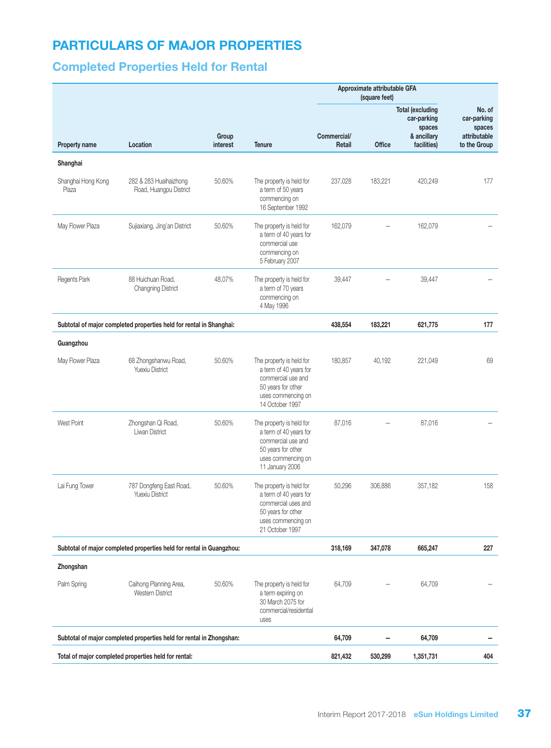# PARTICULARS OF MAJOR PROPERTIES

## Completed Properties Held for Rental

| | | | | Approximate attributable GFA (square feet) | | | |
|---|---|---|---|---|---|---|---|
| Property name | Location | Group interest | Tenure | Commercial/ Retail | Office | Total (excluding car-parking spaces & ancillary facilities) | No. of car-parking spaces attributable to the Group |
| **Shanghai** | | | | | | | |
| Shanghai Hong Kong Plaza | 282 & 283 Huaihaizhong Road, Huangpu District | 50.60% | The property is held for a term of 50 years commencing on 16 September 1992 | 237,028 | 183,221 | 420,249 | 177 |
| May Flower Plaza | Sujiaxiang, Jing'an District | 50.60% | The property is held for a term of 40 years for commercial use commencing on 5 February 2007 | 162,079 | – | 162,079 | – |
| Regents Park | 88 Huichuan Road, Changning District | 48.07% | The property is held for a term of 70 years commencing on 4 May 1996 | 39,447 | – | 39,447 | – |
| **Subtotal of major completed properties held for rental in Shanghai:** | | | | **438,554** | **183,221** | **621,775** | **177** |
| **Guangzhou** | | | | | | | |
| May Flower Plaza | 68 Zhongshanwu Road, Yuexiu District | 50.60% | The property is held for a term of 40 years for commercial use and 50 years for other uses commencing on 14 October 1997 | 180,857 | 40,192 | 221,049 | 69 |
| West Point | Zhongshan Qi Road, Liwan District | 50.60% | The property is held for a term of 40 years for commercial use and 50 years for other uses commencing on 11 January 2006 | 87,016 | – | 87,016 | – |
| Lai Fung Tower | 787 Dongfeng East Road, Yuexiu District | 50.60% | The property is held for a term of 40 years for commercial uses and 50 years for other uses commencing on 21 October 1997 | 50,296 | 306,886 | 357,182 | 158 |
| **Subtotal of major completed properties held for rental in Guangzhou:** | | | | **318,169** | **347,078** | **665,247** | **227** |
| **Zhongshan** | | | | | | | |
| Palm Spring | Caihong Planning Area, Western District | 50.60% | The property is held for a term expiring on 30 March 2075 for commercial/residential uses | 64,709 | – | 64,709 | – |
| **Subtotal of major completed properties held for rental in Zhongshan:** | | | | **64,709** | **–** | **64,709** | **–** |
| **Total of major completed properties held for rental:** | | | | **821,432** | **530,299** | **1,351,731** | **404** |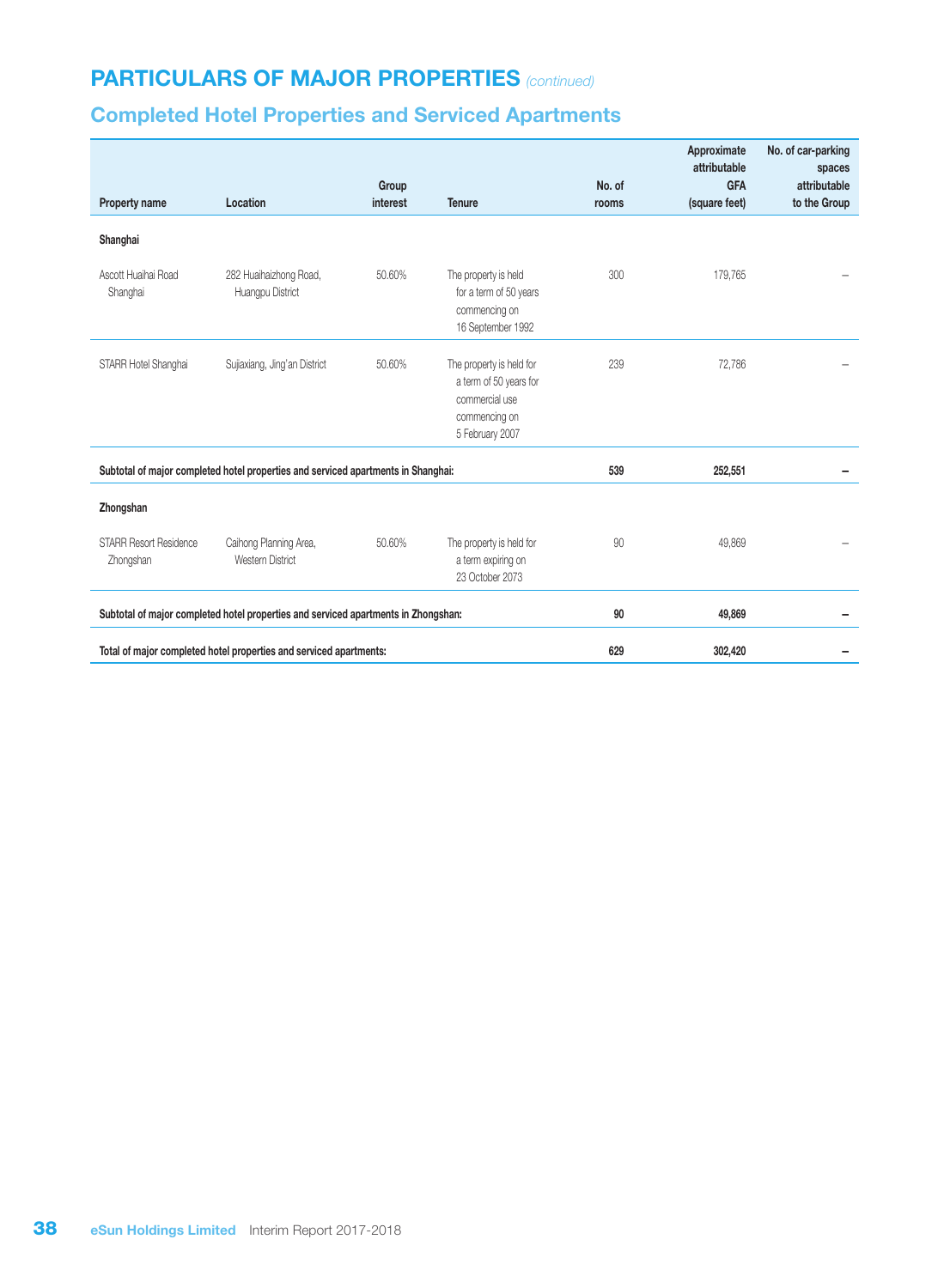## PARTICULARS OF MAJOR PROPERTIES *(continued)*

### Completed Hotel Properties and Serviced Apartments

| Property name | Location | Group interest | Tenure | No. of rooms | Approximate attributable GFA (square feet) | No. of car-parking spaces attributable to the Group |
|---|---|---|---|---|---|---|
| **Shanghai** | | | | | | |
| Ascott Huaihai Road Shanghai | 282 Huaihaizhong Road, Huangpu District | 50.60% | The property is held for a term of 50 years commencing on 16 September 1992 | 300 | 179,765 | – |
| STARR Hotel Shanghai | Sujiaxiang, Jing'an District | 50.60% | The property is held for a term of 50 years for commercial use commencing on 5 February 2007 | 239 | 72,786 | – |
| **Subtotal of major completed hotel properties and serviced apartments in Shanghai:** | | | | **539** | **252,551** | **–** |
| **Zhongshan** | | | | | | |
| STARR Resort Residence Zhongshan | Caihong Planning Area, Western District | 50.60% | The property is held for a term expiring on 23 October 2073 | 90 | 49,869 | – |
| **Subtotal of major completed hotel properties and serviced apartments in Zhongshan:** | | | | **90** | **49,869** | **–** |
| **Total of major completed hotel properties and serviced apartments:** | | | | **629** | **302,420** | **–** |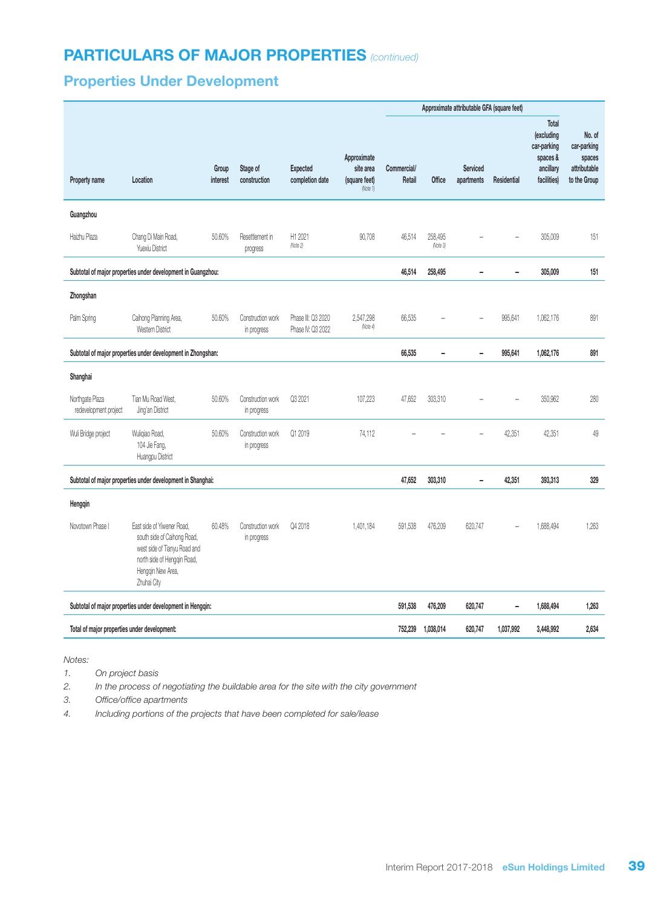# PARTICULARS OF MAJOR PROPERTIES *(continued)*

## Properties Under Development

| Property name | Location | Group interest | Stage of construction | Expected completion date | Approximate site area (square feet) (Note 1) | Approximate attributable GFA (square feet) | | | | | No. of car-parking spaces attributable to the Group |
|---|---|---|---|---|---|---|---|---|---|---|---|
| | | | | | | Commercial/ Retail | Office | Serviced apartments | Residential | Total (excluding car-parking spaces & ancillary facilities) | |
| **Guangzhou** | | | | | | | | | | | |
| Haizhu Plaza | Chang Di Main Road, Yuexiu District | 50.60% | Resettlement in progress | H1 2021 (Note 2) | 90,708 | 46,514 | 258,495 (Note 3) | – | – | 305,009 | 151 |
| **Subtotal of major properties under development in Guangzhou:** | | | | | | **46,514** | **258,495** | **–** | **–** | **305,009** | **151** |
| **Zhongshan** | | | | | | | | | | | |
| Palm Spring | Caihong Planning Area, Western District | 50.60% | Construction work in progress | Phase III: Q3 2020 Phase IV: Q3 2022 | 2,547,298 (Note 4) | 66,535 | – | – | 995,641 | 1,062,176 | 891 |
| **Subtotal of major properties under development in Zhongshan:** | | | | | | **66,535** | **–** | **–** | **995,641** | **1,062,176** | **891** |
| **Shanghai** | | | | | | | | | | | |
| Northgate Plaza redevelopment project | Tian Mu Road West, Jing'an District | 50.60% | Construction work in progress | Q3 2021 | 107,223 | 47,652 | 303,310 | – | – | 350,962 | 280 |
| Wuli Bridge project | Wuliqiao Road, 104 Jie Fang, Huangpu District | 50.60% | Construction work in progress | Q1 2019 | 74,112 | – | – | – | 42,351 | 42,351 | 49 |
| **Subtotal of major properties under development in Shanghai:** | | | | | | **47,652** | **303,310** | **–** | **42,351** | **393,313** | **329** |
| **Hengqin** | | | | | | | | | | | |
| Novotown Phase I | East side of Yiwener Road, south side of Caihong Road, west side of Tianyu Road and north side of Hengqin Road, Hengqin New Area, Zhuhai City | 60.48% | Construction work in progress | Q4 2018 | 1,401,184 | 591,538 | 476,209 | 620,747 | – | 1,688,494 | 1,263 |
| **Subtotal of major properties under development in Hengqin:** | | | | | | **591,538** | **476,209** | **620,747** | **–** | **1,688,494** | **1,263** |
| **Total of major properties under development:** | | | | | | **752,239** | **1,038,014** | **620,747** | **1,037,992** | **3,448,992** | **2,634** |

*Notes:*

1. *On project basis*
2. *In the process of negotiating the buildable area for the site with the city government*
3. *Office/office apartments*
4. *Including portions of the projects that have been completed for sale/lease*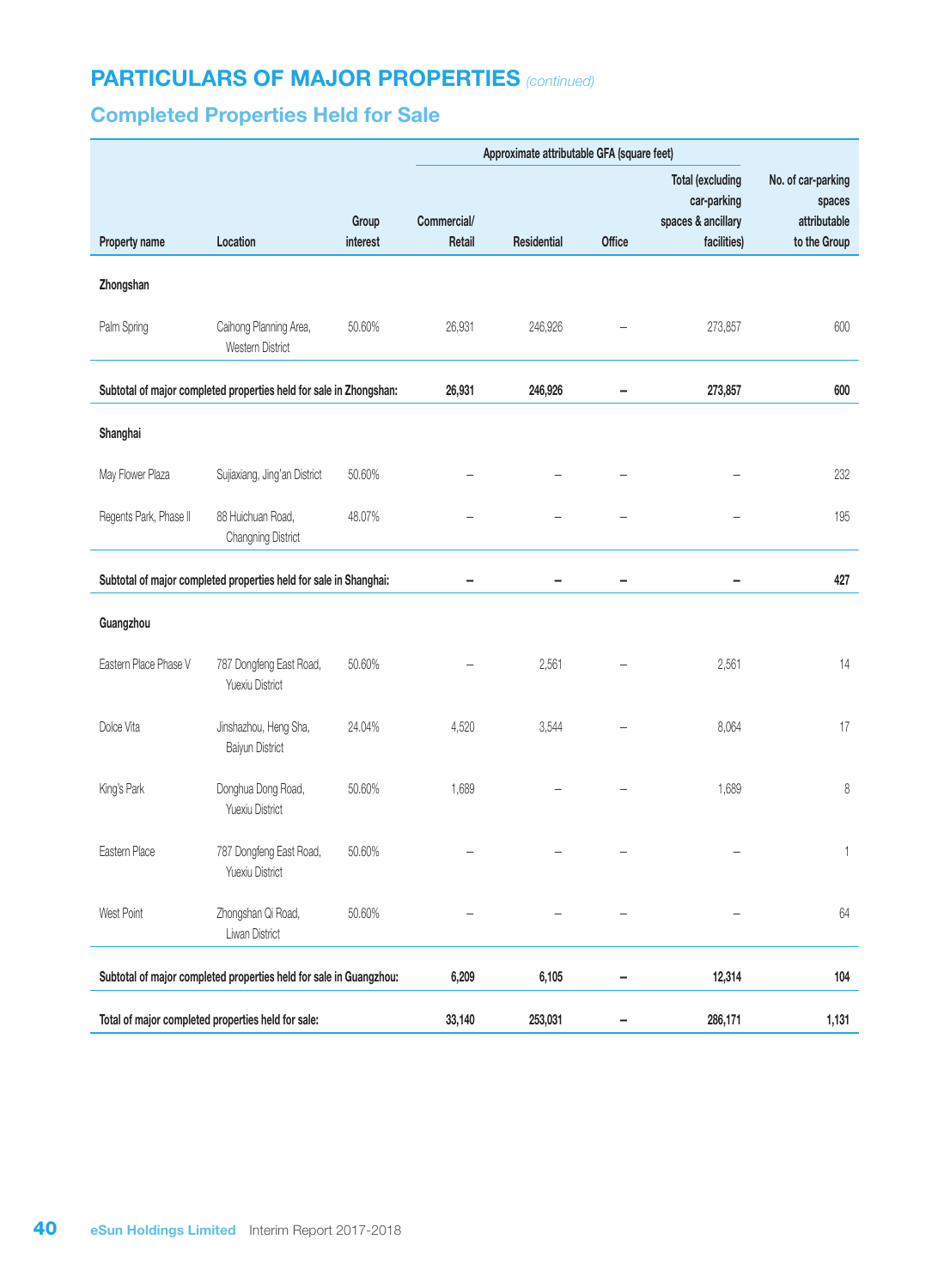# PARTICULARS OF MAJOR PROPERTIES *(continued)*

## Completed Properties Held for Sale

| | | | Approximate attributable GFA (square feet) | | | | |
|---|---|---|---|---|---|---|---|
| Property name | Location | Group interest | Commercial/ Retail | Residential | Office | Total (excluding car-parking spaces & ancillary facilities) | No. of car-parking spaces attributable to the Group |
| **Zhongshan** | | | | | | | |
| Palm Spring | Caihong Planning Area, Western District | 50.60% | 26,931 | 246,926 | – | 273,857 | 600 |
| **Subtotal of major completed properties held for sale in Zhongshan:** | | | **26,931** | **246,926** | **–** | **273,857** | **600** |
| **Shanghai** | | | | | | | |
| May Flower Plaza | Sujiaxiang, Jing'an District | 50.60% | – | – | – | – | 232 |
| Regents Park, Phase II | 88 Huichuan Road, Changning District | 48.07% | – | – | – | – | 195 |
| **Subtotal of major completed properties held for sale in Shanghai:** | | | **–** | **–** | **–** | **–** | **427** |
| **Guangzhou** | | | | | | | |
| Eastern Place Phase V | 787 Dongfeng East Road, Yuexiu District | 50.60% | – | 2,561 | – | 2,561 | 14 |
| Dolce Vita | Jinshazhou, Heng Sha, Baiyun District | 24.04% | 4,520 | 3,544 | – | 8,064 | 17 |
| King's Park | Donghua Dong Road, Yuexiu District | 50.60% | 1,689 | – | – | 1,689 | 8 |
| Eastern Place | 787 Dongfeng East Road, Yuexiu District | 50.60% | – | – | – | – | 1 |
| West Point | Zhongshan Qi Road, Liwan District | 50.60% | – | – | – | – | 64 |
| **Subtotal of major completed properties held for sale in Guangzhou:** | | | **6,209** | **6,105** | **–** | **12,314** | **104** |
| **Total of major completed properties held for sale:** | | | **33,140** | **253,031** | **–** | **286,171** | **1,131** |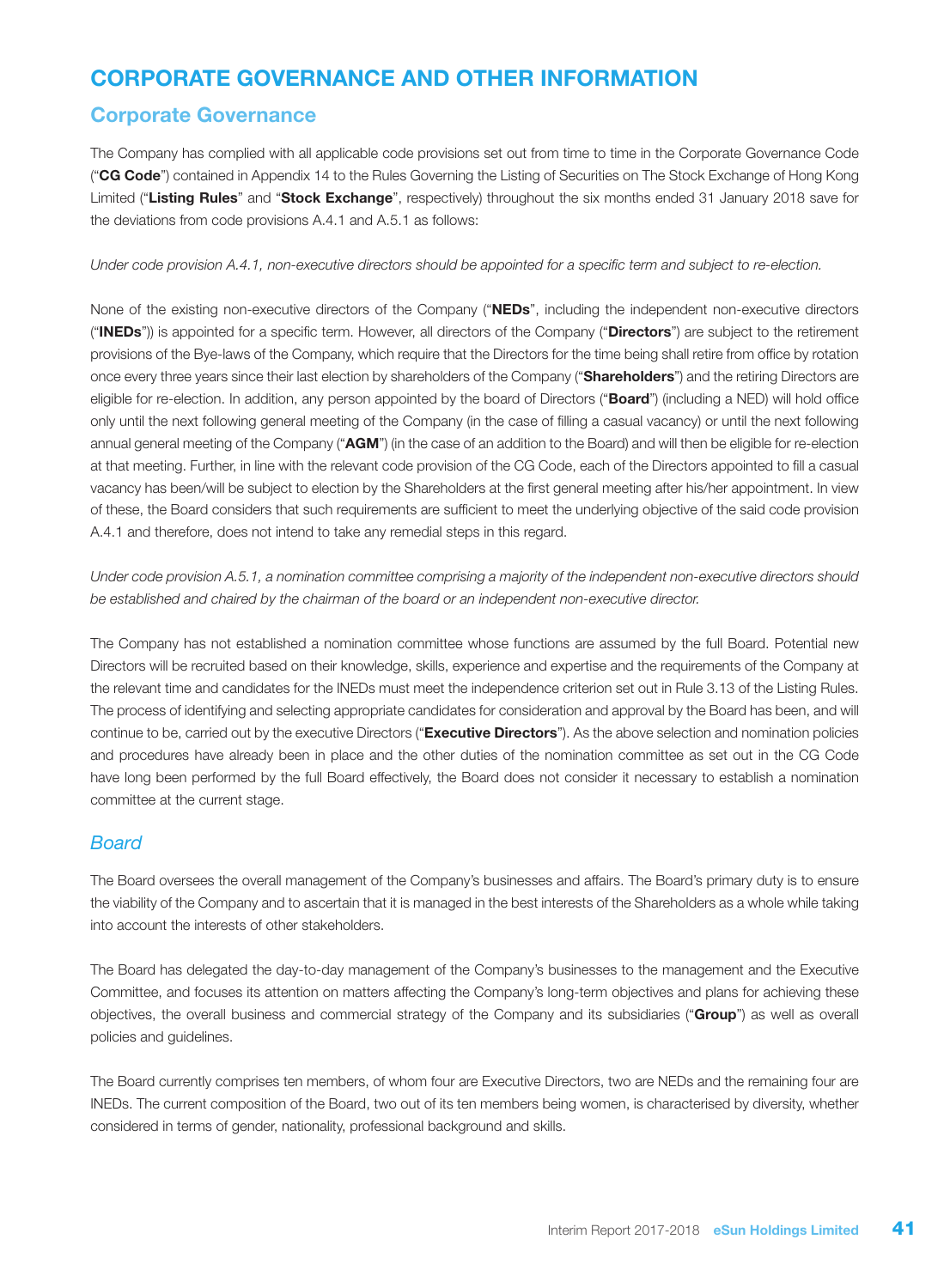# CORPORATE GOVERNANCE AND OTHER INFORMATION

## Corporate Governance

The Company has complied with all applicable code provisions set out from time to time in the Corporate Governance Code ("**CG Code**") contained in Appendix 14 to the Rules Governing the Listing of Securities on The Stock Exchange of Hong Kong Limited ("**Listing Rules**" and "**Stock Exchange**", respectively) throughout the six months ended 31 January 2018 save for the deviations from code provisions A.4.1 and A.5.1 as follows:

*Under code provision A.4.1, non-executive directors should be appointed for a specific term and subject to re-election.*

None of the existing non-executive directors of the Company ("**NEDs**", including the independent non-executive directors ("**INEDs**")) is appointed for a specific term. However, all directors of the Company ("**Directors**") are subject to the retirement provisions of the Bye-laws of the Company, which require that the Directors for the time being shall retire from office by rotation once every three years since their last election by shareholders of the Company ("**Shareholders**") and the retiring Directors are eligible for re-election. In addition, any person appointed by the board of Directors ("**Board**") (including a NED) will hold office only until the next following general meeting of the Company (in the case of filling a casual vacancy) or until the next following annual general meeting of the Company ("**AGM**") (in the case of an addition to the Board) and will then be eligible for re-election at that meeting. Further, in line with the relevant code provision of the CG Code, each of the Directors appointed to fill a casual vacancy has been/will be subject to election by the Shareholders at the first general meeting after his/her appointment. In view of these, the Board considers that such requirements are sufficient to meet the underlying objective of the said code provision A.4.1 and therefore, does not intend to take any remedial steps in this regard.

*Under code provision A.5.1, a nomination committee comprising a majority of the independent non-executive directors should be established and chaired by the chairman of the board or an independent non-executive director.*

The Company has not established a nomination committee whose functions are assumed by the full Board. Potential new Directors will be recruited based on their knowledge, skills, experience and expertise and the requirements of the Company at the relevant time and candidates for the INEDs must meet the independence criterion set out in Rule 3.13 of the Listing Rules. The process of identifying and selecting appropriate candidates for consideration and approval by the Board has been, and will continue to be, carried out by the executive Directors ("**Executive Directors**"). As the above selection and nomination policies and procedures have already been in place and the other duties of the nomination committee as set out in the CG Code have long been performed by the full Board effectively, the Board does not consider it necessary to establish a nomination committee at the current stage.

### *Board*

The Board oversees the overall management of the Company's businesses and affairs. The Board's primary duty is to ensure the viability of the Company and to ascertain that it is managed in the best interests of the Shareholders as a whole while taking into account the interests of other stakeholders.

The Board has delegated the day-to-day management of the Company's businesses to the management and the Executive Committee, and focuses its attention on matters affecting the Company's long-term objectives and plans for achieving these objectives, the overall business and commercial strategy of the Company and its subsidiaries ("**Group**") as well as overall policies and guidelines.

The Board currently comprises ten members, of whom four are Executive Directors, two are NEDs and the remaining four are INEDs. The current composition of the Board, two out of its ten members being women, is characterised by diversity, whether considered in terms of gender, nationality, professional background and skills.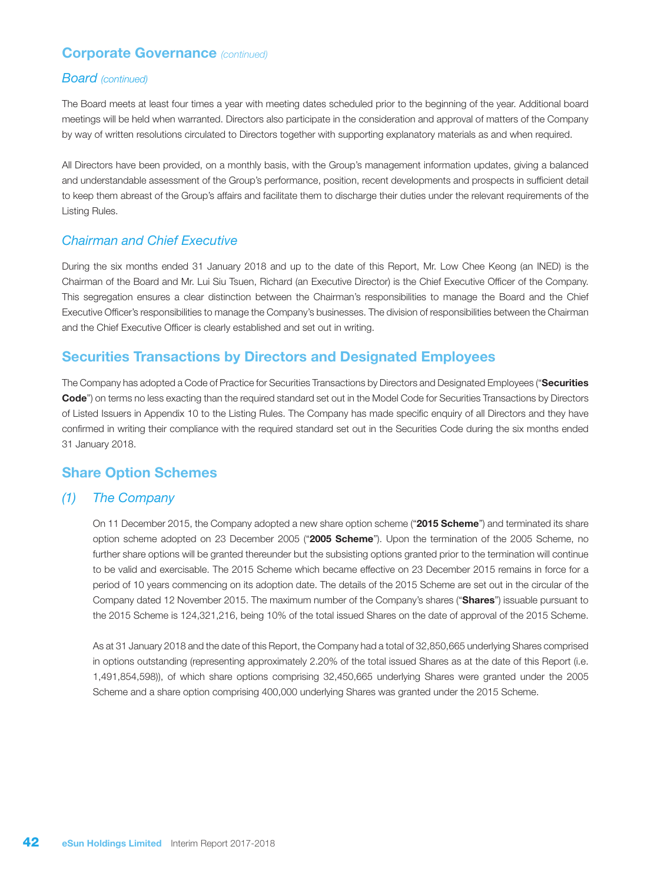## Corporate Governance *(continued)*

### *Board (continued)*

The Board meets at least four times a year with meeting dates scheduled prior to the beginning of the year. Additional board meetings will be held when warranted. Directors also participate in the consideration and approval of matters of the Company by way of written resolutions circulated to Directors together with supporting explanatory materials as and when required.

All Directors have been provided, on a monthly basis, with the Group's management information updates, giving a balanced and understandable assessment of the Group's performance, position, recent developments and prospects in sufficient detail to keep them abreast of the Group's affairs and facilitate them to discharge their duties under the relevant requirements of the Listing Rules.

### *Chairman and Chief Executive*

During the six months ended 31 January 2018 and up to the date of this Report, Mr. Low Chee Keong (an INED) is the Chairman of the Board and Mr. Lui Siu Tsuen, Richard (an Executive Director) is the Chief Executive Officer of the Company. This segregation ensures a clear distinction between the Chairman's responsibilities to manage the Board and the Chief Executive Officer's responsibilities to manage the Company's businesses. The division of responsibilities between the Chairman and the Chief Executive Officer is clearly established and set out in writing.

## Securities Transactions by Directors and Designated Employees

The Company has adopted a Code of Practice for Securities Transactions by Directors and Designated Employees ("**Securities Code**") on terms no less exacting than the required standard set out in the Model Code for Securities Transactions by Directors of Listed Issuers in Appendix 10 to the Listing Rules. The Company has made specific enquiry of all Directors and they have confirmed in writing their compliance with the required standard set out in the Securities Code during the six months ended 31 January 2018.

## Share Option Schemes

### *(1) The Company*

On 11 December 2015, the Company adopted a new share option scheme ("**2015 Scheme**") and terminated its share option scheme adopted on 23 December 2005 ("**2005 Scheme**"). Upon the termination of the 2005 Scheme, no further share options will be granted thereunder but the subsisting options granted prior to the termination will continue to be valid and exercisable. The 2015 Scheme which became effective on 23 December 2015 remains in force for a period of 10 years commencing on its adoption date. The details of the 2015 Scheme are set out in the circular of the Company dated 12 November 2015. The maximum number of the Company's shares ("**Shares**") issuable pursuant to the 2015 Scheme is 124,321,216, being 10% of the total issued Shares on the date of approval of the 2015 Scheme.

As at 31 January 2018 and the date of this Report, the Company had a total of 32,850,665 underlying Shares comprised in options outstanding (representing approximately 2.20% of the total issued Shares as at the date of this Report (i.e. 1,491,854,598)), of which share options comprising 32,450,665 underlying Shares were granted under the 2005 Scheme and a share option comprising 400,000 underlying Shares was granted under the 2015 Scheme.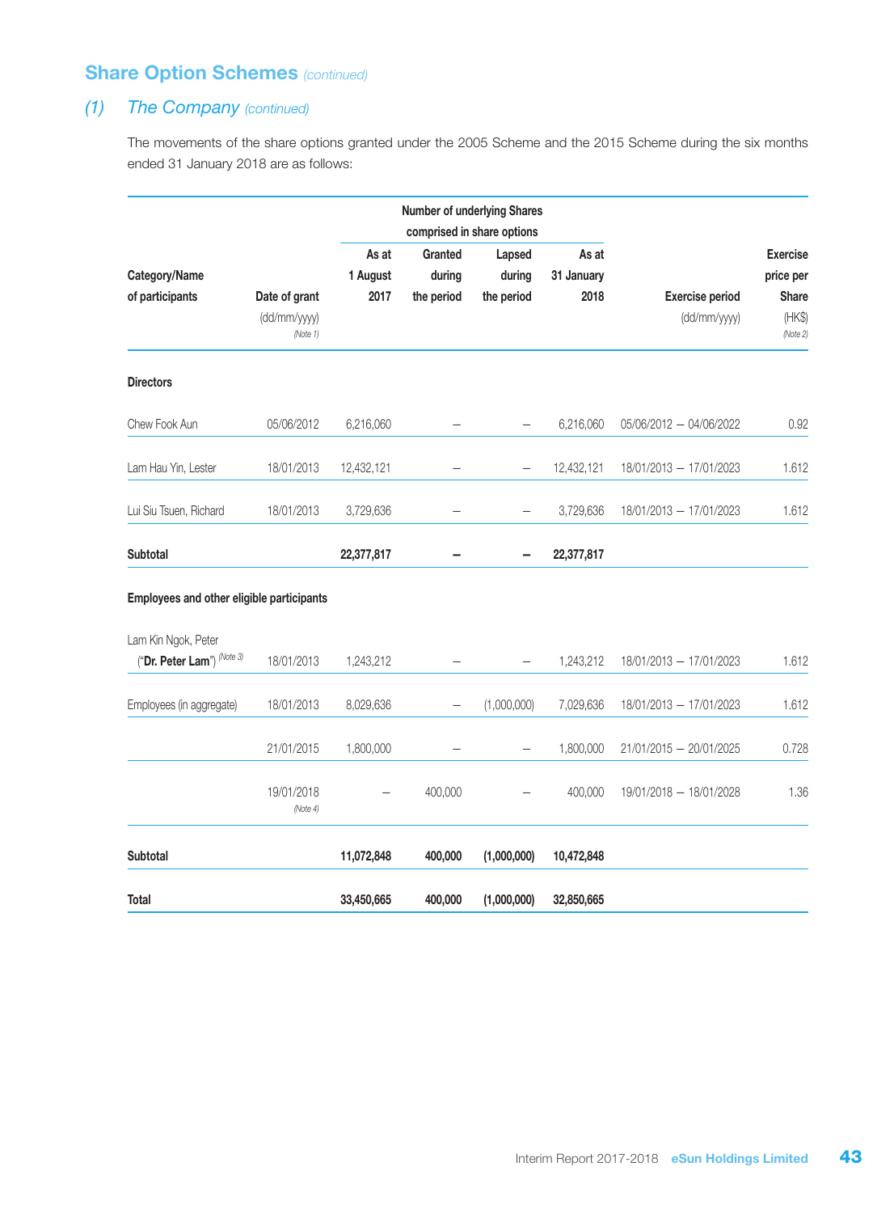## Share Option Schemes *(continued)*

### *(1) The Company (continued)*

The movements of the share options granted under the 2005 Scheme and the 2015 Scheme during the six months ended 31 January 2018 are as follows:

| Category/Name of participants | Date of grant (dd/mm/yyyy) (Note 1) | Number of underlying Shares comprised in share options: As at 1 August 2017 | Granted during the period | Lapsed during the period | As at 31 January 2018 | Exercise period (dd/mm/yyyy) | Exercise price per Share (HK$) (Note 2) |
|---|---|---|---|---|---|---|---|
| **Directors** | | | | | | | |
| Chew Fook Aun | 05/06/2012 | 6,216,060 | – | – | 6,216,060 | 05/06/2012 – 04/06/2022 | 0.92 |
| Lam Hau Yin, Lester | 18/01/2013 | 12,432,121 | – | – | 12,432,121 | 18/01/2013 – 17/01/2023 | 1.612 |
| Lui Siu Tsuen, Richard | 18/01/2013 | 3,729,636 | – | – | 3,729,636 | 18/01/2013 – 17/01/2023 | 1.612 |
| **Subtotal** | | **22,377,817** | **–** | **–** | **22,377,817** | | |
| **Employees and other eligible participants** | | | | | | | |
| Lam Kin Ngok, Peter ("**Dr. Peter Lam**") (Note 3) | 18/01/2013 | 1,243,212 | – | – | 1,243,212 | 18/01/2013 – 17/01/2023 | 1.612 |
| Employees (in aggregate) | 18/01/2013 | 8,029,636 | – | (1,000,000) | 7,029,636 | 18/01/2013 – 17/01/2023 | 1.612 |
| | 21/01/2015 | 1,800,000 | – | – | 1,800,000 | 21/01/2015 – 20/01/2025 | 0.728 |
| | 19/01/2018 (Note 4) | – | 400,000 | – | 400,000 | 19/01/2018 – 18/01/2028 | 1.36 |
| **Subtotal** | | **11,072,848** | **400,000** | **(1,000,000)** | **10,472,848** | | |
| **Total** | | **33,450,665** | **400,000** | **(1,000,000)** | **32,850,665** | | |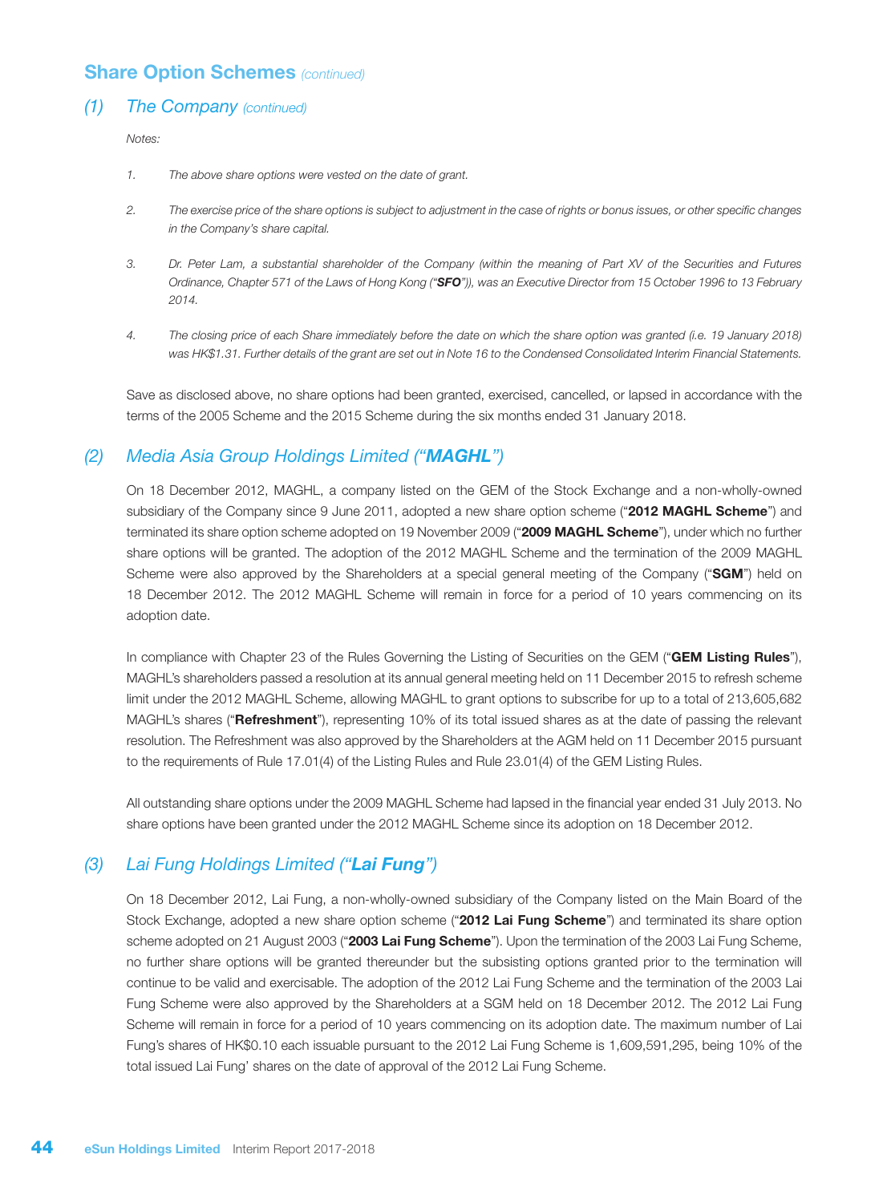## Share Option Schemes *(continued)*

### *(1) The Company (continued)*

*Notes:*

1. *The above share options were vested on the date of grant.*

2. *The exercise price of the share options is subject to adjustment in the case of rights or bonus issues, or other specific changes in the Company's share capital.*

3. *Dr. Peter Lam, a substantial shareholder of the Company (within the meaning of Part XV of the Securities and Futures Ordinance, Chapter 571 of the Laws of Hong Kong ("**SFO**")), was an Executive Director from 15 October 1996 to 13 February 2014.*

4. *The closing price of each Share immediately before the date on which the share option was granted (i.e. 19 January 2018) was HK$1.31. Further details of the grant are set out in Note 16 to the Condensed Consolidated Interim Financial Statements.*

Save as disclosed above, no share options had been granted, exercised, cancelled, or lapsed in accordance with the terms of the 2005 Scheme and the 2015 Scheme during the six months ended 31 January 2018.

### *(2) Media Asia Group Holdings Limited ("**MAGHL**")*

On 18 December 2012, MAGHL, a company listed on the GEM of the Stock Exchange and a non-wholly-owned subsidiary of the Company since 9 June 2011, adopted a new share option scheme ("**2012 MAGHL Scheme**") and terminated its share option scheme adopted on 19 November 2009 ("**2009 MAGHL Scheme**"), under which no further share options will be granted. The adoption of the 2012 MAGHL Scheme and the termination of the 2009 MAGHL Scheme were also approved by the Shareholders at a special general meeting of the Company ("**SGM**") held on 18 December 2012. The 2012 MAGHL Scheme will remain in force for a period of 10 years commencing on its adoption date.

In compliance with Chapter 23 of the Rules Governing the Listing of Securities on the GEM ("**GEM Listing Rules**"), MAGHL's shareholders passed a resolution at its annual general meeting held on 11 December 2015 to refresh scheme limit under the 2012 MAGHL Scheme, allowing MAGHL to grant options to subscribe for up to a total of 213,605,682 MAGHL's shares ("**Refreshment**"), representing 10% of its total issued shares as at the date of passing the relevant resolution. The Refreshment was also approved by the Shareholders at the AGM held on 11 December 2015 pursuant to the requirements of Rule 17.01(4) of the Listing Rules and Rule 23.01(4) of the GEM Listing Rules.

All outstanding share options under the 2009 MAGHL Scheme had lapsed in the financial year ended 31 July 2013. No share options have been granted under the 2012 MAGHL Scheme since its adoption on 18 December 2012.

### *(3) Lai Fung Holdings Limited ("**Lai Fung**")*

On 18 December 2012, Lai Fung, a non-wholly-owned subsidiary of the Company listed on the Main Board of the Stock Exchange, adopted a new share option scheme ("**2012 Lai Fung Scheme**") and terminated its share option scheme adopted on 21 August 2003 ("**2003 Lai Fung Scheme**"). Upon the termination of the 2003 Lai Fung Scheme, no further share options will be granted thereunder but the subsisting options granted prior to the termination will continue to be valid and exercisable. The adoption of the 2012 Lai Fung Scheme and the termination of the 2003 Lai Fung Scheme were also approved by the Shareholders at a SGM held on 18 December 2012. The 2012 Lai Fung Scheme will remain in force for a period of 10 years commencing on its adoption date. The maximum number of Lai Fung's shares of HK$0.10 each issuable pursuant to the 2012 Lai Fung Scheme is 1,609,591,295, being 10% of the total issued Lai Fung' shares on the date of approval of the 2012 Lai Fung Scheme.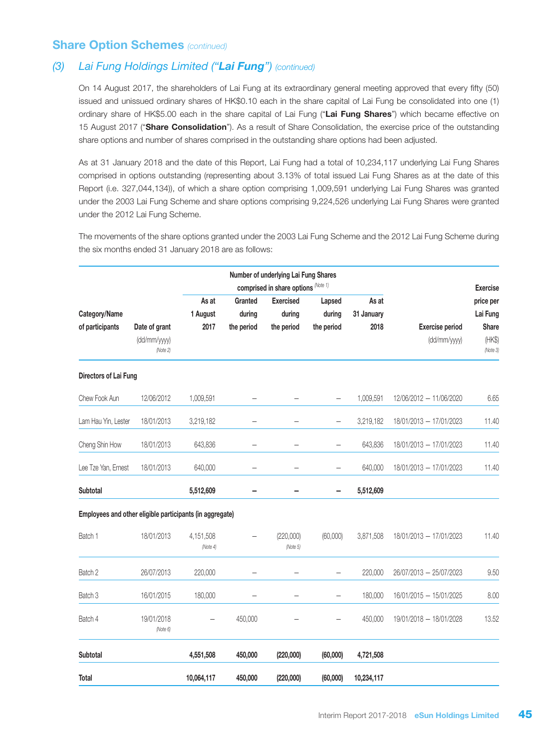## Share Option Schemes *(continued)*

### *(3) Lai Fung Holdings Limited ("**Lai Fung**") (continued)*

On 14 August 2017, the shareholders of Lai Fung at its extraordinary general meeting approved that every fifty (50) issued and unissued ordinary shares of HK$0.10 each in the share capital of Lai Fung be consolidated into one (1) ordinary share of HK$5.00 each in the share capital of Lai Fung ("**Lai Fung Shares**") which became effective on 15 August 2017 ("**Share Consolidation**"). As a result of Share Consolidation, the exercise price of the outstanding share options and number of shares comprised in the outstanding share options had been adjusted.

As at 31 January 2018 and the date of this Report, Lai Fung had a total of 10,234,117 underlying Lai Fung Shares comprised in options outstanding (representing about 3.13% of total issued Lai Fung Shares as at the date of this Report (i.e. 327,044,134)), of which a share option comprising 1,009,591 underlying Lai Fung Shares was granted under the 2003 Lai Fung Scheme and share options comprising 9,224,526 underlying Lai Fung Shares were granted under the 2012 Lai Fung Scheme.

The movements of the share options granted under the 2003 Lai Fung Scheme and the 2012 Lai Fung Scheme during the six months ended 31 January 2018 are as follows:

| Category/Name of participants | Date of grant (dd/mm/yyyy) *(Note 2)* | Number of underlying Lai Fung Shares comprised in share options *(Note 1)* | | | | | Exercise period (dd/mm/yyyy) | Exercise price per Lai Fung Share (HK$) *(Note 3)* |
|---|---|---|---|---|---|---|---|---|
| | | As at 1 August 2017 | Granted during the period | Exercised during the period | Lapsed during the period | As at 31 January 2018 | | |
| **Directors of Lai Fung** | | | | | | | | |
| Chew Fook Aun | 12/06/2012 | 1,009,591 | – | – | – | 1,009,591 | 12/06/2012 – 11/06/2020 | 6.65 |
| Lam Hau Yin, Lester | 18/01/2013 | 3,219,182 | – | – | – | 3,219,182 | 18/01/2013 – 17/01/2023 | 11.40 |
| Cheng Shin How | 18/01/2013 | 643,836 | – | – | – | 643,836 | 18/01/2013 – 17/01/2023 | 11.40 |
| Lee Tze Yan, Ernest | 18/01/2013 | 640,000 | – | – | – | 640,000 | 18/01/2013 – 17/01/2023 | 11.40 |
| **Subtotal** | | **5,512,609** | **–** | **–** | **–** | **5,512,609** | | |
| **Employees and other eligible participants (in aggregate)** | | | | | | | | |
| Batch 1 | 18/01/2013 | 4,151,508 *(Note 4)* | – | (220,000) *(Note 5)* | (60,000) | 3,871,508 | 18/01/2013 – 17/01/2023 | 11.40 |
| Batch 2 | 26/07/2013 | 220,000 | – | – | – | 220,000 | 26/07/2013 – 25/07/2023 | 9.50 |
| Batch 3 | 16/01/2015 | 180,000 | – | – | – | 180,000 | 16/01/2015 – 15/01/2025 | 8.00 |
| Batch 4 | 19/01/2018 *(Note 6)* | – | 450,000 | – | – | 450,000 | 19/01/2018 – 18/01/2028 | 13.52 |
| **Subtotal** | | **4,551,508** | **450,000** | **(220,000)** | **(60,000)** | **4,721,508** | | |
| **Total** | | **10,064,117** | **450,000** | **(220,000)** | **(60,000)** | **10,234,117** | | |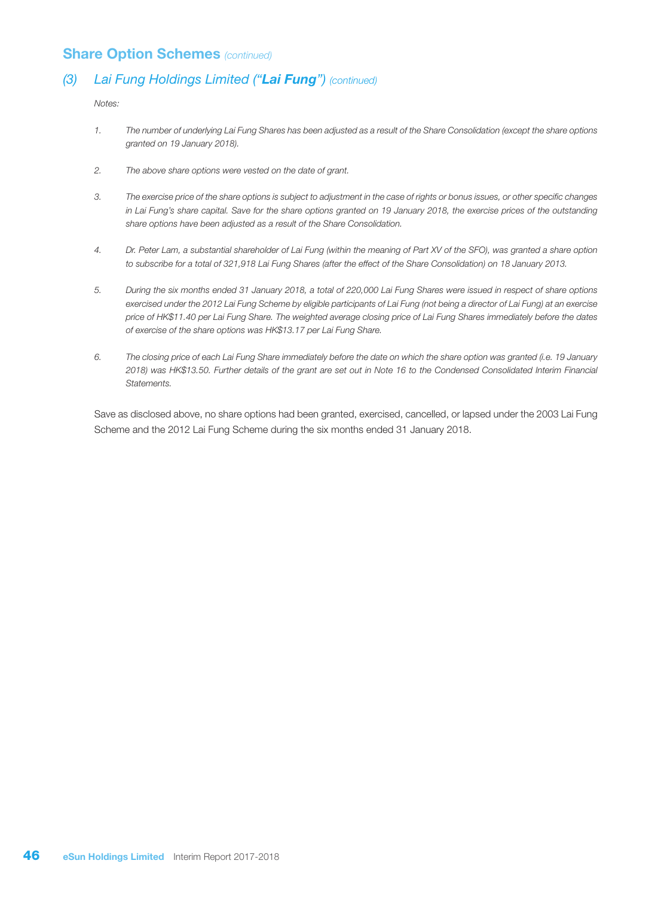## Share Option Schemes *(continued)*

### *(3) Lai Fung Holdings Limited ("**Lai Fung**") (continued)*

*Notes:*

1. *The number of underlying Lai Fung Shares has been adjusted as a result of the Share Consolidation (except the share options granted on 19 January 2018).*

2. *The above share options were vested on the date of grant.*

3. *The exercise price of the share options is subject to adjustment in the case of rights or bonus issues, or other specific changes in Lai Fung's share capital. Save for the share options granted on 19 January 2018, the exercise prices of the outstanding share options have been adjusted as a result of the Share Consolidation.*

4. *Dr. Peter Lam, a substantial shareholder of Lai Fung (within the meaning of Part XV of the SFO), was granted a share option to subscribe for a total of 321,918 Lai Fung Shares (after the effect of the Share Consolidation) on 18 January 2013.*

5. *During the six months ended 31 January 2018, a total of 220,000 Lai Fung Shares were issued in respect of share options exercised under the 2012 Lai Fung Scheme by eligible participants of Lai Fung (not being a director of Lai Fung) at an exercise price of HK$11.40 per Lai Fung Share. The weighted average closing price of Lai Fung Shares immediately before the dates of exercise of the share options was HK$13.17 per Lai Fung Share.*

6. *The closing price of each Lai Fung Share immediately before the date on which the share option was granted (i.e. 19 January 2018) was HK$13.50. Further details of the grant are set out in Note 16 to the Condensed Consolidated Interim Financial Statements.*

Save as disclosed above, no share options had been granted, exercised, cancelled, or lapsed under the 2003 Lai Fung Scheme and the 2012 Lai Fung Scheme during the six months ended 31 January 2018.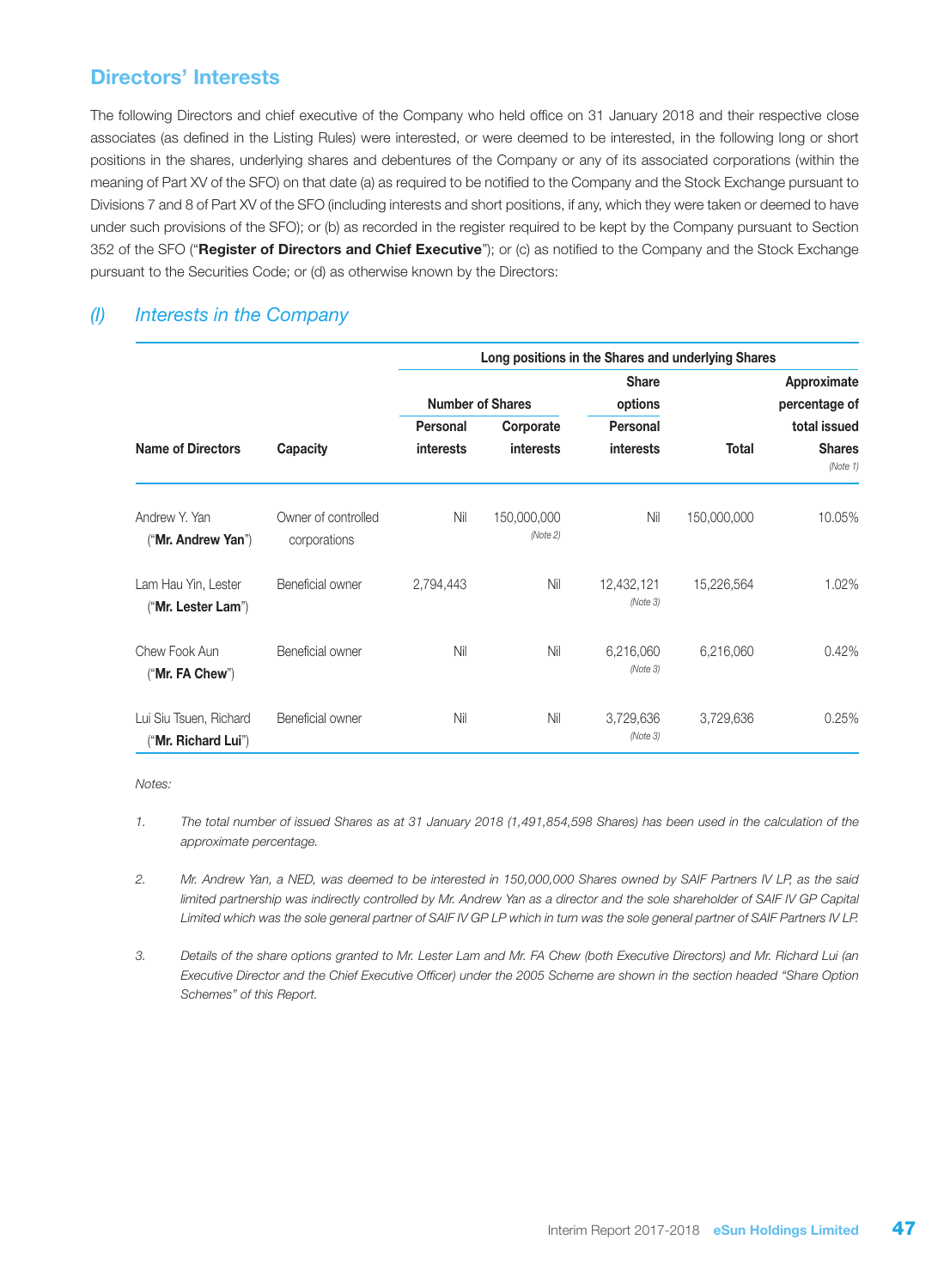## Directors' Interests

The following Directors and chief executive of the Company who held office on 31 January 2018 and their respective close associates (as defined in the Listing Rules) were interested, or were deemed to be interested, in the following long or short positions in the shares, underlying shares and debentures of the Company or any of its associated corporations (within the meaning of Part XV of the SFO) on that date (a) as required to be notified to the Company and the Stock Exchange pursuant to Divisions 7 and 8 of Part XV of the SFO (including interests and short positions, if any, which they were taken or deemed to have under such provisions of the SFO); or (b) as recorded in the register required to be kept by the Company pursuant to Section 352 of the SFO ("**Register of Directors and Chief Executive**"); or (c) as notified to the Company and the Stock Exchange pursuant to the Securities Code; or (d) as otherwise known by the Directors:

### *(I) Interests in the Company*

| | | Long positions in the Shares and underlying Shares | | | | |
|---|---|---|---|---|---|---|
| | | Number of Shares | | Share options | | |
| Name of Directors | Capacity | Personal interests | Corporate interests | Personal interests | Total | Approximate percentage of total issued Shares *(Note 1)* |
| Andrew Y. Yan ("**Mr. Andrew Yan**") | Owner of controlled corporations | Nil | 150,000,000 *(Note 2)* | Nil | 150,000,000 | 10.05% |
| Lam Hau Yin, Lester ("**Mr. Lester Lam**") | Beneficial owner | 2,794,443 | Nil | 12,432,121 *(Note 3)* | 15,226,564 | 1.02% |
| Chew Fook Aun ("**Mr. FA Chew**") | Beneficial owner | Nil | Nil | 6,216,060 *(Note 3)* | 6,216,060 | 0.42% |
| Lui Siu Tsuen, Richard ("**Mr. Richard Lui**") | Beneficial owner | Nil | Nil | 3,729,636 *(Note 3)* | 3,729,636 | 0.25% |

*Notes:*

1. *The total number of issued Shares as at 31 January 2018 (1,491,854,598 Shares) has been used in the calculation of the approximate percentage.*

2. *Mr. Andrew Yan, a NED, was deemed to be interested in 150,000,000 Shares owned by SAIF Partners IV LP, as the said limited partnership was indirectly controlled by Mr. Andrew Yan as a director and the sole shareholder of SAIF IV GP Capital Limited which was the sole general partner of SAIF IV GP LP which in turn was the sole general partner of SAIF Partners IV LP.*

3. *Details of the share options granted to Mr. Lester Lam and Mr. FA Chew (both Executive Directors) and Mr. Richard Lui (an Executive Director and the Chief Executive Officer) under the 2005 Scheme are shown in the section headed "Share Option Schemes" of this Report.*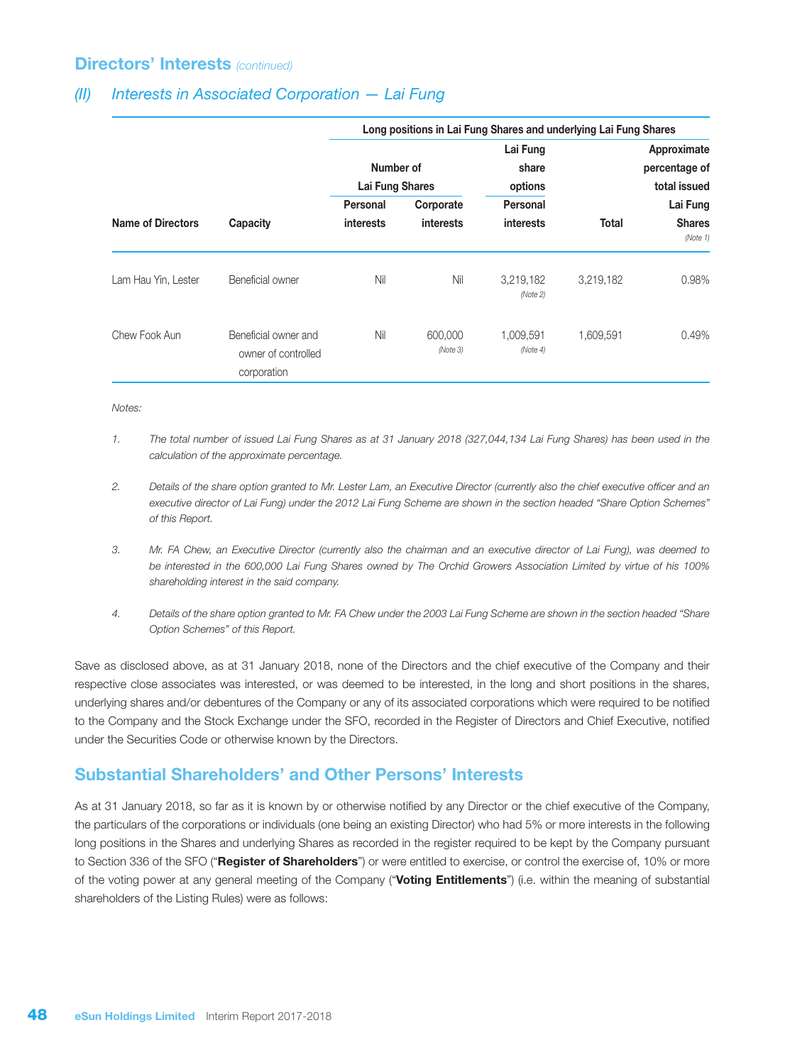## Directors' Interests *(continued)*

### *(II) Interests in Associated Corporation — Lai Fung*

| Name of Directors | Capacity | Long positions in Lai Fung Shares and underlying Lai Fung Shares | | | | |
|---|---|---|---|---|---|---|
| | | Number of Lai Fung Shares | | Lai Fung share options | | Approximate percentage of total issued Lai Fung Shares |
| | | Personal interests | Corporate interests | Personal interests | Total | *(Note 1)* |
| Lam Hau Yin, Lester | Beneficial owner | Nil | Nil | 3,219,182 *(Note 2)* | 3,219,182 | 0.98% |
| Chew Fook Aun | Beneficial owner and owner of controlled corporation | Nil | 600,000 *(Note 3)* | 1,009,591 *(Note 4)* | 1,609,591 | 0.49% |

*Notes:*

1. *The total number of issued Lai Fung Shares as at 31 January 2018 (327,044,134 Lai Fung Shares) has been used in the calculation of the approximate percentage.*

2. *Details of the share option granted to Mr. Lester Lam, an Executive Director (currently also the chief executive officer and an executive director of Lai Fung) under the 2012 Lai Fung Scheme are shown in the section headed "Share Option Schemes" of this Report.*

3. *Mr. FA Chew, an Executive Director (currently also the chairman and an executive director of Lai Fung), was deemed to be interested in the 600,000 Lai Fung Shares owned by The Orchid Growers Association Limited by virtue of his 100% shareholding interest in the said company.*

4. *Details of the share option granted to Mr. FA Chew under the 2003 Lai Fung Scheme are shown in the section headed "Share Option Schemes" of this Report.*

Save as disclosed above, as at 31 January 2018, none of the Directors and the chief executive of the Company and their respective close associates was interested, or was deemed to be interested, in the long and short positions in the shares, underlying shares and/or debentures of the Company or any of its associated corporations which were required to be notified to the Company and the Stock Exchange under the SFO, recorded in the Register of Directors and Chief Executive, notified under the Securities Code or otherwise known by the Directors.

## Substantial Shareholders' and Other Persons' Interests

As at 31 January 2018, so far as it is known by or otherwise notified by any Director or the chief executive of the Company, the particulars of the corporations or individuals (one being an existing Director) who had 5% or more interests in the following long positions in the Shares and underlying Shares as recorded in the register required to be kept by the Company pursuant to Section 336 of the SFO ("**Register of Shareholders**") or were entitled to exercise, or control the exercise of, 10% or more of the voting power at any general meeting of the Company ("**Voting Entitlements**") (i.e. within the meaning of substantial shareholders of the Listing Rules) were as follows: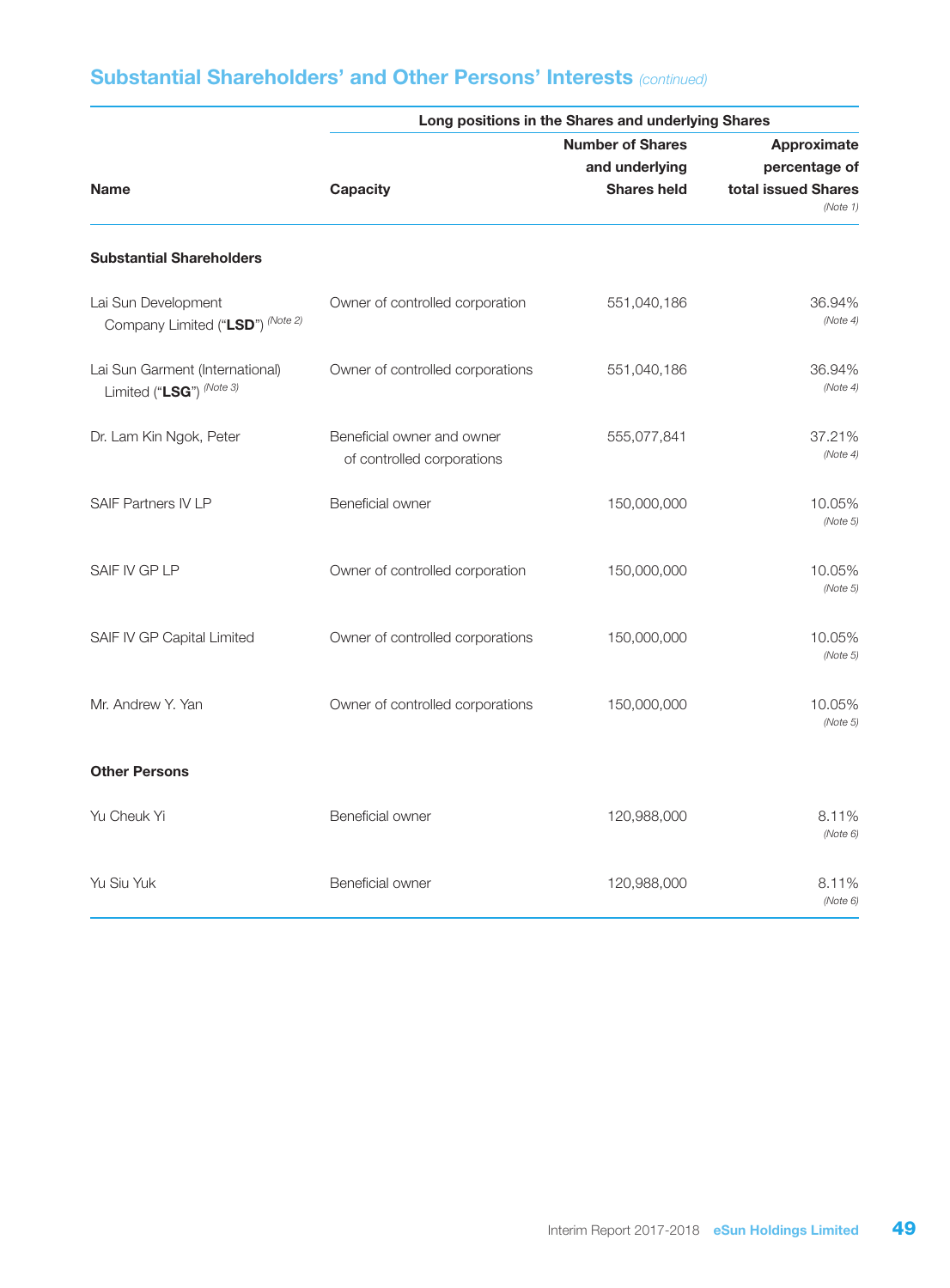## Substantial Shareholders' and Other Persons' Interests *(continued)*

| Name | Capacity | Long positions in the Shares and underlying Shares | |
|---|---|---|---|
| | | **Number of Shares and underlying Shares held** | **Approximate percentage of total issued Shares** *(Note 1)* |
| **Substantial Shareholders** | | | |
| Lai Sun Development Company Limited ("**LSD**") *(Note 2)* | Owner of controlled corporation | 551,040,186 | 36.94% *(Note 4)* |
| Lai Sun Garment (International) Limited ("**LSG**") *(Note 3)* | Owner of controlled corporations | 551,040,186 | 36.94% *(Note 4)* |
| Dr. Lam Kin Ngok, Peter | Beneficial owner and owner of controlled corporations | 555,077,841 | 37.21% *(Note 4)* |
| SAIF Partners IV LP | Beneficial owner | 150,000,000 | 10.05% *(Note 5)* |
| SAIF IV GP LP | Owner of controlled corporation | 150,000,000 | 10.05% *(Note 5)* |
| SAIF IV GP Capital Limited | Owner of controlled corporations | 150,000,000 | 10.05% *(Note 5)* |
| Mr. Andrew Y. Yan | Owner of controlled corporations | 150,000,000 | 10.05% *(Note 5)* |
| **Other Persons** | | | |
| Yu Cheuk Yi | Beneficial owner | 120,988,000 | 8.11% *(Note 6)* |
| Yu Siu Yuk | Beneficial owner | 120,988,000 | 8.11% *(Note 6)* |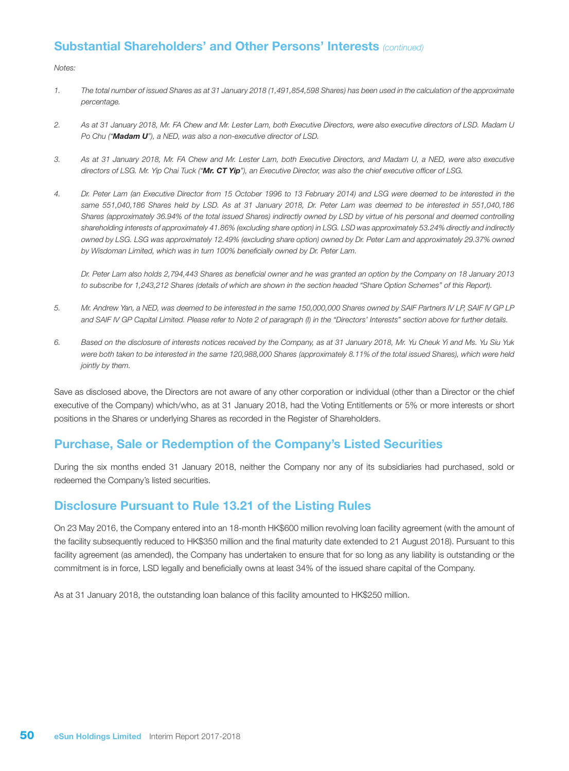## Substantial Shareholders' and Other Persons' Interests *(continued)*

*Notes:*

1. *The total number of issued Shares as at 31 January 2018 (1,491,854,598 Shares) has been used in the calculation of the approximate percentage.*

2. *As at 31 January 2018, Mr. FA Chew and Mr. Lester Lam, both Executive Directors, were also executive directors of LSD. Madam U Po Chu ("**Madam U**"), a NED, was also a non-executive director of LSD.*

3. *As at 31 January 2018, Mr. FA Chew and Mr. Lester Lam, both Executive Directors, and Madam U, a NED, were also executive directors of LSG. Mr. Yip Chai Tuck ("**Mr. CT Yip**"), an Executive Director, was also the chief executive officer of LSG.*

4. *Dr. Peter Lam (an Executive Director from 15 October 1996 to 13 February 2014) and LSG were deemed to be interested in the same 551,040,186 Shares held by LSD. As at 31 January 2018, Dr. Peter Lam was deemed to be interested in 551,040,186 Shares (approximately 36.94% of the total issued Shares) indirectly owned by LSD by virtue of his personal and deemed controlling shareholding interests of approximately 41.86% (excluding share option) in LSG. LSD was approximately 53.24% directly and indirectly owned by LSG. LSG was approximately 12.49% (excluding share option) owned by Dr. Peter Lam and approximately 29.37% owned by Wisdoman Limited, which was in turn 100% beneficially owned by Dr. Peter Lam.*

   *Dr. Peter Lam also holds 2,794,443 Shares as beneficial owner and he was granted an option by the Company on 18 January 2013 to subscribe for 1,243,212 Shares (details of which are shown in the section headed "Share Option Schemes" of this Report).*

5. *Mr. Andrew Yan, a NED, was deemed to be interested in the same 150,000,000 Shares owned by SAIF Partners IV LP, SAIF IV GP LP and SAIF IV GP Capital Limited. Please refer to Note 2 of paragraph (I) in the "Directors' Interests" section above for further details.*

6. *Based on the disclosure of interests notices received by the Company, as at 31 January 2018, Mr. Yu Cheuk Yi and Ms. Yu Siu Yuk were both taken to be interested in the same 120,988,000 Shares (approximately 8.11% of the total issued Shares), which were held jointly by them.*

Save as disclosed above, the Directors are not aware of any other corporation or individual (other than a Director or the chief executive of the Company) which/who, as at 31 January 2018, had the Voting Entitlements or 5% or more interests or short positions in the Shares or underlying Shares as recorded in the Register of Shareholders.

## Purchase, Sale or Redemption of the Company's Listed Securities

During the six months ended 31 January 2018, neither the Company nor any of its subsidiaries had purchased, sold or redeemed the Company's listed securities.

## Disclosure Pursuant to Rule 13.21 of the Listing Rules

On 23 May 2016, the Company entered into an 18-month HK$600 million revolving loan facility agreement (with the amount of the facility subsequently reduced to HK$350 million and the final maturity date extended to 21 August 2018). Pursuant to this facility agreement (as amended), the Company has undertaken to ensure that for so long as any liability is outstanding or the commitment is in force, LSD legally and beneficially owns at least 34% of the issued share capital of the Company.

As at 31 January 2018, the outstanding loan balance of this facility amounted to HK$250 million.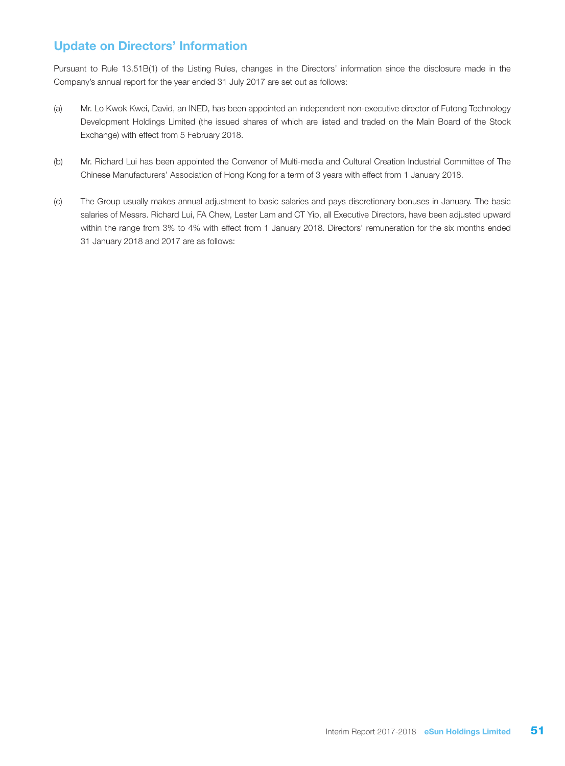## Update on Directors' Information

Pursuant to Rule 13.51B(1) of the Listing Rules, changes in the Directors' information since the disclosure made in the Company's annual report for the year ended 31 July 2017 are set out as follows:

(a) Mr. Lo Kwok Kwei, David, an INED, has been appointed an independent non-executive director of Futong Technology Development Holdings Limited (the issued shares of which are listed and traded on the Main Board of the Stock Exchange) with effect from 5 February 2018.

(b) Mr. Richard Lui has been appointed the Convenor of Multi-media and Cultural Creation Industrial Committee of The Chinese Manufacturers' Association of Hong Kong for a term of 3 years with effect from 1 January 2018.

(c) The Group usually makes annual adjustment to basic salaries and pays discretionary bonuses in January. The basic salaries of Messrs. Richard Lui, FA Chew, Lester Lam and CT Yip, all Executive Directors, have been adjusted upward within the range from 3% to 4% with effect from 1 January 2018. Directors' remuneration for the six months ended 31 January 2018 and 2017 are as follows: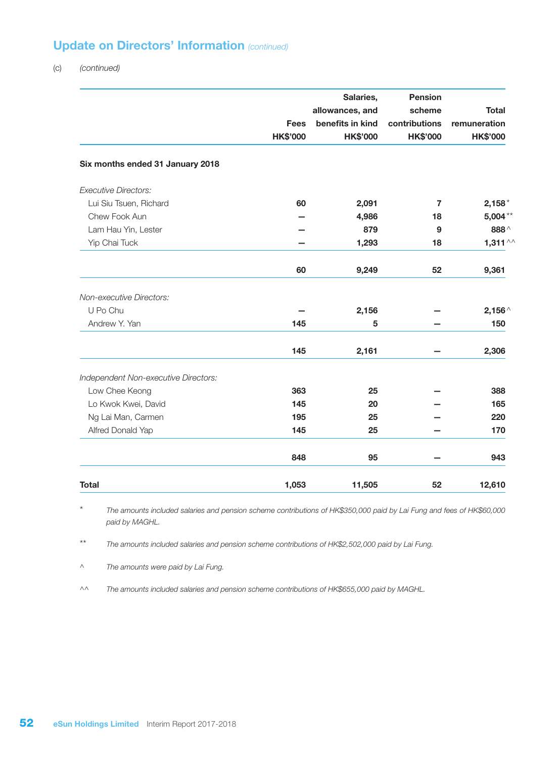## Update on Directors' Information *(continued)*

(c) *(continued)*

| | Fees HK$'000 | Salaries, allowances, and benefits in kind HK$'000 | Pension scheme contributions HK$'000 | Total remuneration HK$'000 |
|---|---|---|---|---|
| **Six months ended 31 January 2018** | | | | |
| *Executive Directors:* | | | | |
| Lui Siu Tsuen, Richard | 60 | 2,091 | 7 | 2,158* |
| Chew Fook Aun | – | 4,986 | 18 | 5,004** |
| Lam Hau Yin, Lester | – | 879 | 9 | 888^ |
| Yip Chai Tuck | – | 1,293 | 18 | 1,311^^ |
| | 60 | 9,249 | 52 | 9,361 |
| *Non-executive Directors:* | | | | |
| U Po Chu | – | 2,156 | – | 2,156^ |
| Andrew Y. Yan | 145 | 5 | – | 150 |
| | 145 | 2,161 | – | 2,306 |
| *Independent Non-executive Directors:* | | | | |
| Low Chee Keong | 363 | 25 | – | 388 |
| Lo Kwok Kwei, David | 145 | 20 | – | 165 |
| Ng Lai Man, Carmen | 195 | 25 | – | 220 |
| Alfred Donald Yap | 145 | 25 | – | 170 |
| | 848 | 95 | – | 943 |
| **Total** | 1,053 | 11,505 | 52 | 12,610 |

\* *The amounts included salaries and pension scheme contributions of HK$350,000 paid by Lai Fung and fees of HK$60,000 paid by MAGHL.*

\*\* *The amounts included salaries and pension scheme contributions of HK$2,502,000 paid by Lai Fung.*

^ *The amounts were paid by Lai Fung.*

^^ *The amounts included salaries and pension scheme contributions of HK$655,000 paid by MAGHL.*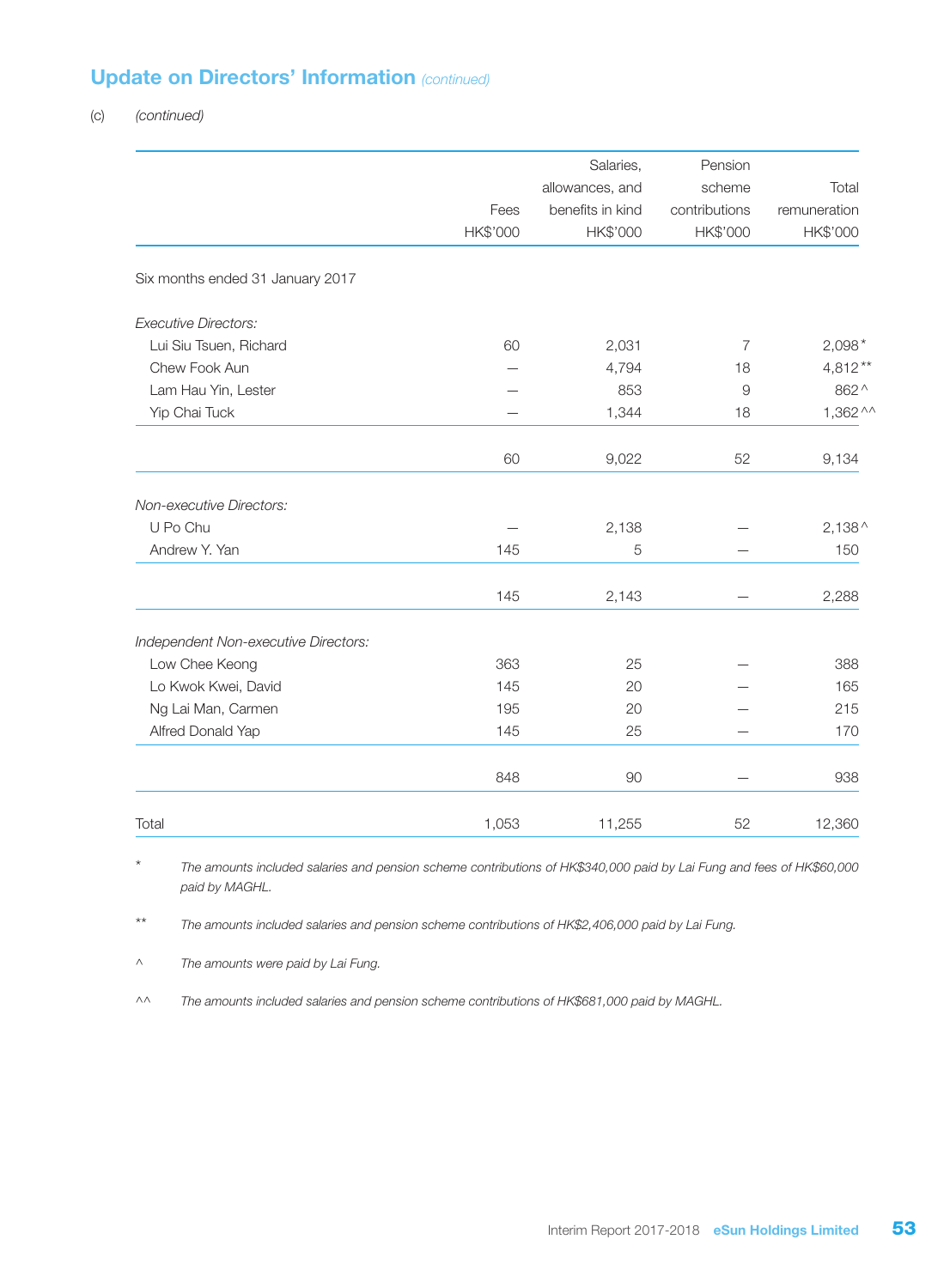## Update on Directors' Information *(continued)*

(c) *(continued)*

| | Fees HK$'000 | Salaries, allowances, and benefits in kind HK$'000 | Pension scheme contributions HK$'000 | Total remuneration HK$'000 |
|---|---|---|---|---|
| Six months ended 31 January 2017 | | | | |
| *Executive Directors:* | | | | |
| Lui Siu Tsuen, Richard | 60 | 2,031 | 7 | 2,098* |
| Chew Fook Aun | — | 4,794 | 18 | 4,812** |
| Lam Hau Yin, Lester | — | 853 | 9 | 862^ |
| Yip Chai Tuck | — | 1,344 | 18 | 1,362^^ |
| | 60 | 9,022 | 52 | 9,134 |
| *Non-executive Directors:* | | | | |
| U Po Chu | — | 2,138 | — | 2,138^ |
| Andrew Y. Yan | 145 | 5 | — | 150 |
| | 145 | 2,143 | — | 2,288 |
| *Independent Non-executive Directors:* | | | | |
| Low Chee Keong | 363 | 25 | — | 388 |
| Lo Kwok Kwei, David | 145 | 20 | — | 165 |
| Ng Lai Man, Carmen | 195 | 20 | — | 215 |
| Alfred Donald Yap | 145 | 25 | — | 170 |
| | 848 | 90 | — | 938 |
| Total | 1,053 | 11,255 | 52 | 12,360 |

\* *The amounts included salaries and pension scheme contributions of HK$340,000 paid by Lai Fung and fees of HK$60,000 paid by MAGHL.*

\*\* *The amounts included salaries and pension scheme contributions of HK$2,406,000 paid by Lai Fung.*

^ *The amounts were paid by Lai Fung.*

^^ *The amounts included salaries and pension scheme contributions of HK$681,000 paid by MAGHL.*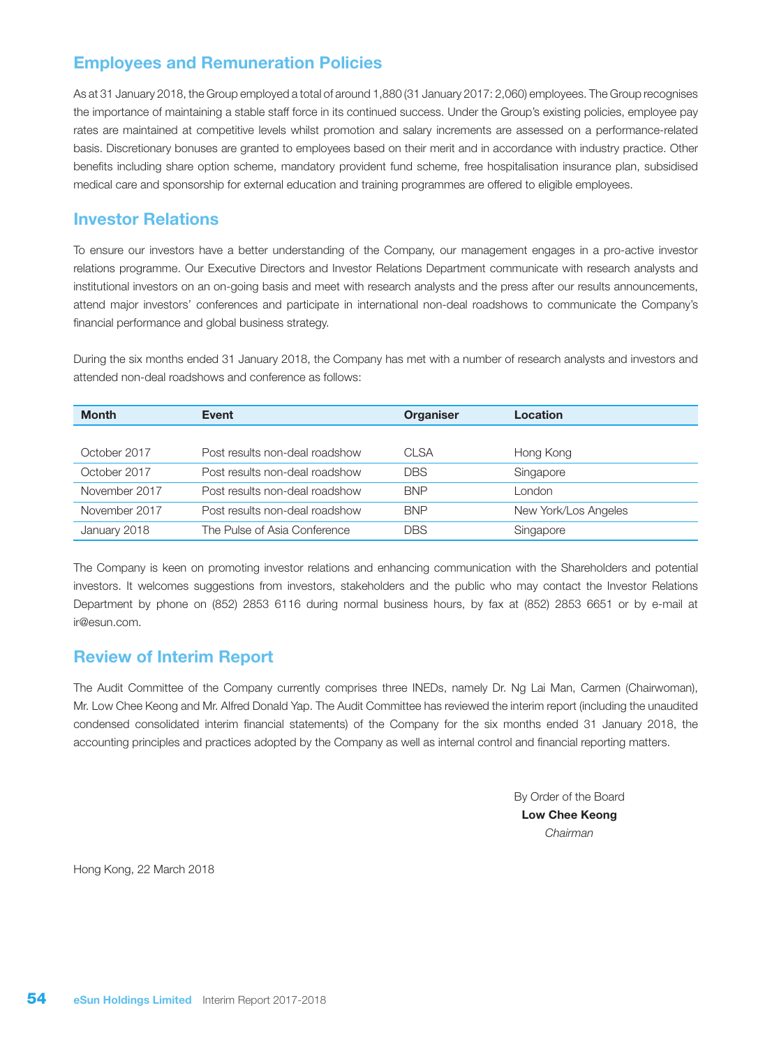## Employees and Remuneration Policies

As at 31 January 2018, the Group employed a total of around 1,880 (31 January 2017: 2,060) employees. The Group recognises the importance of maintaining a stable staff force in its continued success. Under the Group's existing policies, employee pay rates are maintained at competitive levels whilst promotion and salary increments are assessed on a performance-related basis. Discretionary bonuses are granted to employees based on their merit and in accordance with industry practice. Other benefits including share option scheme, mandatory provident fund scheme, free hospitalisation insurance plan, subsidised medical care and sponsorship for external education and training programmes are offered to eligible employees.

## Investor Relations

To ensure our investors have a better understanding of the Company, our management engages in a pro-active investor relations programme. Our Executive Directors and Investor Relations Department communicate with research analysts and institutional investors on an on-going basis and meet with research analysts and the press after our results announcements, attend major investors' conferences and participate in international non-deal roadshows to communicate the Company's financial performance and global business strategy.

During the six months ended 31 January 2018, the Company has met with a number of research analysts and investors and attended non-deal roadshows and conference as follows:

| Month | Event | Organiser | Location |
|---|---|---|---|
| October 2017 | Post results non-deal roadshow | CLSA | Hong Kong |
| October 2017 | Post results non-deal roadshow | DBS | Singapore |
| November 2017 | Post results non-deal roadshow | BNP | London |
| November 2017 | Post results non-deal roadshow | BNP | New York/Los Angeles |
| January 2018 | The Pulse of Asia Conference | DBS | Singapore |

The Company is keen on promoting investor relations and enhancing communication with the Shareholders and potential investors. It welcomes suggestions from investors, stakeholders and the public who may contact the Investor Relations Department by phone on (852) 2853 6116 during normal business hours, by fax at (852) 2853 6651 or by e-mail at ir@esun.com.

## Review of Interim Report

The Audit Committee of the Company currently comprises three INEDs, namely Dr. Ng Lai Man, Carmen (Chairwoman), Mr. Low Chee Keong and Mr. Alfred Donald Yap. The Audit Committee has reviewed the interim report (including the unaudited condensed consolidated interim financial statements) of the Company for the six months ended 31 January 2018, the accounting principles and practices adopted by the Company as well as internal control and financial reporting matters.

By Order of the Board
**Low Chee Keong**
*Chairman*

Hong Kong, 22 March 2018